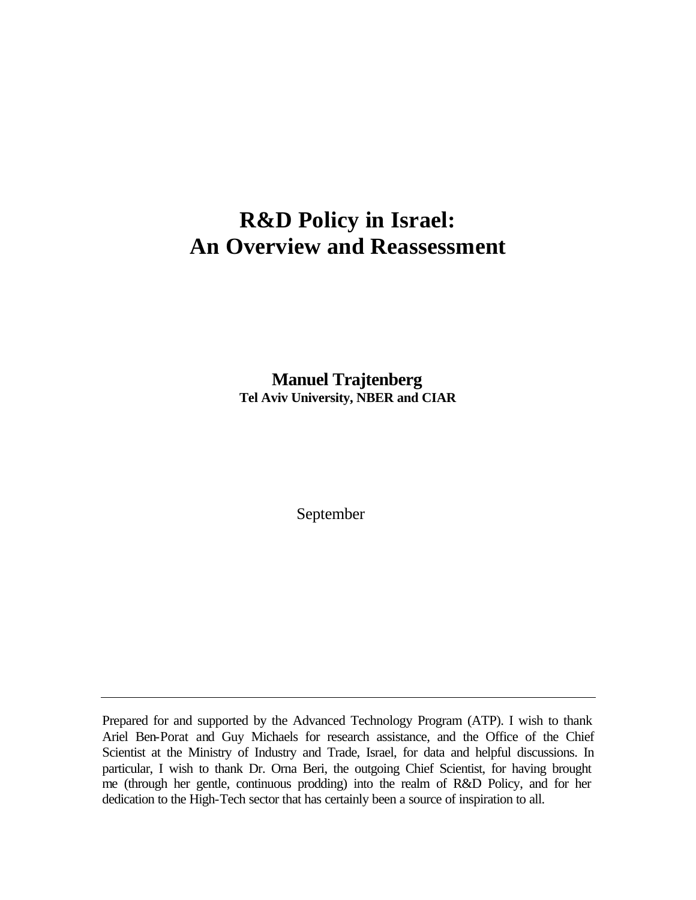# R&D Policy in Israel: An Overview and Reassessment

**Manuel Trajtenberg**
**Tel Aviv University, NBER and CIAR**

September

---

Prepared for and supported by the Advanced Technology Program (ATP). I wish to thank Ariel Ben-Porat and Guy Michaels for research assistance, and the Office of the Chief Scientist at the Ministry of Industry and Trade, Israel, for data and helpful discussions. In particular, I wish to thank Dr. Orna Beri, the outgoing Chief Scientist, for having brought me (through her gentle, continuous prodding) into the realm of R&D Policy, and for her dedication to the High-Tech sector that has certainly been a source of inspiration to all.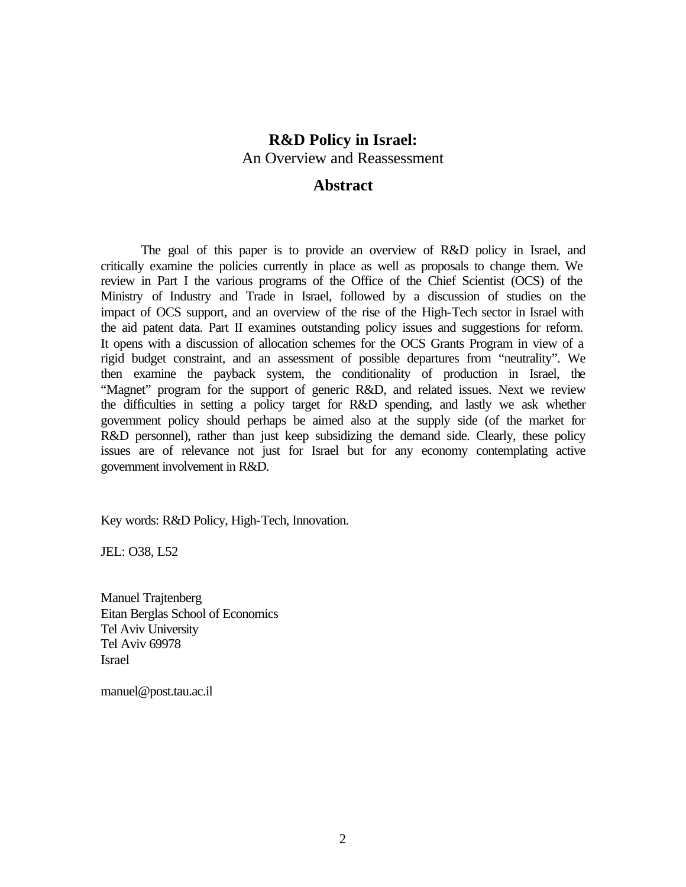# R&D Policy in Israel:

An Overview and Reassessment

## Abstract

The goal of this paper is to provide an overview of R&D policy in Israel, and critically examine the policies currently in place as well as proposals to change them. We review in Part I the various programs of the Office of the Chief Scientist (OCS) of the Ministry of Industry and Trade in Israel, followed by a discussion of studies on the impact of OCS support, and an overview of the rise of the High-Tech sector in Israel with the aid patent data. Part II examines outstanding policy issues and suggestions for reform. It opens with a discussion of allocation schemes for the OCS Grants Program in view of a rigid budget constraint, and an assessment of possible departures from "neutrality". We then examine the payback system, the conditionality of production in Israel, the "Magnet" program for the support of generic R&D, and related issues. Next we review the difficulties in setting a policy target for R&D spending, and lastly we ask whether government policy should perhaps be aimed also at the supply side (of the market for R&D personnel), rather than just keep subsidizing the demand side. Clearly, these policy issues are of relevance not just for Israel but for any economy contemplating active government involvement in R&D.

Key words: R&D Policy, High-Tech, Innovation.

JEL: O38, L52

Manuel Trajtenberg
Eitan Berglas School of Economics
Tel Aviv University
Tel Aviv 69978
Israel

manuel@post.tau.ac.il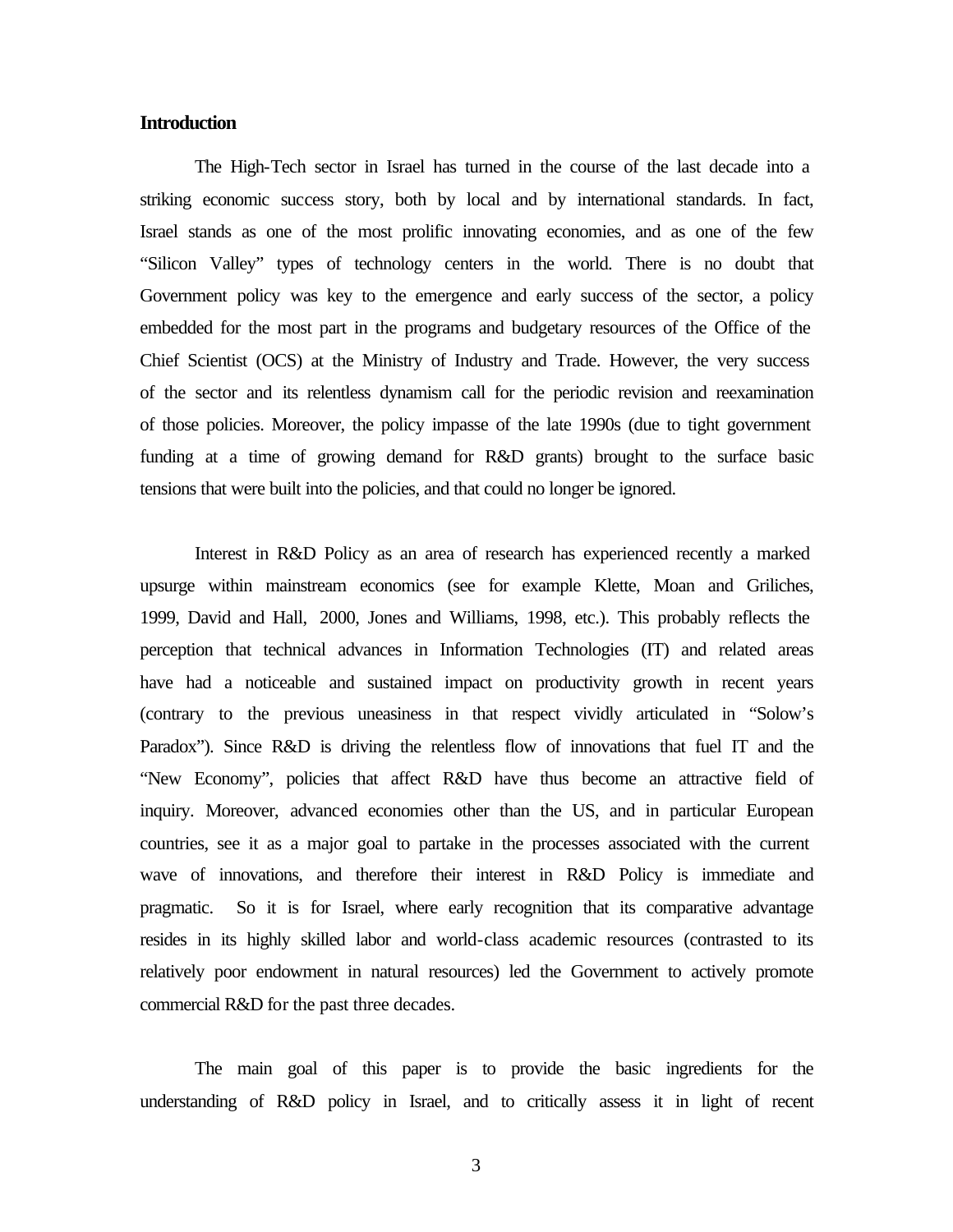## Introduction

The High-Tech sector in Israel has turned in the course of the last decade into a striking economic success story, both by local and by international standards. In fact, Israel stands as one of the most prolific innovating economies, and as one of the few "Silicon Valley" types of technology centers in the world. There is no doubt that Government policy was key to the emergence and early success of the sector, a policy embedded for the most part in the programs and budgetary resources of the Office of the Chief Scientist (OCS) at the Ministry of Industry and Trade. However, the very success of the sector and its relentless dynamism call for the periodic revision and reexamination of those policies. Moreover, the policy impasse of the late 1990s (due to tight government funding at a time of growing demand for R&D grants) brought to the surface basic tensions that were built into the policies, and that could no longer be ignored.

Interest in R&D Policy as an area of research has experienced recently a marked upsurge within mainstream economics (see for example Klette, Moan and Griliches, 1999, David and Hall, 2000, Jones and Williams, 1998, etc.). This probably reflects the perception that technical advances in Information Technologies (IT) and related areas have had a noticeable and sustained impact on productivity growth in recent years (contrary to the previous uneasiness in that respect vividly articulated in "Solow's Paradox"). Since R&D is driving the relentless flow of innovations that fuel IT and the "New Economy", policies that affect R&D have thus become an attractive field of inquiry. Moreover, advanced economies other than the US, and in particular European countries, see it as a major goal to partake in the processes associated with the current wave of innovations, and therefore their interest in R&D Policy is immediate and pragmatic. So it is for Israel, where early recognition that its comparative advantage resides in its highly skilled labor and world-class academic resources (contrasted to its relatively poor endowment in natural resources) led the Government to actively promote commercial R&D for the past three decades.

The main goal of this paper is to provide the basic ingredients for the understanding of R&D policy in Israel, and to critically assess it in light of recent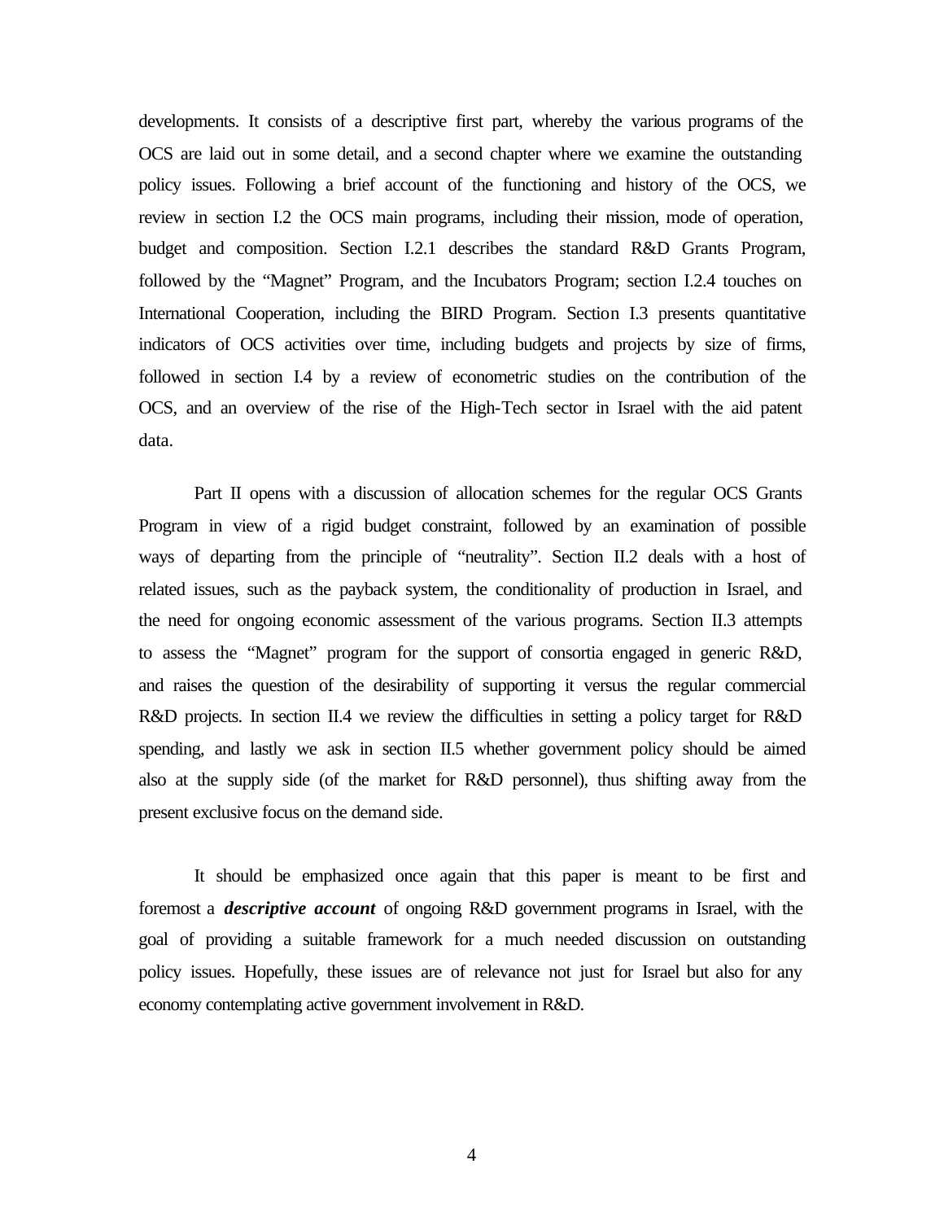developments. It consists of a descriptive first part, whereby the various programs of the OCS are laid out in some detail, and a second chapter where we examine the outstanding policy issues. Following a brief account of the functioning and history of the OCS, we review in section I.2 the OCS main programs, including their mission, mode of operation, budget and composition. Section I.2.1 describes the standard R&D Grants Program, followed by the "Magnet" Program, and the Incubators Program; section I.2.4 touches on International Cooperation, including the BIRD Program. Section I.3 presents quantitative indicators of OCS activities over time, including budgets and projects by size of firms, followed in section I.4 by a review of econometric studies on the contribution of the OCS, and an overview of the rise of the High-Tech sector in Israel with the aid patent data.

Part II opens with a discussion of allocation schemes for the regular OCS Grants Program in view of a rigid budget constraint, followed by an examination of possible ways of departing from the principle of "neutrality". Section II.2 deals with a host of related issues, such as the payback system, the conditionality of production in Israel, and the need for ongoing economic assessment of the various programs. Section II.3 attempts to assess the "Magnet" program for the support of consortia engaged in generic R&D, and raises the question of the desirability of supporting it versus the regular commercial R&D projects. In section II.4 we review the difficulties in setting a policy target for R&D spending, and lastly we ask in section II.5 whether government policy should be aimed also at the supply side (of the market for R&D personnel), thus shifting away from the present exclusive focus on the demand side.

It should be emphasized once again that this paper is meant to be first and foremost a ***descriptive account*** of ongoing R&D government programs in Israel, with the goal of providing a suitable framework for a much needed discussion on outstanding policy issues. Hopefully, these issues are of relevance not just for Israel but also for any economy contemplating active government involvement in R&D.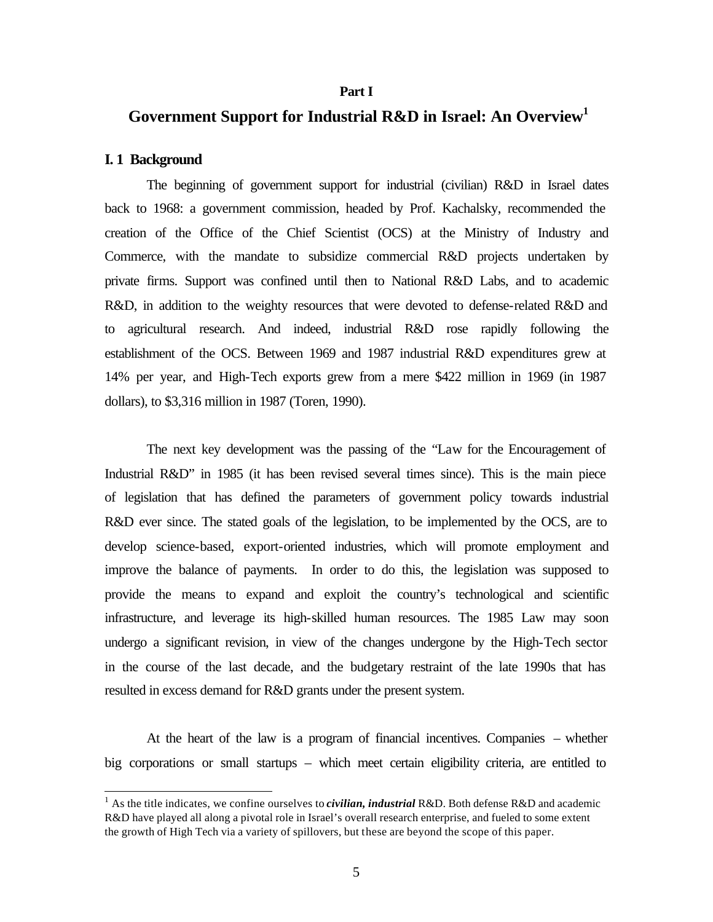**Part I**

# Government Support for Industrial R&D in Israel: An Overview[1]

## I. 1 Background

The beginning of government support for industrial (civilian) R&D in Israel dates back to 1968: a government commission, headed by Prof. Kachalsky, recommended the creation of the Office of the Chief Scientist (OCS) at the Ministry of Industry and Commerce, with the mandate to subsidize commercial R&D projects undertaken by private firms. Support was confined until then to National R&D Labs, and to academic R&D, in addition to the weighty resources that were devoted to defense-related R&D and to agricultural research. And indeed, industrial R&D rose rapidly following the establishment of the OCS. Between 1969 and 1987 industrial R&D expenditures grew at 14% per year, and High-Tech exports grew from a mere $422 million in 1969 (in 1987 dollars), to $3,316 million in 1987 (Toren, 1990).

The next key development was the passing of the "Law for the Encouragement of Industrial R&D" in 1985 (it has been revised several times since). This is the main piece of legislation that has defined the parameters of government policy towards industrial R&D ever since. The stated goals of the legislation, to be implemented by the OCS, are to develop science-based, export-oriented industries, which will promote employment and improve the balance of payments. In order to do this, the legislation was supposed to provide the means to expand and exploit the country's technological and scientific infrastructure, and leverage its high-skilled human resources. The 1985 Law may soon undergo a significant revision, in view of the changes undergone by the High-Tech sector in the course of the last decade, and the budgetary restraint of the late 1990s that has resulted in excess demand for R&D grants under the present system.

At the heart of the law is a program of financial incentives. Companies – whether big corporations or small startups – which meet certain eligibility criteria, are entitled to

[1] As the title indicates, we confine ourselves to ***civilian, industrial*** R&D. Both defense R&D and academic R&D have played all along a pivotal role in Israel's overall research enterprise, and fueled to some extent the growth of High Tech via a variety of spillovers, but these are beyond the scope of this paper.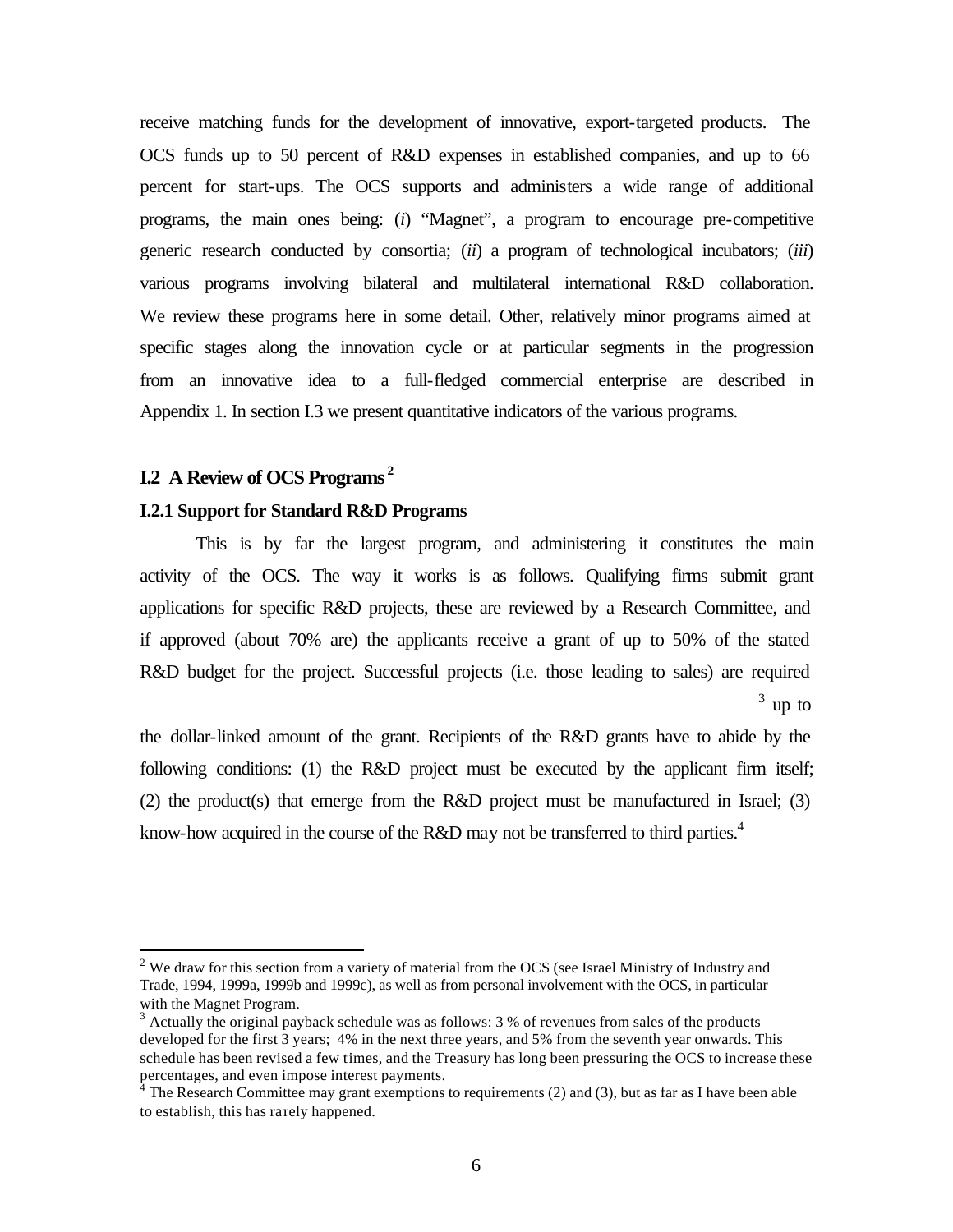receive matching funds for the development of innovative, export-targeted products. The OCS funds up to 50 percent of R&D expenses in established companies, and up to 66 percent for start-ups. The OCS supports and administers a wide range of additional programs, the main ones being: (*i*) "Magnet", a program to encourage pre-competitive generic research conducted by consortia; (*ii*) a program of technological incubators; (*iii*) various programs involving bilateral and multilateral international R&D collaboration. We review these programs here in some detail. Other, relatively minor programs aimed at specific stages along the innovation cycle or at particular segments in the progression from an innovative idea to a full-fledged commercial enterprise are described in Appendix 1. In section I.3 we present quantitative indicators of the various programs.

## I.2 A Review of OCS Programs [2]

### I.2.1 Support for Standard R&D Programs

This is by far the largest program, and administering it constitutes the main activity of the OCS. The way it works is as follows. Qualifying firms submit grant applications for specific R&D projects, these are reviewed by a Research Committee, and if approved (about 70% are) the applicants receive a grant of up to 50% of the stated R&D budget for the project. Successful projects (i.e. those leading to sales) are required [3] up to the dollar-linked amount of the grant. Recipients of the R&D grants have to abide by the following conditions: (1) the R&D project must be executed by the applicant firm itself; (2) the product(s) that emerge from the R&D project must be manufactured in Israel; (3) know-how acquired in the course of the R&D may not be transferred to third parties.[4]

---

[2] We draw for this section from a variety of material from the OCS (see Israel Ministry of Industry and Trade, 1994, 1999a, 1999b and 1999c), as well as from personal involvement with the OCS, in particular with the Magnet Program.

[3] Actually the original payback schedule was as follows: 3 % of revenues from sales of the products developed for the first 3 years; 4% in the next three years, and 5% from the seventh year onwards. This schedule has been revised a few times, and the Treasury has long been pressuring the OCS to increase these percentages, and even impose interest payments.

[4] The Research Committee may grant exemptions to requirements (2) and (3), but as far as I have been able to establish, this has rarely happened.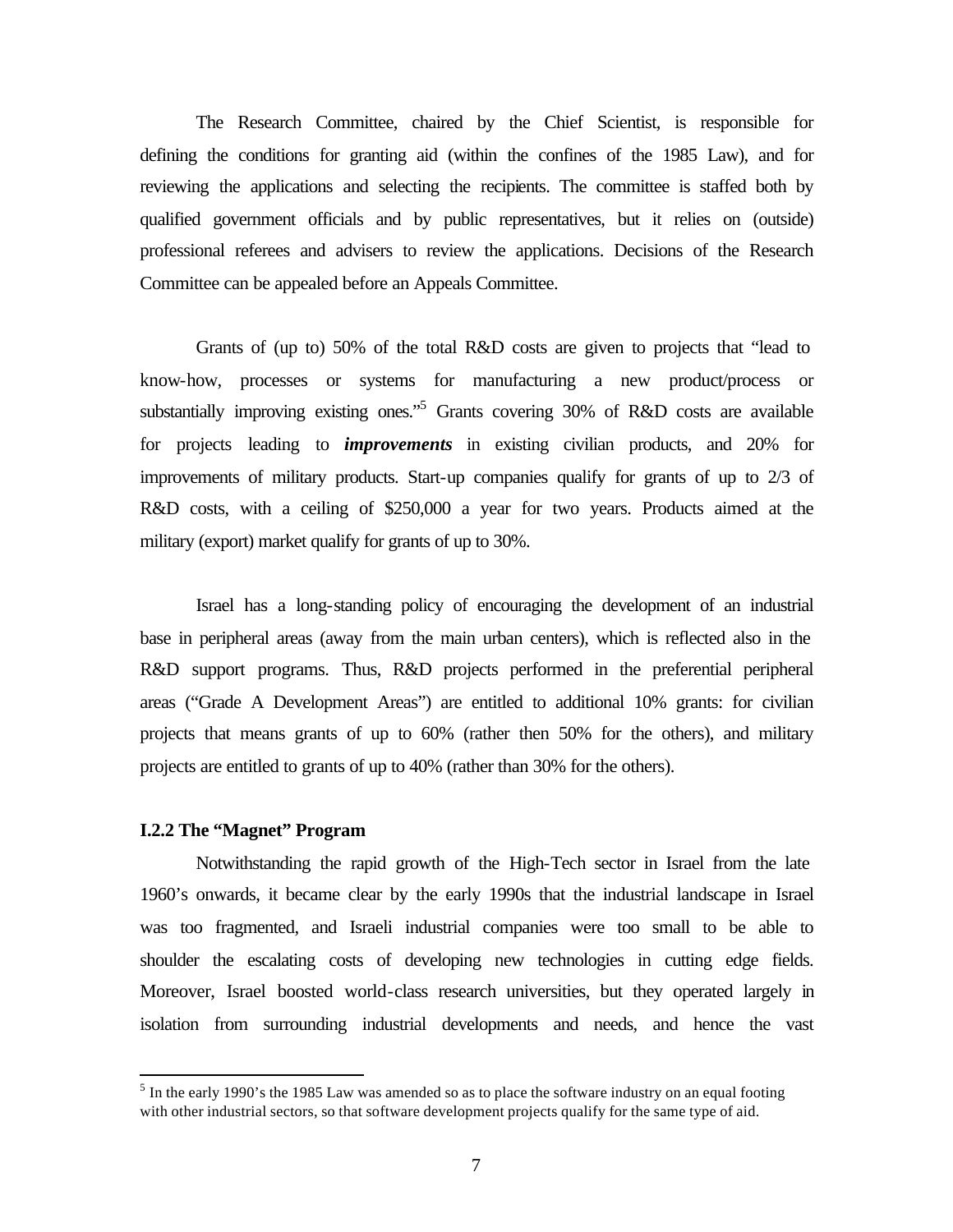The Research Committee, chaired by the Chief Scientist, is responsible for defining the conditions for granting aid (within the confines of the 1985 Law), and for reviewing the applications and selecting the recipients. The committee is staffed both by qualified government officials and by public representatives, but it relies on (outside) professional referees and advisers to review the applications. Decisions of the Research Committee can be appealed before an Appeals Committee.

Grants of (up to) 50% of the total R&D costs are given to projects that "lead to know-how, processes or systems for manufacturing a new product/process or substantially improving existing ones."[5] Grants covering 30% of R&D costs are available for projects leading to ***improvements*** in existing civilian products, and 20% for improvements of military products. Start-up companies qualify for grants of up to 2/3 of R&D costs, with a ceiling of $250,000 a year for two years. Products aimed at the military (export) market qualify for grants of up to 30%.

Israel has a long-standing policy of encouraging the development of an industrial base in peripheral areas (away from the main urban centers), which is reflected also in the R&D support programs. Thus, R&D projects performed in the preferential peripheral areas ("Grade A Development Areas") are entitled to additional 10% grants: for civilian projects that means grants of up to 60% (rather then 50% for the others), and military projects are entitled to grants of up to 40% (rather than 30% for the others).

#### I.2.2 The "Magnet" Program

Notwithstanding the rapid growth of the High-Tech sector in Israel from the late 1960's onwards, it became clear by the early 1990s that the industrial landscape in Israel was too fragmented, and Israeli industrial companies were too small to be able to shoulder the escalating costs of developing new technologies in cutting edge fields. Moreover, Israel boosted world-class research universities, but they operated largely in isolation from surrounding industrial developments and needs, and hence the vast

---

[5] In the early 1990's the 1985 Law was amended so as to place the software industry on an equal footing with other industrial sectors, so that software development projects qualify for the same type of aid.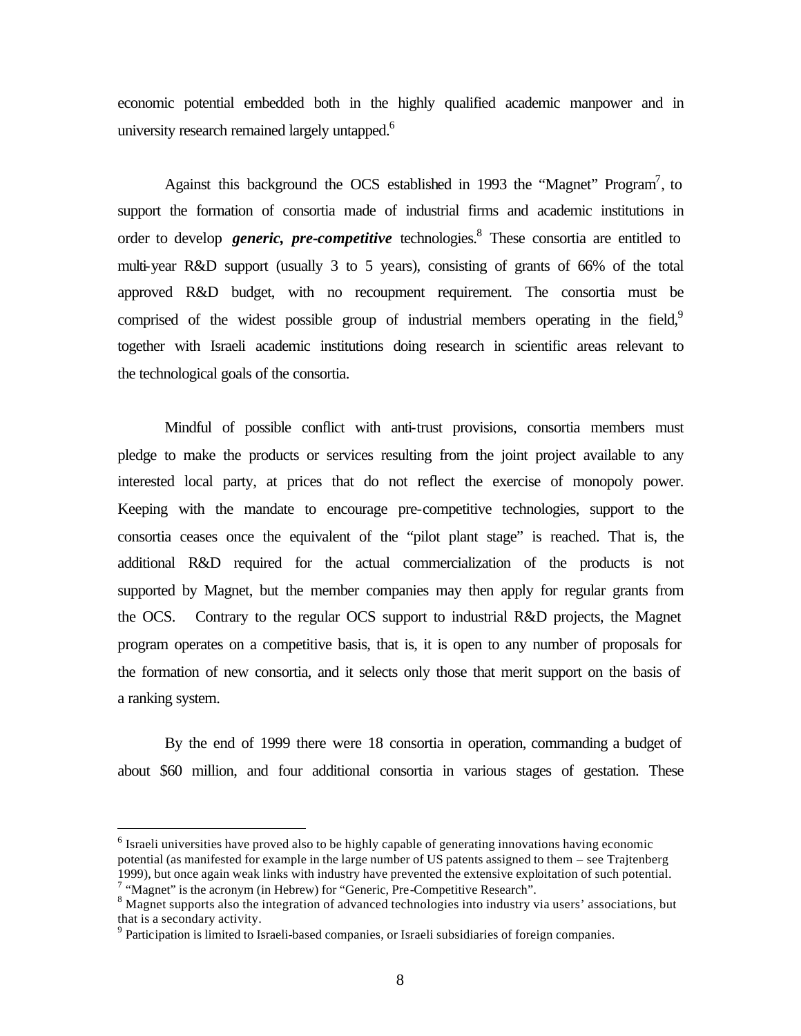economic potential embedded both in the highly qualified academic manpower and in university research remained largely untapped.[6]

Against this background the OCS established in 1993 the "Magnet" Program[7], to support the formation of consortia made of industrial firms and academic institutions in order to develop ***generic, pre-competitive*** technologies.[8] These consortia are entitled to multi-year R&D support (usually 3 to 5 years), consisting of grants of 66% of the total approved R&D budget, with no recoupment requirement. The consortia must be comprised of the widest possible group of industrial members operating in the field,[9] together with Israeli academic institutions doing research in scientific areas relevant to the technological goals of the consortia.

Mindful of possible conflict with anti-trust provisions, consortia members must pledge to make the products or services resulting from the joint project available to any interested local party, at prices that do not reflect the exercise of monopoly power. Keeping with the mandate to encourage pre-competitive technologies, support to the consortia ceases once the equivalent of the "pilot plant stage" is reached. That is, the additional R&D required for the actual commercialization of the products is not supported by Magnet, but the member companies may then apply for regular grants from the OCS. Contrary to the regular OCS support to industrial R&D projects, the Magnet program operates on a competitive basis, that is, it is open to any number of proposals for the formation of new consortia, and it selects only those that merit support on the basis of a ranking system.

By the end of 1999 there were 18 consortia in operation, commanding a budget of about $60 million, and four additional consortia in various stages of gestation. These

---

[6] Israeli universities have proved also to be highly capable of generating innovations having economic potential (as manifested for example in the large number of US patents assigned to them – see Trajtenberg 1999), but once again weak links with industry have prevented the extensive exploitation of such potential.

[7] "Magnet" is the acronym (in Hebrew) for "Generic, Pre-Competitive Research".

[8] Magnet supports also the integration of advanced technologies into industry via users' associations, but that is a secondary activity.

[9] Participation is limited to Israeli-based companies, or Israeli subsidiaries of foreign companies.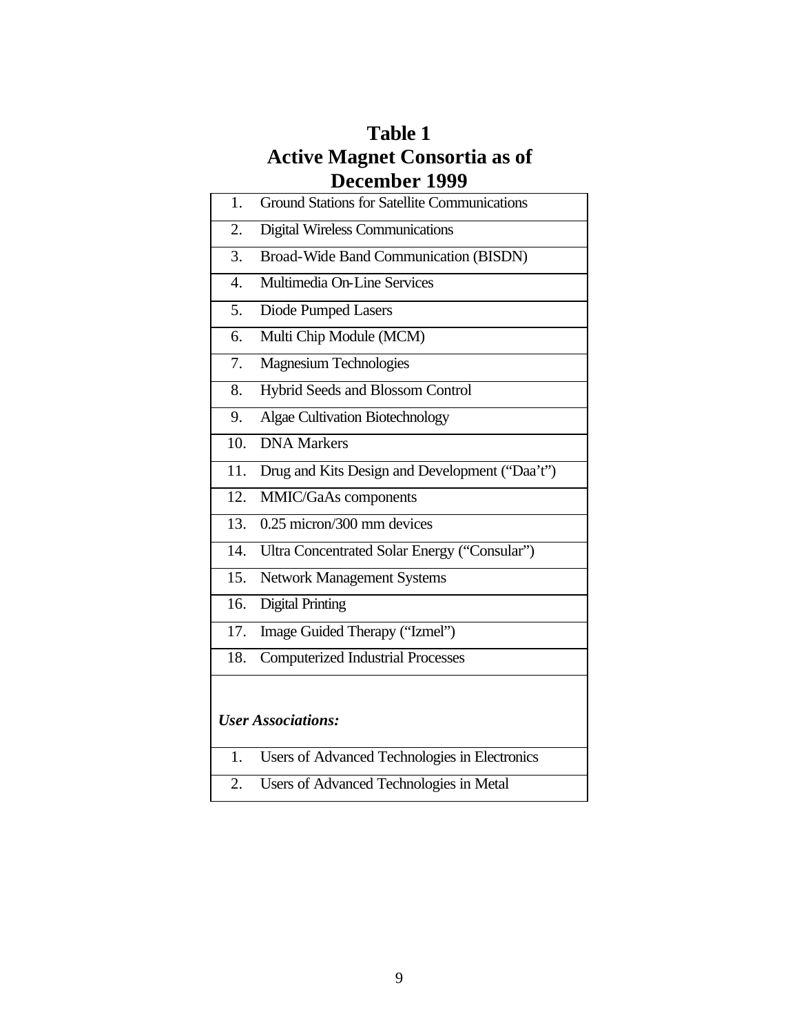**Table 1**
**Active Magnet Consortia as of December 1999**

| | |
|---|---|
| 1. | Ground Stations for Satellite Communications |
| 2. | Digital Wireless Communications |
| 3. | Broad-Wide Band Communication (BISDN) |
| 4. | Multimedia On-Line Services |
| 5. | Diode Pumped Lasers |
| 6. | Multi Chip Module (MCM) |
| 7. | Magnesium Technologies |
| 8. | Hybrid Seeds and Blossom Control |
| 9. | Algae Cultivation Biotechnology |
| 10. | DNA Markers |
| 11. | Drug and Kits Design and Development ("Daa't") |
| 12. | MMIC/GaAs components |
| 13. | 0.25 micron/300 mm devices |
| 14. | Ultra Concentrated Solar Energy ("Consular") |
| 15. | Network Management Systems |
| 16. | Digital Printing |
| 17. | Image Guided Therapy ("Izmel") |
| 18. | Computerized Industrial Processes |
| ***User Associations:*** | |
| 1. | Users of Advanced Technologies in Electronics |
| 2. | Users of Advanced Technologies in Metal |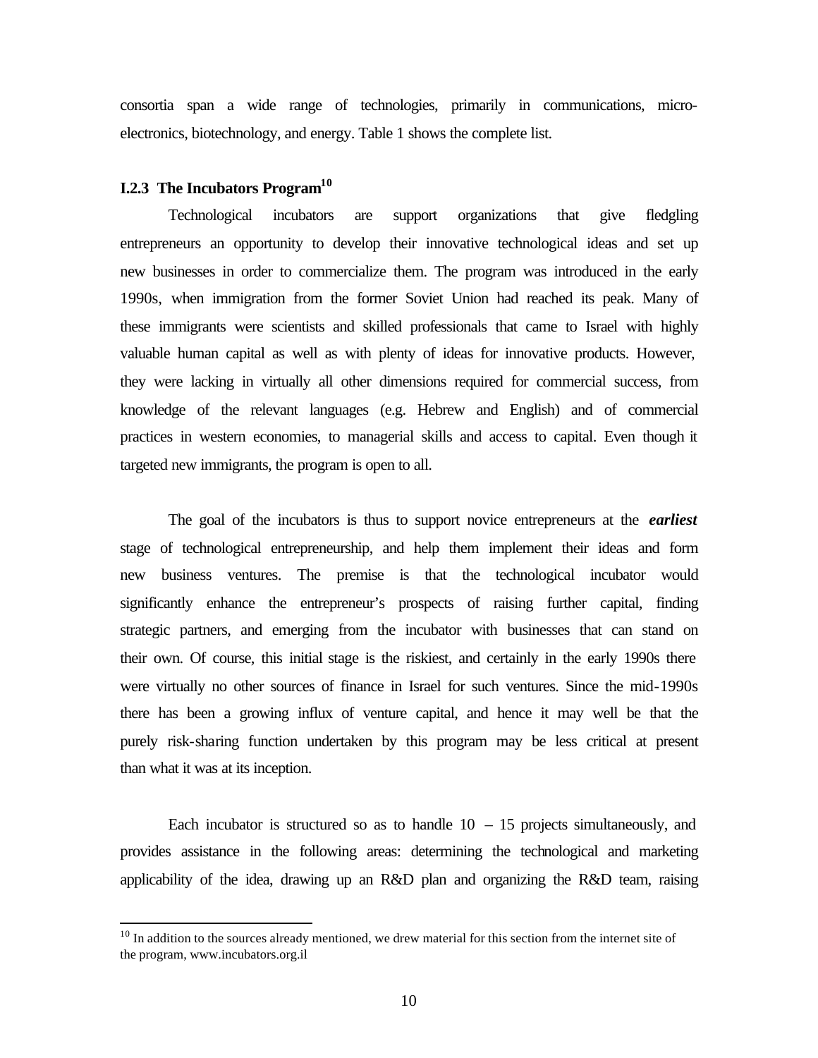consortia span a wide range of technologies, primarily in communications, micro-electronics, biotechnology, and energy. Table 1 shows the complete list.

### I.2.3 The Incubators Program[10]

Technological incubators are support organizations that give fledgling entrepreneurs an opportunity to develop their innovative technological ideas and set up new businesses in order to commercialize them. The program was introduced in the early 1990s, when immigration from the former Soviet Union had reached its peak. Many of these immigrants were scientists and skilled professionals that came to Israel with highly valuable human capital as well as with plenty of ideas for innovative products. However, they were lacking in virtually all other dimensions required for commercial success, from knowledge of the relevant languages (e.g. Hebrew and English) and of commercial practices in western economies, to managerial skills and access to capital. Even though it targeted new immigrants, the program is open to all.

The goal of the incubators is thus to support novice entrepreneurs at the ***earliest*** stage of technological entrepreneurship, and help them implement their ideas and form new business ventures. The premise is that the technological incubator would significantly enhance the entrepreneur's prospects of raising further capital, finding strategic partners, and emerging from the incubator with businesses that can stand on their own. Of course, this initial stage is the riskiest, and certainly in the early 1990s there were virtually no other sources of finance in Israel for such ventures. Since the mid-1990s there has been a growing influx of venture capital, and hence it may well be that the purely risk-sharing function undertaken by this program may be less critical at present than what it was at its inception.

Each incubator is structured so as to handle 10 – 15 projects simultaneously, and provides assistance in the following areas: determining the technological and marketing applicability of the idea, drawing up an R&D plan and organizing the R&D team, raising

[10] In addition to the sources already mentioned, we drew material for this section from the internet site of the program, www.incubators.org.il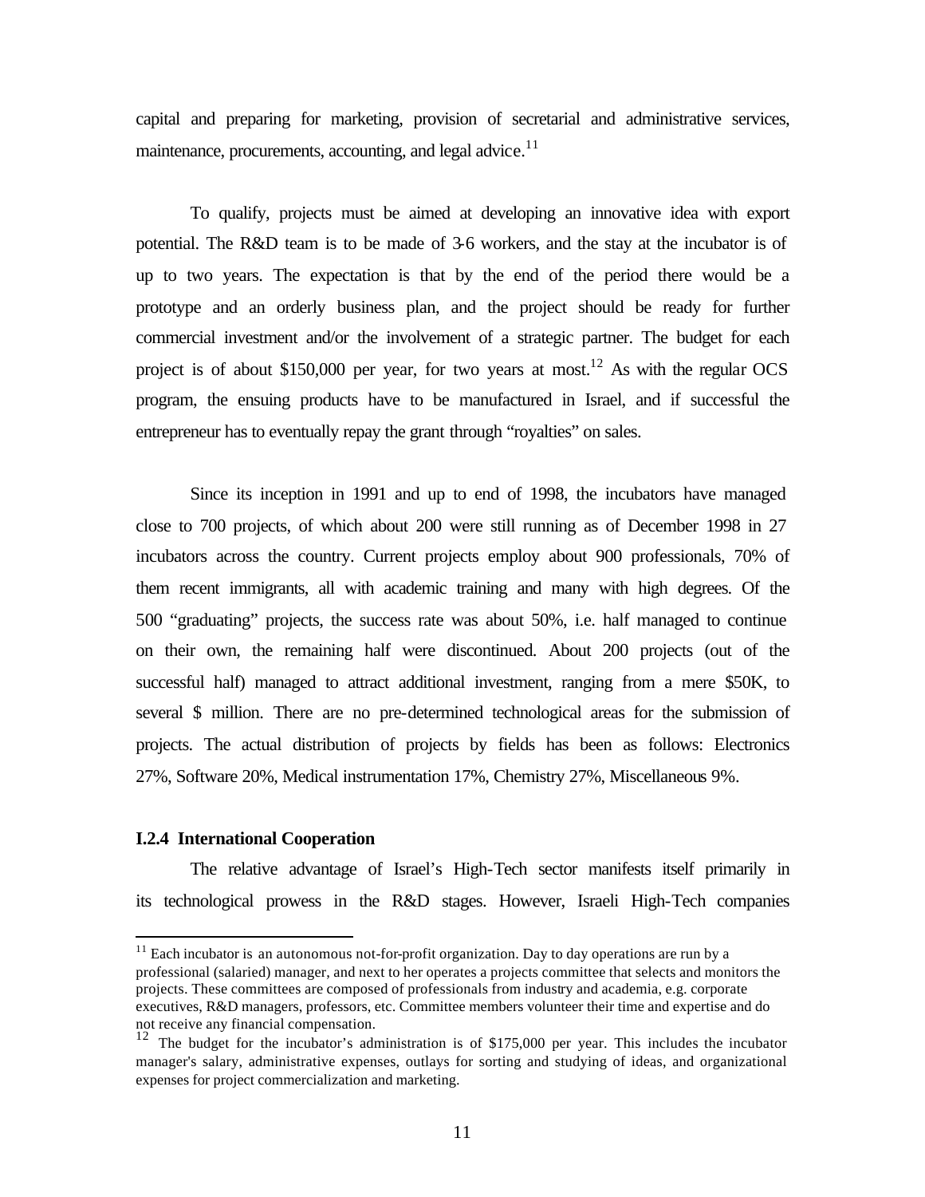capital and preparing for marketing, provision of secretarial and administrative services, maintenance, procurements, accounting, and legal advice.[11]

To qualify, projects must be aimed at developing an innovative idea with export potential. The R&D team is to be made of 3-6 workers, and the stay at the incubator is of up to two years. The expectation is that by the end of the period there would be a prototype and an orderly business plan, and the project should be ready for further commercial investment and/or the involvement of a strategic partner. The budget for each project is of about $150,000 per year, for two years at most.[12] As with the regular OCS program, the ensuing products have to be manufactured in Israel, and if successful the entrepreneur has to eventually repay the grant through "royalties" on sales.

Since its inception in 1991 and up to end of 1998, the incubators have managed close to 700 projects, of which about 200 were still running as of December 1998 in 27 incubators across the country. Current projects employ about 900 professionals, 70% of them recent immigrants, all with academic training and many with high degrees. Of the 500 "graduating" projects, the success rate was about 50%, i.e. half managed to continue on their own, the remaining half were discontinued. About 200 projects (out of the successful half) managed to attract additional investment, ranging from a mere $50K, to several $ million. There are no pre-determined technological areas for the submission of projects. The actual distribution of projects by fields has been as follows: Electronics 27%, Software 20%, Medical instrumentation 17%, Chemistry 27%, Miscellaneous 9%.

### I.2.4 International Cooperation

The relative advantage of Israel's High-Tech sector manifests itself primarily in its technological prowess in the R&D stages. However, Israeli High-Tech companies

---

[11] Each incubator is an autonomous not-for-profit organization. Day to day operations are run by a professional (salaried) manager, and next to her operates a projects committee that selects and monitors the projects. These committees are composed of professionals from industry and academia, e.g. corporate executives, R&D managers, professors, etc. Committee members volunteer their time and expertise and do not receive any financial compensation.

[12] The budget for the incubator's administration is of $175,000 per year. This includes the incubator manager's salary, administrative expenses, outlays for sorting and studying of ideas, and organizational expenses for project commercialization and marketing.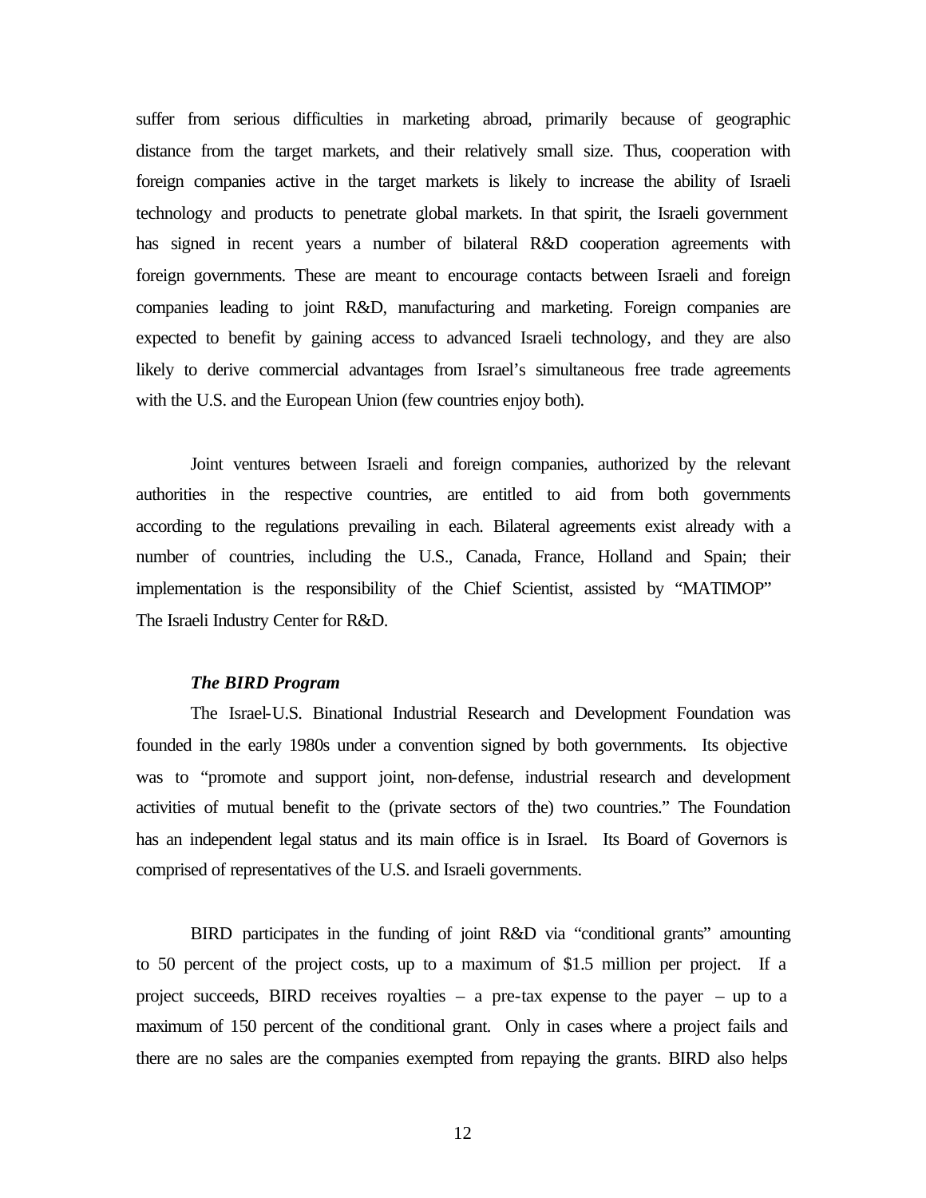suffer from serious difficulties in marketing abroad, primarily because of geographic distance from the target markets, and their relatively small size. Thus, cooperation with foreign companies active in the target markets is likely to increase the ability of Israeli technology and products to penetrate global markets. In that spirit, the Israeli government has signed in recent years a number of bilateral R&D cooperation agreements with foreign governments. These are meant to encourage contacts between Israeli and foreign companies leading to joint R&D, manufacturing and marketing. Foreign companies are expected to benefit by gaining access to advanced Israeli technology, and they are also likely to derive commercial advantages from Israel's simultaneous free trade agreements with the U.S. and the European Union (few countries enjoy both).

Joint ventures between Israeli and foreign companies, authorized by the relevant authorities in the respective countries, are entitled to aid from both governments according to the regulations prevailing in each. Bilateral agreements exist already with a number of countries, including the U.S., Canada, France, Holland and Spain; their implementation is the responsibility of the Chief Scientist, assisted by "MATIMOP" The Israeli Industry Center for R&D.

***The BIRD Program***

The Israel-U.S. Binational Industrial Research and Development Foundation was founded in the early 1980s under a convention signed by both governments. Its objective was to "promote and support joint, non-defense, industrial research and development activities of mutual benefit to the (private sectors of the) two countries." The Foundation has an independent legal status and its main office is in Israel. Its Board of Governors is comprised of representatives of the U.S. and Israeli governments.

BIRD participates in the funding of joint R&D via "conditional grants" amounting to 50 percent of the project costs, up to a maximum of $1.5 million per project. If a project succeeds, BIRD receives royalties – a pre-tax expense to the payer – up to a maximum of 150 percent of the conditional grant. Only in cases where a project fails and there are no sales are the companies exempted from repaying the grants. BIRD also helps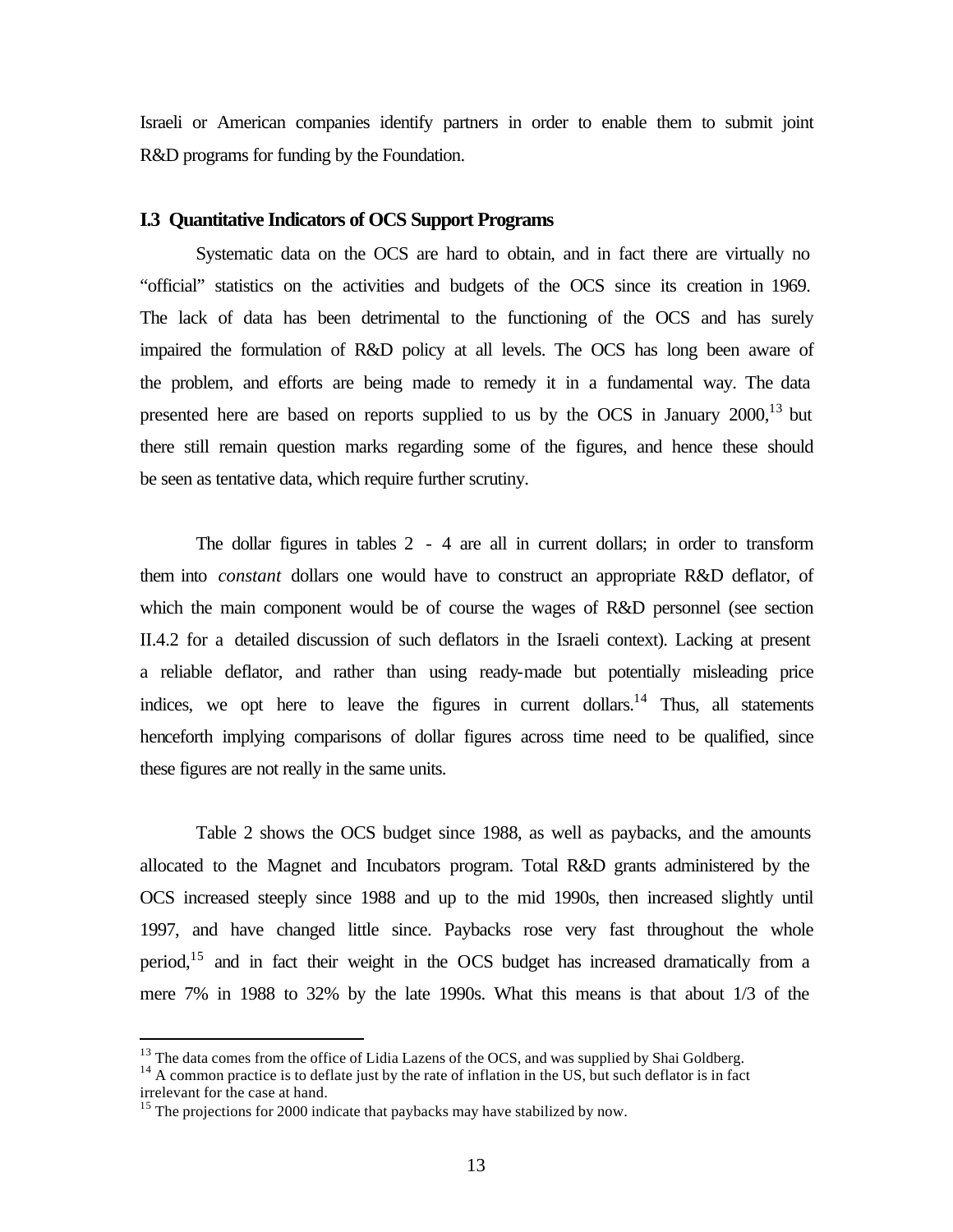Israeli or American companies identify partners in order to enable them to submit joint R&D programs for funding by the Foundation.

### I.3 Quantitative Indicators of OCS Support Programs

Systematic data on the OCS are hard to obtain, and in fact there are virtually no "official" statistics on the activities and budgets of the OCS since its creation in 1969. The lack of data has been detrimental to the functioning of the OCS and has surely impaired the formulation of R&D policy at all levels. The OCS has long been aware of the problem, and efforts are being made to remedy it in a fundamental way. The data presented here are based on reports supplied to us by the OCS in January 2000,[13] but there still remain question marks regarding some of the figures, and hence these should be seen as tentative data, which require further scrutiny.

The dollar figures in tables 2 - 4 are all in current dollars; in order to transform them into *constant* dollars one would have to construct an appropriate R&D deflator, of which the main component would be of course the wages of R&D personnel (see section II.4.2 for a detailed discussion of such deflators in the Israeli context). Lacking at present a reliable deflator, and rather than using ready-made but potentially misleading price indices, we opt here to leave the figures in current dollars.[14] Thus, all statements henceforth implying comparisons of dollar figures across time need to be qualified, since these figures are not really in the same units.

Table 2 shows the OCS budget since 1988, as well as paybacks, and the amounts allocated to the Magnet and Incubators program. Total R&D grants administered by the OCS increased steeply since 1988 and up to the mid 1990s, then increased slightly until 1997, and have changed little since. Paybacks rose very fast throughout the whole period,[15] and in fact their weight in the OCS budget has increased dramatically from a mere 7% in 1988 to 32% by the late 1990s. What this means is that about 1/3 of the

[13] The data comes from the office of Lidia Lazens of the OCS, and was supplied by Shai Goldberg.
[14] A common practice is to deflate just by the rate of inflation in the US, but such deflator is in fact irrelevant for the case at hand.
[15] The projections for 2000 indicate that paybacks may have stabilized by now.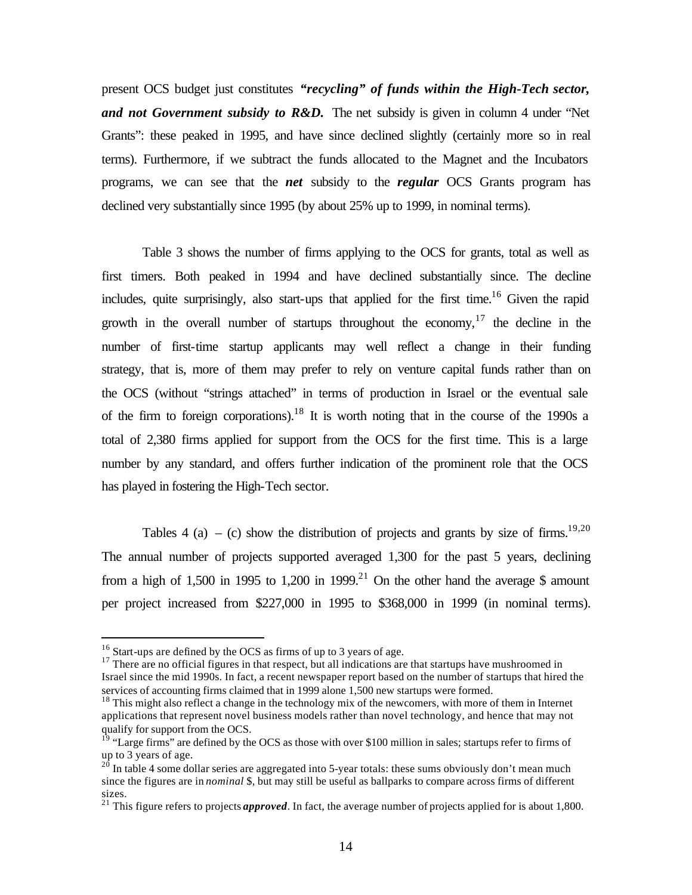present OCS budget just constitutes ***"recycling" of funds within the High-Tech sector, and not Government subsidy to R&D.*** The net subsidy is given in column 4 under "Net Grants": these peaked in 1995, and have since declined slightly (certainly more so in real terms). Furthermore, if we subtract the funds allocated to the Magnet and the Incubators programs, we can see that the ***net*** subsidy to the ***regular*** OCS Grants program has declined very substantially since 1995 (by about 25% up to 1999, in nominal terms).

Table 3 shows the number of firms applying to the OCS for grants, total as well as first timers. Both peaked in 1994 and have declined substantially since. The decline includes, quite surprisingly, also start-ups that applied for the first time.[16] Given the rapid growth in the overall number of startups throughout the economy,[17] the decline in the number of first-time startup applicants may well reflect a change in their funding strategy, that is, more of them may prefer to rely on venture capital funds rather than on the OCS (without "strings attached" in terms of production in Israel or the eventual sale of the firm to foreign corporations).[18] It is worth noting that in the course of the 1990s a total of 2,380 firms applied for support from the OCS for the first time. This is a large number by any standard, and offers further indication of the prominent role that the OCS has played in fostering the High-Tech sector.

Tables 4 (a) – (c) show the distribution of projects and grants by size of firms.[19,20] The annual number of projects supported averaged 1,300 for the past 5 years, declining from a high of 1,500 in 1995 to 1,200 in 1999.[21] On the other hand the average $ amount per project increased from $227,000 in 1995 to $368,000 in 1999 (in nominal terms).

---

[16] Start-ups are defined by the OCS as firms of up to 3 years of age.

[17] There are no official figures in that respect, but all indications are that startups have mushroomed in Israel since the mid 1990s. In fact, a recent newspaper report based on the number of startups that hired the services of accounting firms claimed that in 1999 alone 1,500 new startups were formed.

[18] This might also reflect a change in the technology mix of the newcomers, with more of them in Internet applications that represent novel business models rather than novel technology, and hence that may not qualify for support from the OCS.

[19] "Large firms" are defined by the OCS as those with over $100 million in sales; startups refer to firms of up to 3 years of age.

[20] In table 4 some dollar series are aggregated into 5-year totals: these sums obviously don't mean much since the figures are in *nominal* $, but may still be useful as ballparks to compare across firms of different sizes.

[21] This figure refers to projects ***approved***. In fact, the average number of projects applied for is about 1,800.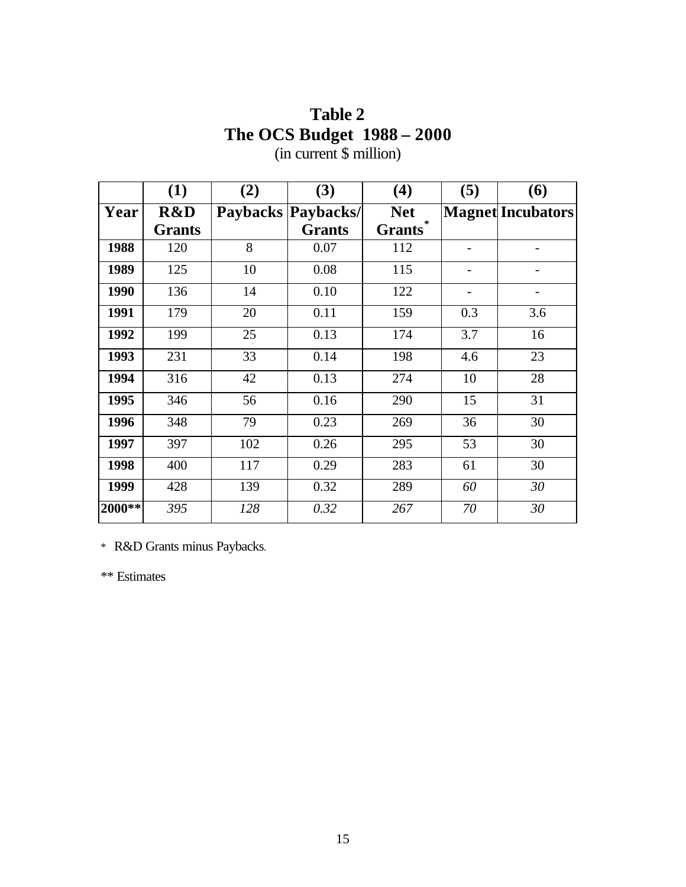# Table 2
## The OCS Budget 1988 – 2000
(in current $ million)

| | (1) | (2) | (3) | (4) | (5) | (6) |
|---|---|---|---|---|---|---|
| **Year** | **R&D Grants** | **Paybacks** | **Paybacks/ Grants** | **Net Grants*** | **Magnet** | **Incubators** |
| **1988** | 120 | 8 | 0.07 | 112 | - | - |
| **1989** | 125 | 10 | 0.08 | 115 | - | - |
| **1990** | 136 | 14 | 0.10 | 122 | - | - |
| **1991** | 179 | 20 | 0.11 | 159 | 0.3 | 3.6 |
| **1992** | 199 | 25 | 0.13 | 174 | 3.7 | 16 |
| **1993** | 231 | 33 | 0.14 | 198 | 4.6 | 23 |
| **1994** | 316 | 42 | 0.13 | 274 | 10 | 28 |
| **1995** | 346 | 56 | 0.16 | 290 | 15 | 31 |
| **1996** | 348 | 79 | 0.23 | 269 | 36 | 30 |
| **1997** | 397 | 102 | 0.26 | 295 | 53 | 30 |
| **1998** | 400 | 117 | 0.29 | 283 | 61 | 30 |
| **1999** | 428 | 139 | 0.32 | 289 | *60* | *30* |
| **2000**** | *395* | *128* | *0.32* | *267* | *70* | *30* |

\* R&D Grants minus Paybacks.

** Estimates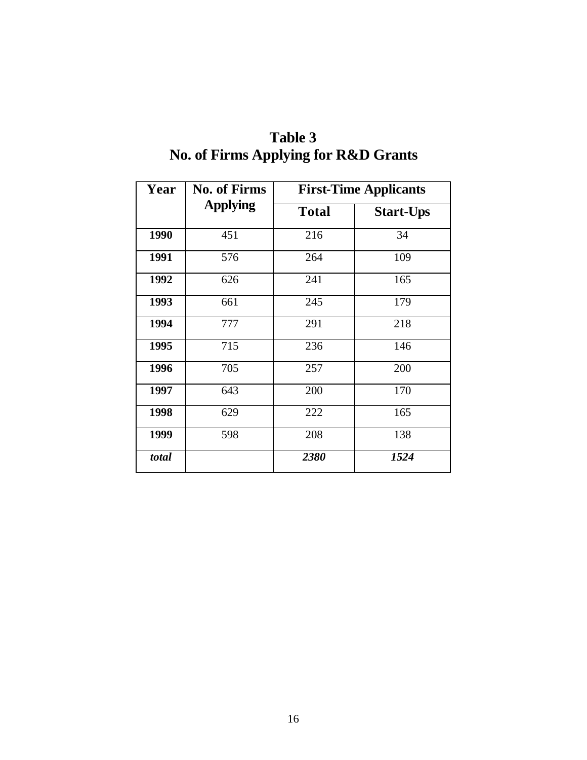**Table 3**
**No. of Firms Applying for R&D Grants**

| Year | No. of Firms Applying | First-Time Applicants | |
|---|---|---|---|
| | | **Total** | **Start-Ups** |
| **1990** | 451 | 216 | 34 |
| **1991** | 576 | 264 | 109 |
| **1992** | 626 | 241 | 165 |
| **1993** | 661 | 245 | 179 |
| **1994** | 777 | 291 | 218 |
| **1995** | 715 | 236 | 146 |
| **1996** | 705 | 257 | 200 |
| **1997** | 643 | 200 | 170 |
| **1998** | 629 | 222 | 165 |
| **1999** | 598 | 208 | 138 |
| ***total*** | | ***2380*** | ***1524*** |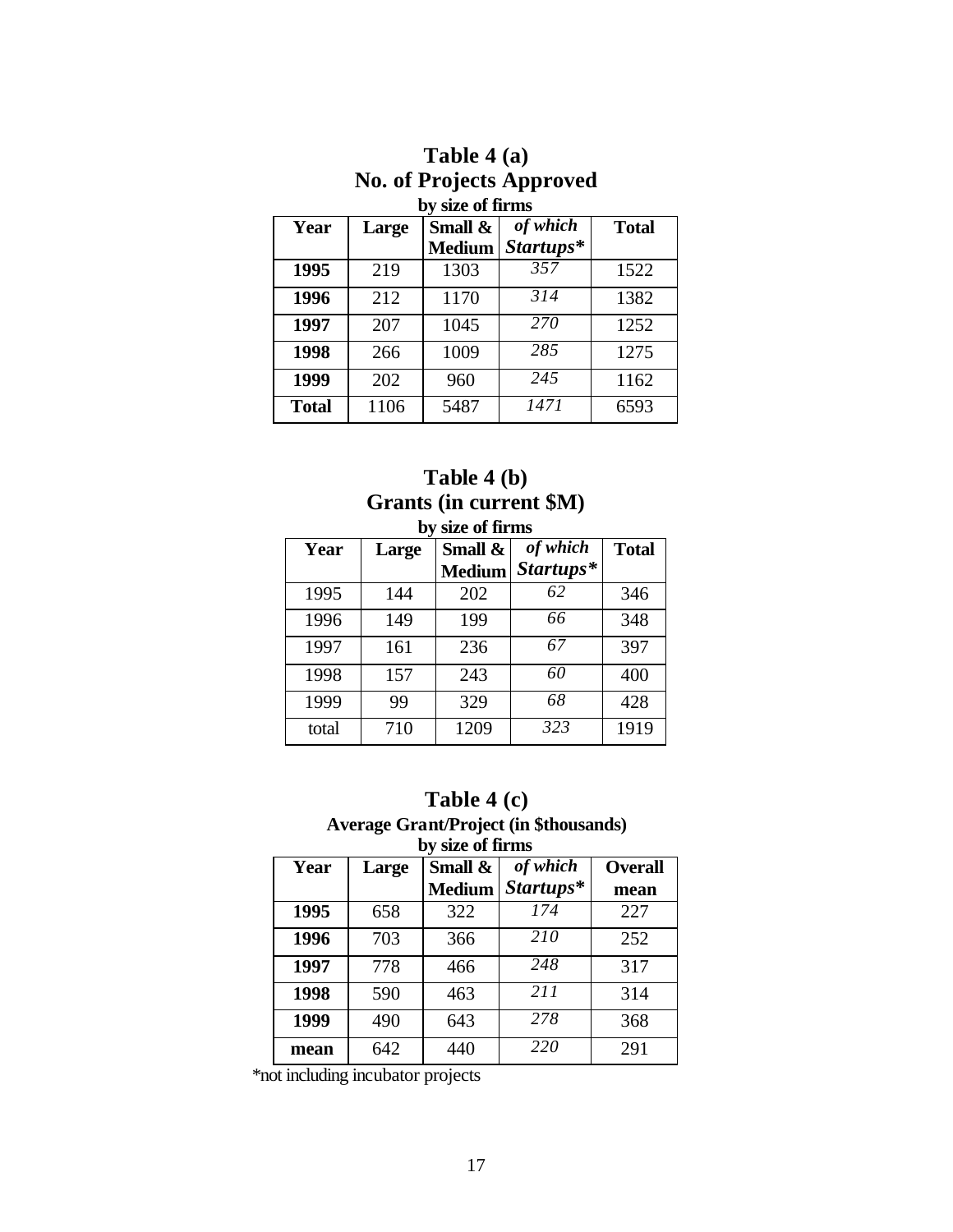## Table 4 (a)
## No. of Projects Approved

**by size of firms**

| Year | Large | Small & Medium | *of which Startups** | Total |
|---|---|---|---|---|
| **1995** | 219 | 1303 | *357* | 1522 |
| **1996** | 212 | 1170 | *314* | 1382 |
| **1997** | 207 | 1045 | *270* | 1252 |
| **1998** | 266 | 1009 | *285* | 1275 |
| **1999** | 202 | 960 | *245* | 1162 |
| **Total** | 1106 | 5487 | *1471* | 6593 |

## Table 4 (b)
## Grants (in current $M)

**by size of firms**

| Year | Large | Small & Medium | *of which Startups** | Total |
|---|---|---|---|---|
| 1995 | 144 | 202 | *62* | 346 |
| 1996 | 149 | 199 | *66* | 348 |
| 1997 | 161 | 236 | *67* | 397 |
| 1998 | 157 | 243 | *60* | 400 |
| 1999 | 99 | 329 | *68* | 428 |
| total | 710 | 1209 | *323* | 1919 |

## Table 4 (c)

**Average Grant/Project (in $thousands)**

**by size of firms**

| Year | Large | Small & Medium | *of which Startups** | Overall mean |
|---|---|---|---|---|
| **1995** | 658 | 322 | *174* | 227 |
| **1996** | 703 | 366 | *210* | 252 |
| **1997** | 778 | 466 | *248* | 317 |
| **1998** | 590 | 463 | *211* | 314 |
| **1999** | 490 | 643 | *278* | 368 |
| **mean** | 642 | 440 | *220* | 291 |

*not including incubator projects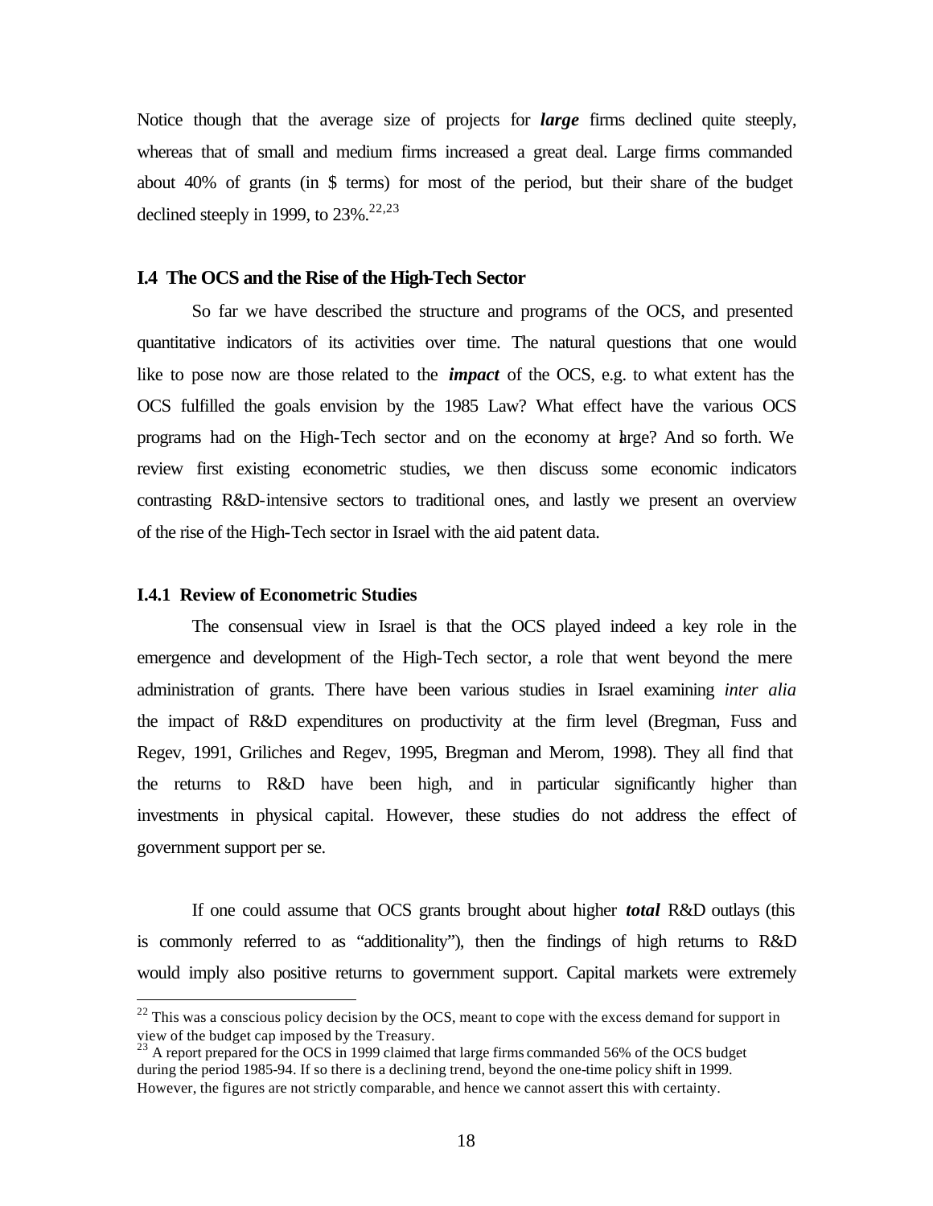Notice though that the average size of projects for ***large*** firms declined quite steeply, whereas that of small and medium firms increased a great deal. Large firms commanded about 40% of grants (in $ terms) for most of the period, but their share of the budget declined steeply in 1999, to 23%.[22,23]

### I.4 The OCS and the Rise of the High-Tech Sector

So far we have described the structure and programs of the OCS, and presented quantitative indicators of its activities over time. The natural questions that one would like to pose now are those related to the ***impact*** of the OCS, e.g. to what extent has the OCS fulfilled the goals envision by the 1985 Law? What effect have the various OCS programs had on the High-Tech sector and on the economy at large? And so forth. We review first existing econometric studies, we then discuss some economic indicators contrasting R&D-intensive sectors to traditional ones, and lastly we present an overview of the rise of the High-Tech sector in Israel with the aid patent data.

#### I.4.1 Review of Econometric Studies

The consensual view in Israel is that the OCS played indeed a key role in the emergence and development of the High-Tech sector, a role that went beyond the mere administration of grants. There have been various studies in Israel examining *inter alia* the impact of R&D expenditures on productivity at the firm level (Bregman, Fuss and Regev, 1991, Griliches and Regev, 1995, Bregman and Merom, 1998). They all find that the returns to R&D have been high, and in particular significantly higher than investments in physical capital. However, these studies do not address the effect of government support per se.

If one could assume that OCS grants brought about higher ***total*** R&D outlays (this is commonly referred to as "additionality"), then the findings of high returns to R&D would imply also positive returns to government support. Capital markets were extremely

---

[22] This was a conscious policy decision by the OCS, meant to cope with the excess demand for support in view of the budget cap imposed by the Treasury.

[23] A report prepared for the OCS in 1999 claimed that large firms commanded 56% of the OCS budget during the period 1985-94. If so there is a declining trend, beyond the one-time policy shift in 1999. However, the figures are not strictly comparable, and hence we cannot assert this with certainty.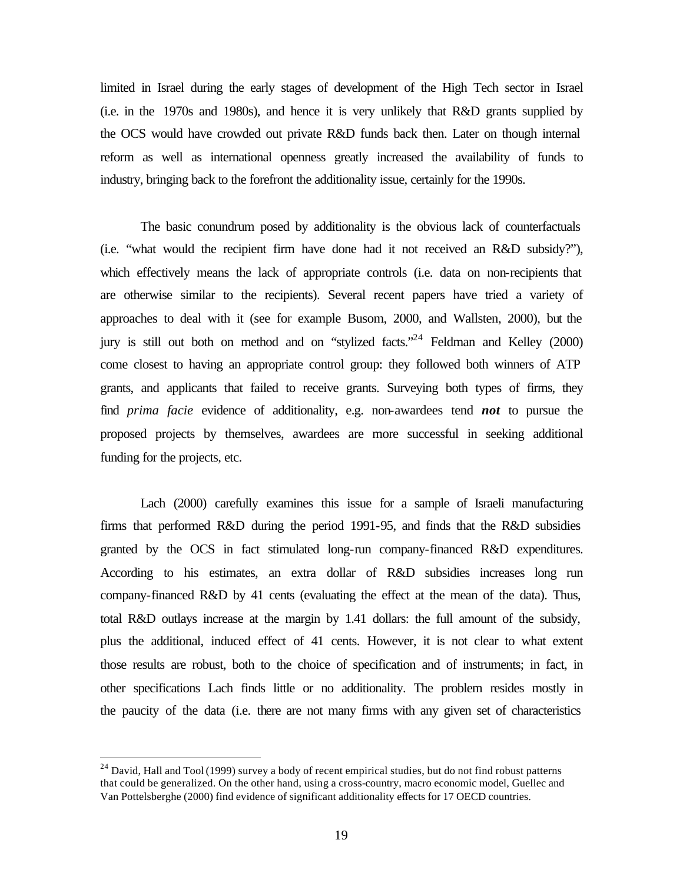limited in Israel during the early stages of development of the High Tech sector in Israel (i.e. in the 1970s and 1980s), and hence it is very unlikely that R&D grants supplied by the OCS would have crowded out private R&D funds back then. Later on though internal reform as well as international openness greatly increased the availability of funds to industry, bringing back to the forefront the additionality issue, certainly for the 1990s.

The basic conundrum posed by additionality is the obvious lack of counterfactuals (i.e. "what would the recipient firm have done had it not received an R&D subsidy?"), which effectively means the lack of appropriate controls (i.e. data on non-recipients that are otherwise similar to the recipients). Several recent papers have tried a variety of approaches to deal with it (see for example Busom, 2000, and Wallsten, 2000), but the jury is still out both on method and on "stylized facts."[24] Feldman and Kelley (2000) come closest to having an appropriate control group: they followed both winners of ATP grants, and applicants that failed to receive grants. Surveying both types of firms, they find *prima facie* evidence of additionality, e.g. non-awardees tend ***not*** to pursue the proposed projects by themselves, awardees are more successful in seeking additional funding for the projects, etc.

Lach (2000) carefully examines this issue for a sample of Israeli manufacturing firms that performed R&D during the period 1991-95, and finds that the R&D subsidies granted by the OCS in fact stimulated long-run company-financed R&D expenditures. According to his estimates, an extra dollar of R&D subsidies increases long run company-financed R&D by 41 cents (evaluating the effect at the mean of the data). Thus, total R&D outlays increase at the margin by 1.41 dollars: the full amount of the subsidy, plus the additional, induced effect of 41 cents. However, it is not clear to what extent those results are robust, both to the choice of specification and of instruments; in fact, in other specifications Lach finds little or no additionality. The problem resides mostly in the paucity of the data (i.e. there are not many firms with any given set of characteristics

[24] David, Hall and Tool (1999) survey a body of recent empirical studies, but do not find robust patterns that could be generalized. On the other hand, using a cross-country, macro economic model, Guellec and Van Pottelsberghe (2000) find evidence of significant additionality effects for 17 OECD countries.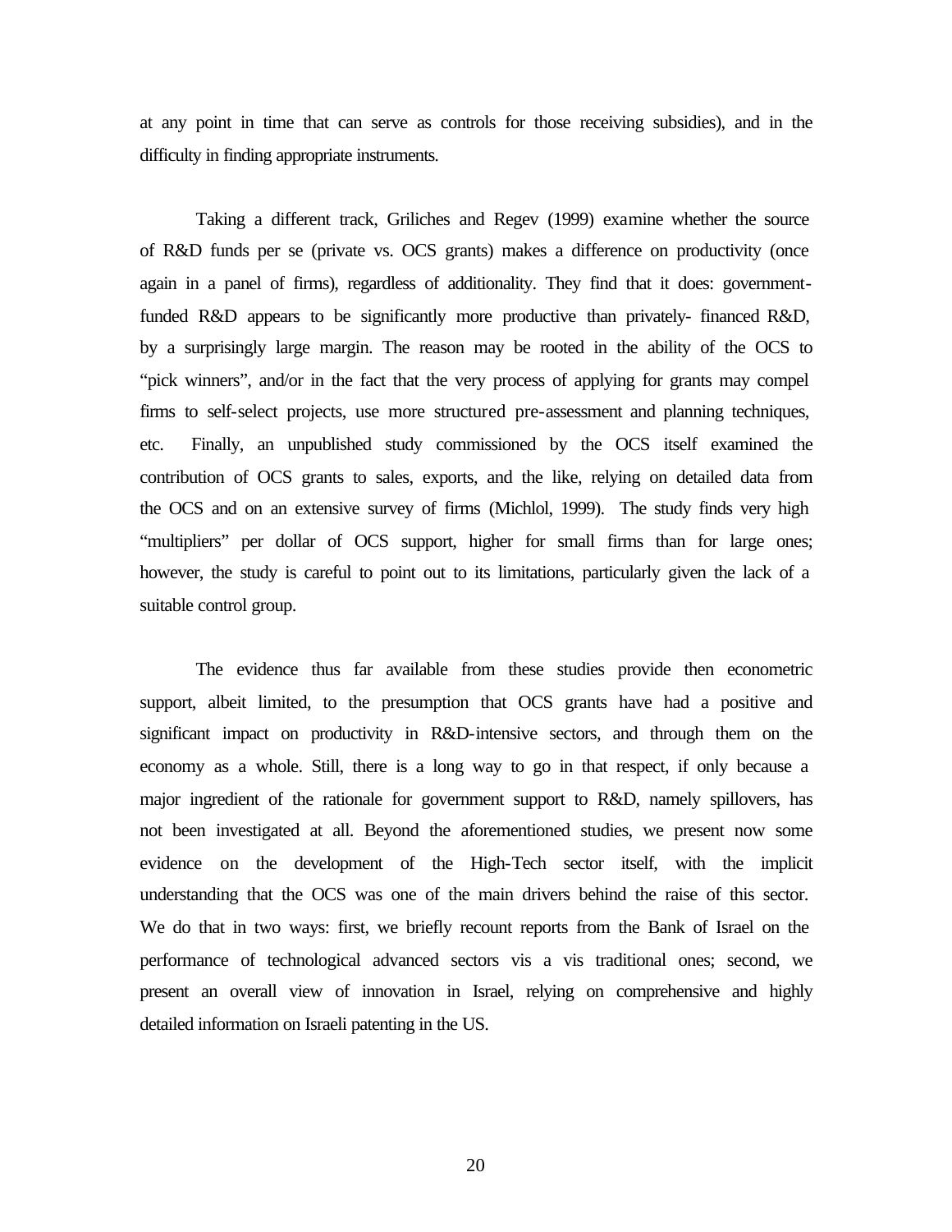at any point in time that can serve as controls for those receiving subsidies), and in the difficulty in finding appropriate instruments.

Taking a different track, Griliches and Regev (1999) examine whether the source of R&D funds per se (private vs. OCS grants) makes a difference on productivity (once again in a panel of firms), regardless of additionality. They find that it does: government-funded R&D appears to be significantly more productive than privately- financed R&D, by a surprisingly large margin. The reason may be rooted in the ability of the OCS to "pick winners", and/or in the fact that the very process of applying for grants may compel firms to self-select projects, use more structured pre-assessment and planning techniques, etc. Finally, an unpublished study commissioned by the OCS itself examined the contribution of OCS grants to sales, exports, and the like, relying on detailed data from the OCS and on an extensive survey of firms (Michlol, 1999). The study finds very high "multipliers" per dollar of OCS support, higher for small firms than for large ones; however, the study is careful to point out to its limitations, particularly given the lack of a suitable control group.

The evidence thus far available from these studies provide then econometric support, albeit limited, to the presumption that OCS grants have had a positive and significant impact on productivity in R&D-intensive sectors, and through them on the economy as a whole. Still, there is a long way to go in that respect, if only because a major ingredient of the rationale for government support to R&D, namely spillovers, has not been investigated at all. Beyond the aforementioned studies, we present now some evidence on the development of the High-Tech sector itself, with the implicit understanding that the OCS was one of the main drivers behind the raise of this sector. We do that in two ways: first, we briefly recount reports from the Bank of Israel on the performance of technological advanced sectors vis a vis traditional ones; second, we present an overall view of innovation in Israel, relying on comprehensive and highly detailed information on Israeli patenting in the US.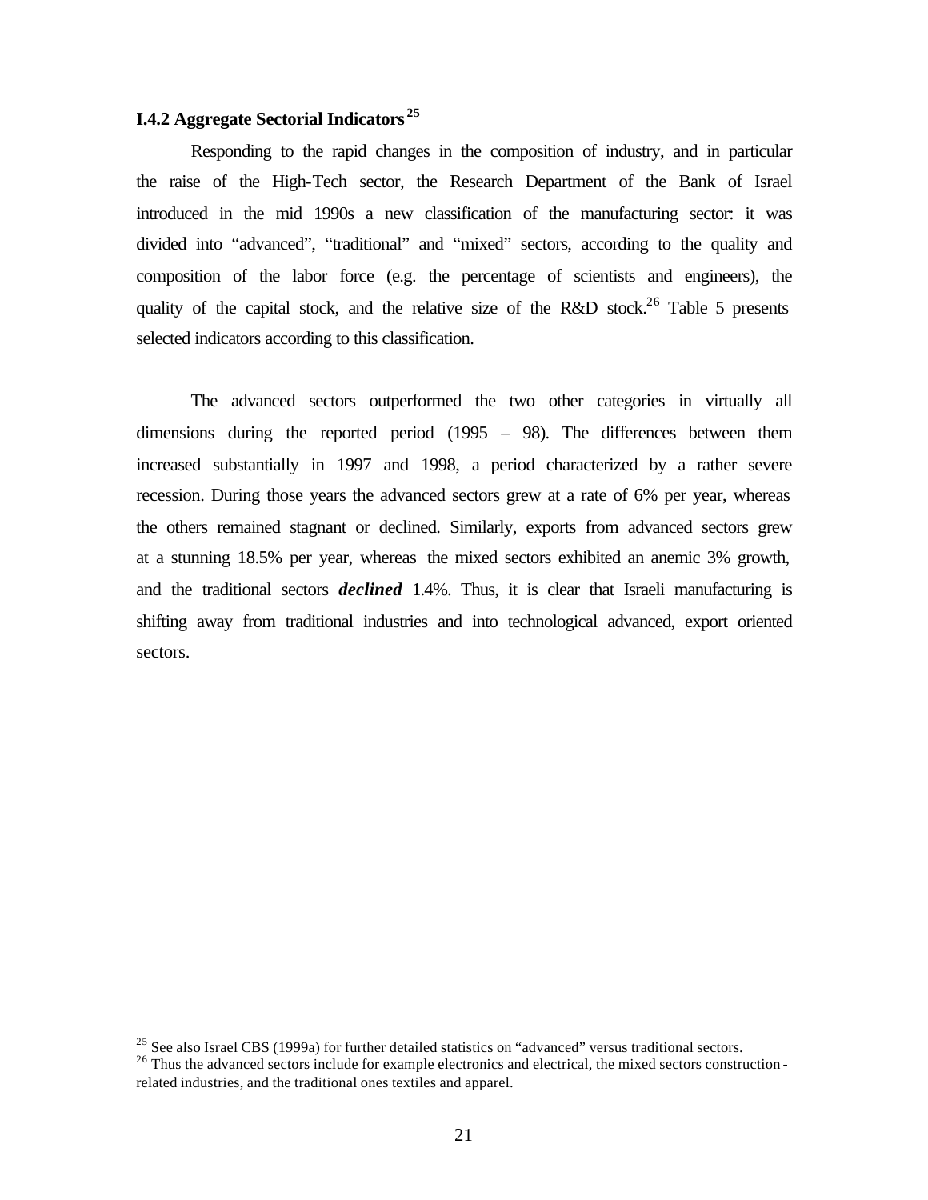### I.4.2 Aggregate Sectorial Indicators [25]

Responding to the rapid changes in the composition of industry, and in particular the raise of the High-Tech sector, the Research Department of the Bank of Israel introduced in the mid 1990s a new classification of the manufacturing sector: it was divided into "advanced", "traditional" and "mixed" sectors, according to the quality and composition of the labor force (e.g. the percentage of scientists and engineers), the quality of the capital stock, and the relative size of the R&D stock.[26] Table 5 presents selected indicators according to this classification.

The advanced sectors outperformed the two other categories in virtually all dimensions during the reported period (1995 – 98). The differences between them increased substantially in 1997 and 1998, a period characterized by a rather severe recession. During those years the advanced sectors grew at a rate of 6% per year, whereas the others remained stagnant or declined. Similarly, exports from advanced sectors grew at a stunning 18.5% per year, whereas the mixed sectors exhibited an anemic 3% growth, and the traditional sectors ***declined*** 1.4%. Thus, it is clear that Israeli manufacturing is shifting away from traditional industries and into technological advanced, export oriented sectors.

---

[25] See also Israel CBS (1999a) for further detailed statistics on "advanced" versus traditional sectors.

[26] Thus the advanced sectors include for example electronics and electrical, the mixed sectors construction-related industries, and the traditional ones textiles and apparel.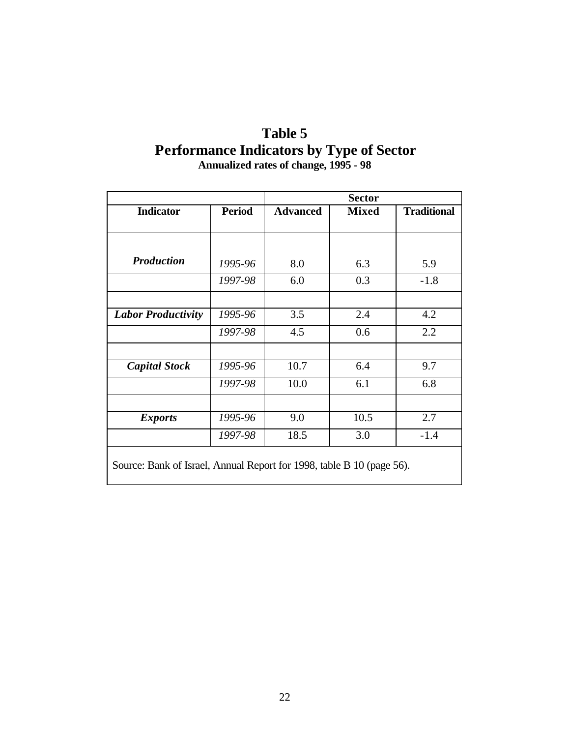# Table 5
## Performance Indicators by Type of Sector
**Annualized rates of change, 1995 - 98**

| | | Sector | | |
|---|---|---|---|---|
| **Indicator** | **Period** | **Advanced** | **Mixed** | **Traditional** |
| ***Production*** | *1995-96* | 8.0 | 6.3 | 5.9 |
| | *1997-98* | 6.0 | 0.3 | -1.8 |
| | | | | |
| ***Labor Productivity*** | *1995-96* | 3.5 | 2.4 | 4.2 |
| | *1997-98* | 4.5 | 0.6 | 2.2 |
| | | | | |
| ***Capital Stock*** | *1995-96* | 10.7 | 6.4 | 9.7 |
| | *1997-98* | 10.0 | 6.1 | 6.8 |
| | | | | |
| ***Exports*** | *1995-96* | 9.0 | 10.5 | 2.7 |
| | *1997-98* | 18.5 | 3.0 | -1.4 |

Source: Bank of Israel, Annual Report for 1998, table B 10 (page 56).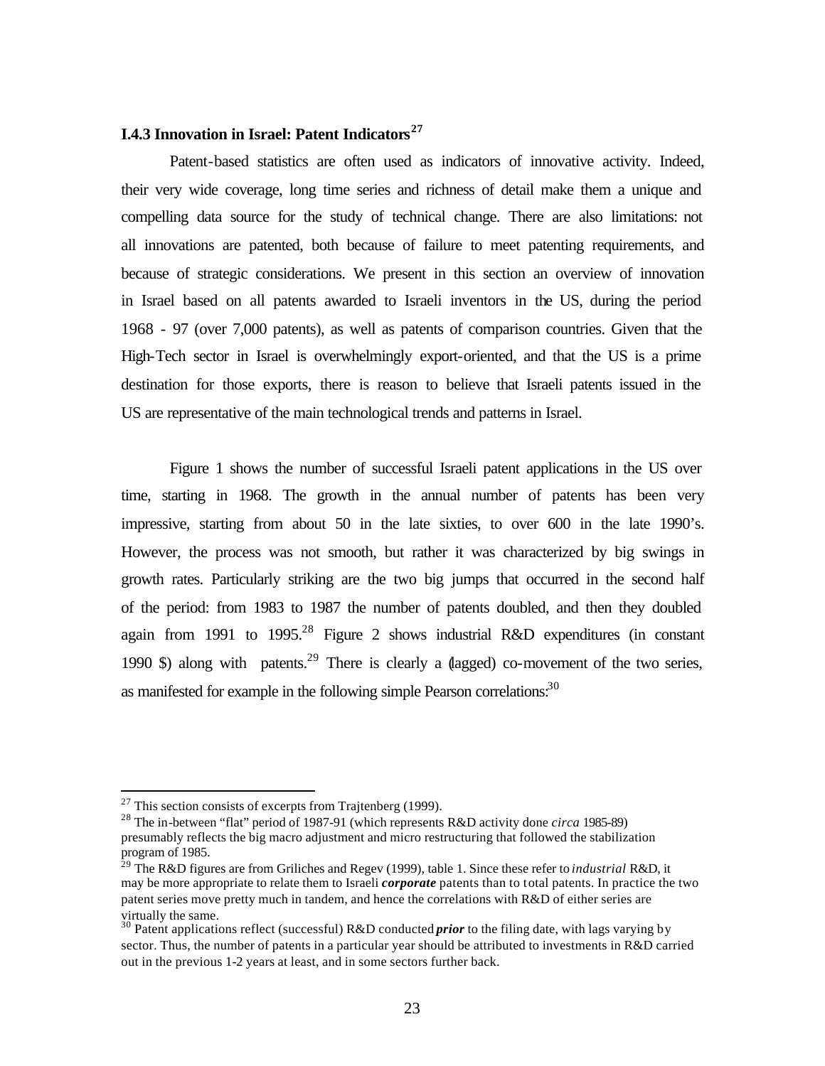### I.4.3 Innovation in Israel: Patent Indicators[27]

Patent-based statistics are often used as indicators of innovative activity. Indeed, their very wide coverage, long time series and richness of detail make them a unique and compelling data source for the study of technical change. There are also limitations: not all innovations are patented, both because of failure to meet patenting requirements, and because of strategic considerations. We present in this section an overview of innovation in Israel based on all patents awarded to Israeli inventors in the US, during the period 1968 - 97 (over 7,000 patents), as well as patents of comparison countries. Given that the High-Tech sector in Israel is overwhelmingly export-oriented, and that the US is a prime destination for those exports, there is reason to believe that Israeli patents issued in the US are representative of the main technological trends and patterns in Israel.

Figure 1 shows the number of successful Israeli patent applications in the US over time, starting in 1968. The growth in the annual number of patents has been very impressive, starting from about 50 in the late sixties, to over 600 in the late 1990's. However, the process was not smooth, but rather it was characterized by big swings in growth rates. Particularly striking are the two big jumps that occurred in the second half of the period: from 1983 to 1987 the number of patents doubled, and then they doubled again from 1991 to 1995.[28] Figure 2 shows industrial R&D expenditures (in constant 1990 $) along with patents.[29] There is clearly a (lagged) co-movement of the two series, as manifested for example in the following simple Pearson correlations:[30]

---

[27] This section consists of excerpts from Trajtenberg (1999).

[28] The in-between "flat" period of 1987-91 (which represents R&D activity done *circa* 1985-89) presumably reflects the big macro adjustment and micro restructuring that followed the stabilization program of 1985.

[29] The R&D figures are from Griliches and Regev (1999), table 1. Since these refer to *industrial* R&D, it may be more appropriate to relate them to Israeli ***corporate*** patents than to total patents. In practice the two patent series move pretty much in tandem, and hence the correlations with R&D of either series are virtually the same.

[30] Patent applications reflect (successful) R&D conducted ***prior*** to the filing date, with lags varying by sector. Thus, the number of patents in a particular year should be attributed to investments in R&D carried out in the previous 1-2 years at least, and in some sectors further back.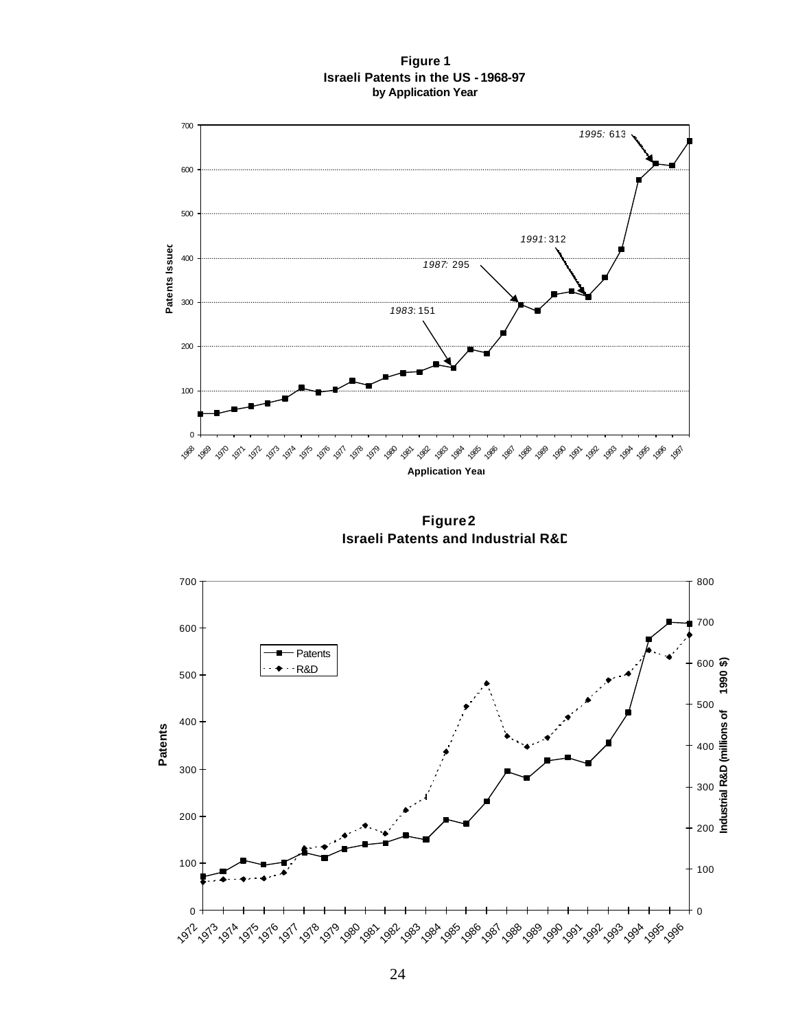**Figure 1**
**Israeli Patents in the US - 1968-97**
**by Application Year**

**Figure 2**
**Israeli Patents and Industrial R&D**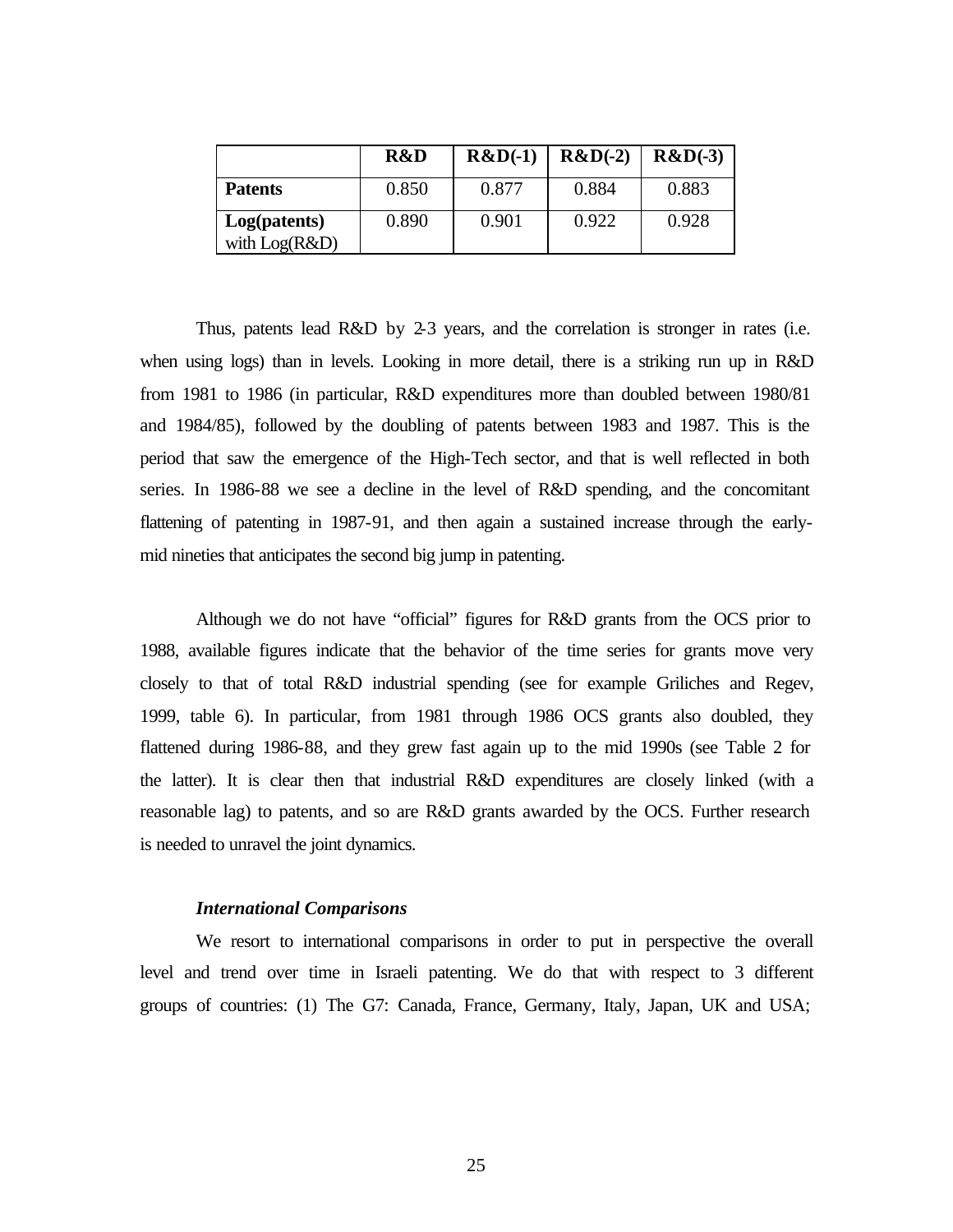| | R&D | R&D(-1) | R&D(-2) | R&D(-3) |
|---|---|---|---|---|
| **Patents** | 0.850 | 0.877 | 0.884 | 0.883 |
| **Log(patents)** with Log(R&D) | 0.890 | 0.901 | 0.922 | 0.928 |

Thus, patents lead R&D by 2-3 years, and the correlation is stronger in rates (i.e. when using logs) than in levels. Looking in more detail, there is a striking run up in R&D from 1981 to 1986 (in particular, R&D expenditures more than doubled between 1980/81 and 1984/85), followed by the doubling of patents between 1983 and 1987. This is the period that saw the emergence of the High-Tech sector, and that is well reflected in both series. In 1986-88 we see a decline in the level of R&D spending, and the concomitant flattening of patenting in 1987-91, and then again a sustained increase through the early-mid nineties that anticipates the second big jump in patenting.

Although we do not have "official" figures for R&D grants from the OCS prior to 1988, available figures indicate that the behavior of the time series for grants move very closely to that of total R&D industrial spending (see for example Griliches and Regev, 1999, table 6). In particular, from 1981 through 1986 OCS grants also doubled, they flattened during 1986-88, and they grew fast again up to the mid 1990s (see Table 2 for the latter). It is clear then that industrial R&D expenditures are closely linked (with a reasonable lag) to patents, and so are R&D grants awarded by the OCS. Further research is needed to unravel the joint dynamics.

***International Comparisons***

We resort to international comparisons in order to put in perspective the overall level and trend over time in Israeli patenting. We do that with respect to 3 different groups of countries: (1) The G7: Canada, France, Germany, Italy, Japan, UK and USA;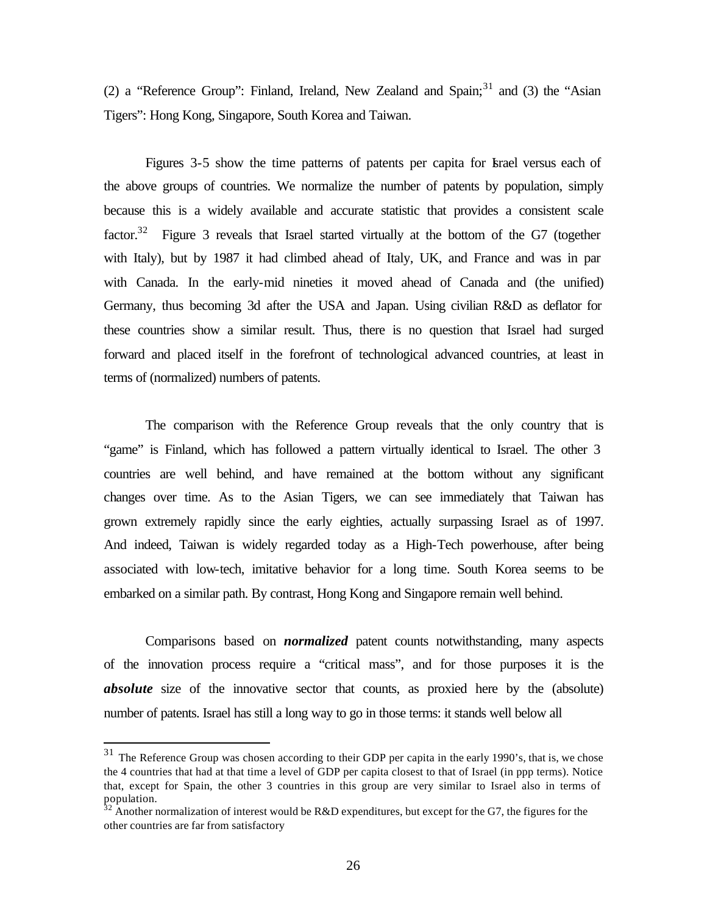(2) a "Reference Group": Finland, Ireland, New Zealand and Spain;[31] and (3) the "Asian Tigers": Hong Kong, Singapore, South Korea and Taiwan.

Figures 3-5 show the time patterns of patents per capita for Israel versus each of the above groups of countries. We normalize the number of patents by population, simply because this is a widely available and accurate statistic that provides a consistent scale factor.[32] Figure 3 reveals that Israel started virtually at the bottom of the G7 (together with Italy), but by 1987 it had climbed ahead of Italy, UK, and France and was in par with Canada. In the early-mid nineties it moved ahead of Canada and (the unified) Germany, thus becoming 3d after the USA and Japan. Using civilian R&D as deflator for these countries show a similar result. Thus, there is no question that Israel had surged forward and placed itself in the forefront of technological advanced countries, at least in terms of (normalized) numbers of patents.

The comparison with the Reference Group reveals that the only country that is "game" is Finland, which has followed a pattern virtually identical to Israel. The other 3 countries are well behind, and have remained at the bottom without any significant changes over time. As to the Asian Tigers, we can see immediately that Taiwan has grown extremely rapidly since the early eighties, actually surpassing Israel as of 1997. And indeed, Taiwan is widely regarded today as a High-Tech powerhouse, after being associated with low-tech, imitative behavior for a long time. South Korea seems to be embarked on a similar path. By contrast, Hong Kong and Singapore remain well behind.

Comparisons based on ***normalized*** patent counts notwithstanding, many aspects of the innovation process require a "critical mass", and for those purposes it is the ***absolute*** size of the innovative sector that counts, as proxied here by the (absolute) number of patents. Israel has still a long way to go in those terms: it stands well below all

---

[31] The Reference Group was chosen according to their GDP per capita in the early 1990's, that is, we chose the 4 countries that had at that time a level of GDP per capita closest to that of Israel (in ppp terms). Notice that, except for Spain, the other 3 countries in this group are very similar to Israel also in terms of population.

[32] Another normalization of interest would be R&D expenditures, but except for the G7, the figures for the other countries are far from satisfactory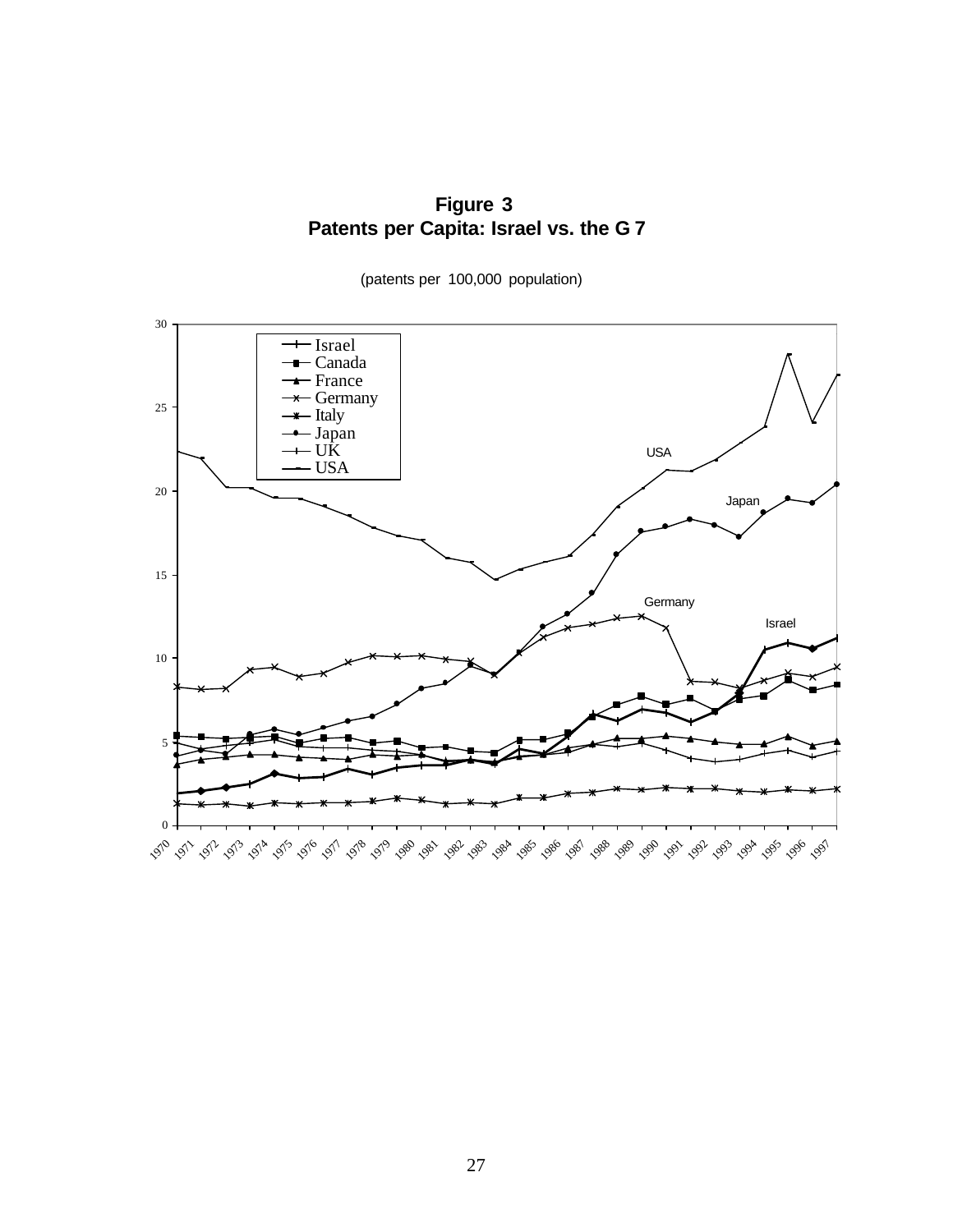**Figure 3**
**Patents per Capita: Israel vs. the G 7**

(patents per 100,000 population)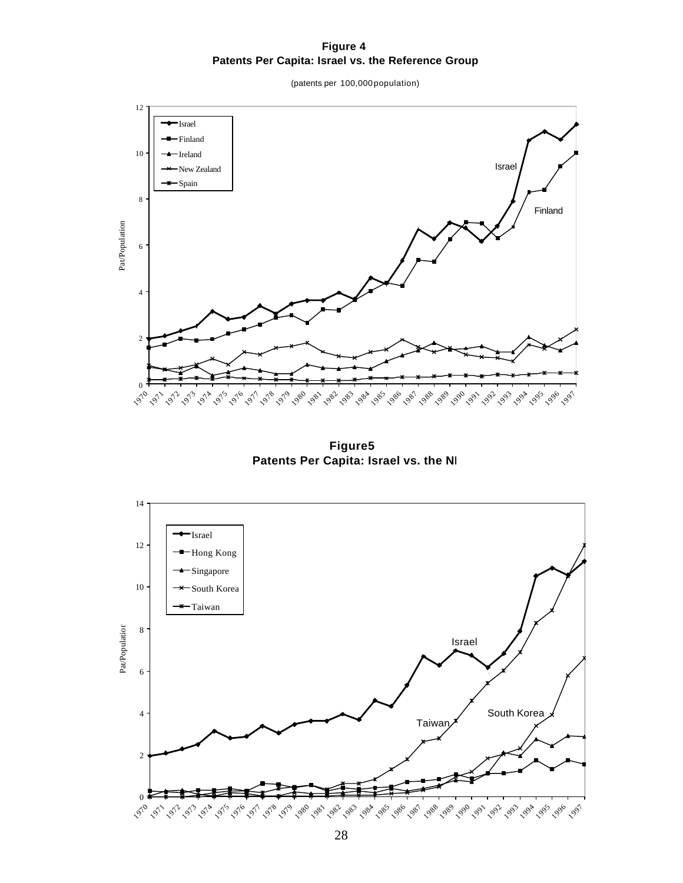**Figure 4**
**Patents Per Capita: Israel vs. the Reference Group**

(patents per 100,000 population)

**Figure5**
**Patents Per Capita: Israel vs. the NI**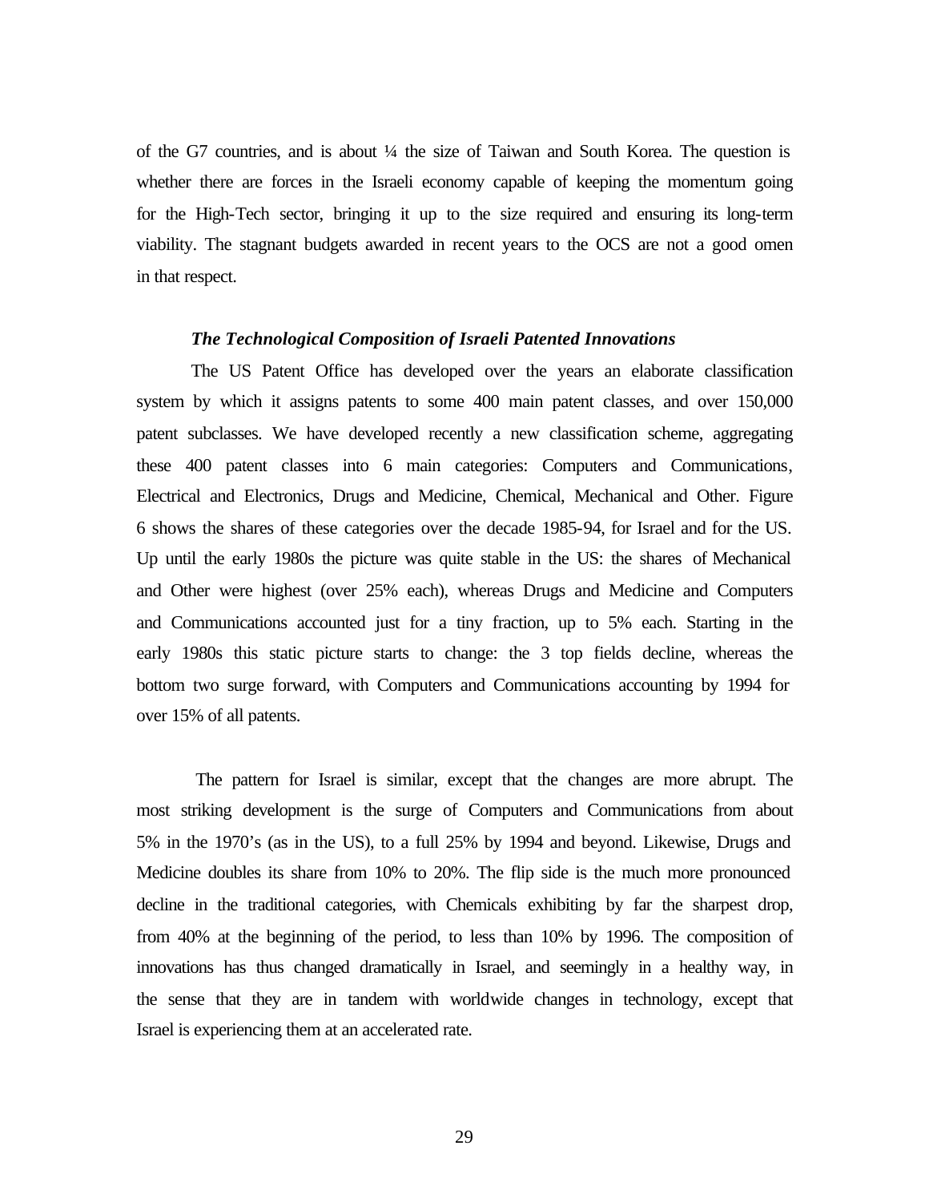of the G7 countries, and is about ¼ the size of Taiwan and South Korea. The question is whether there are forces in the Israeli economy capable of keeping the momentum going for the High-Tech sector, bringing it up to the size required and ensuring its long-term viability. The stagnant budgets awarded in recent years to the OCS are not a good omen in that respect.

### *The Technological Composition of Israeli Patented Innovations*

The US Patent Office has developed over the years an elaborate classification system by which it assigns patents to some 400 main patent classes, and over 150,000 patent subclasses. We have developed recently a new classification scheme, aggregating these 400 patent classes into 6 main categories: Computers and Communications, Electrical and Electronics, Drugs and Medicine, Chemical, Mechanical and Other. Figure 6 shows the shares of these categories over the decade 1985-94, for Israel and for the US. Up until the early 1980s the picture was quite stable in the US: the shares of Mechanical and Other were highest (over 25% each), whereas Drugs and Medicine and Computers and Communications accounted just for a tiny fraction, up to 5% each. Starting in the early 1980s this static picture starts to change: the 3 top fields decline, whereas the bottom two surge forward, with Computers and Communications accounting by 1994 for over 15% of all patents.

The pattern for Israel is similar, except that the changes are more abrupt. The most striking development is the surge of Computers and Communications from about 5% in the 1970's (as in the US), to a full 25% by 1994 and beyond. Likewise, Drugs and Medicine doubles its share from 10% to 20%. The flip side is the much more pronounced decline in the traditional categories, with Chemicals exhibiting by far the sharpest drop, from 40% at the beginning of the period, to less than 10% by 1996. The composition of innovations has thus changed dramatically in Israel, and seemingly in a healthy way, in the sense that they are in tandem with worldwide changes in technology, except that Israel is experiencing them at an accelerated rate.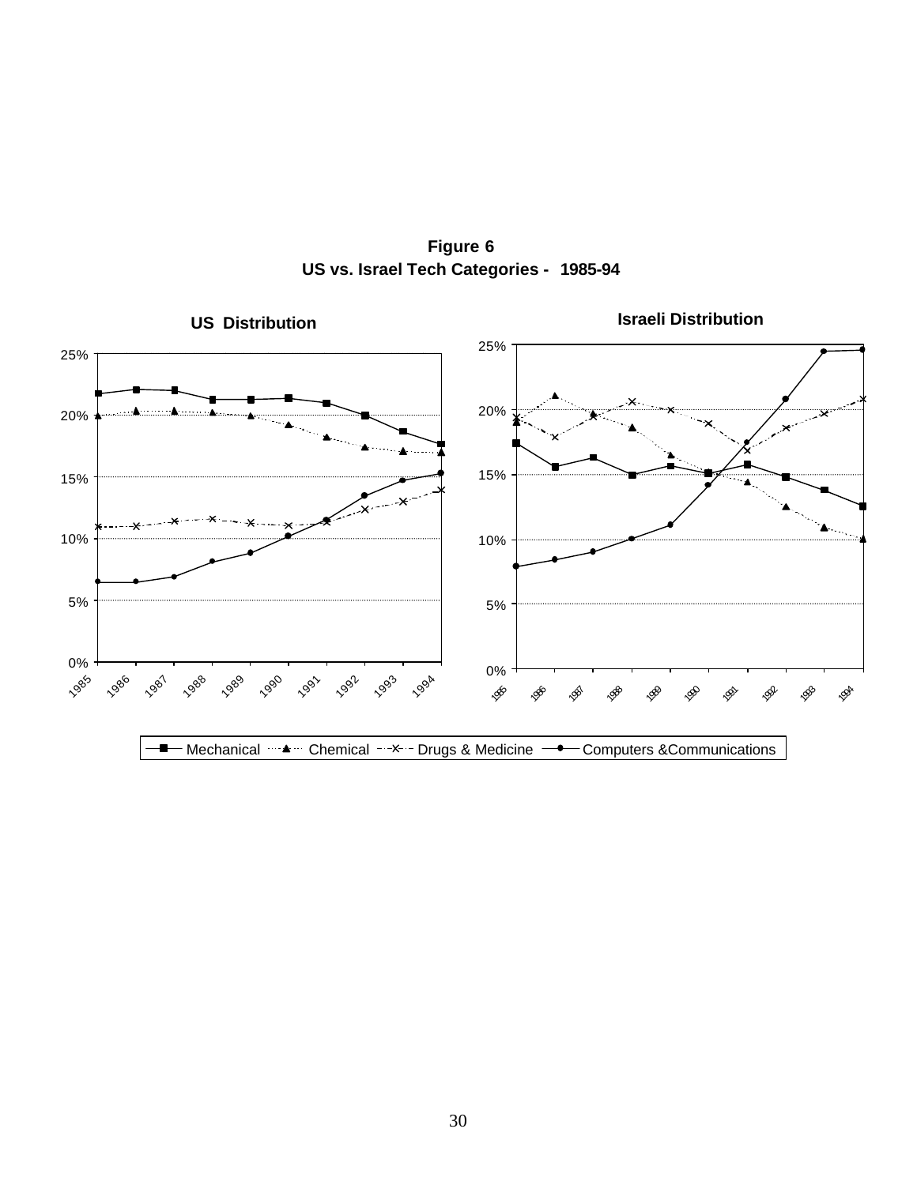**Figure 6**
**US vs. Israel Tech Categories - 1985-94**

**US Distribution**

**Israeli Distribution**

Mechanical · Chemical · Drugs & Medicine · Computers &Communications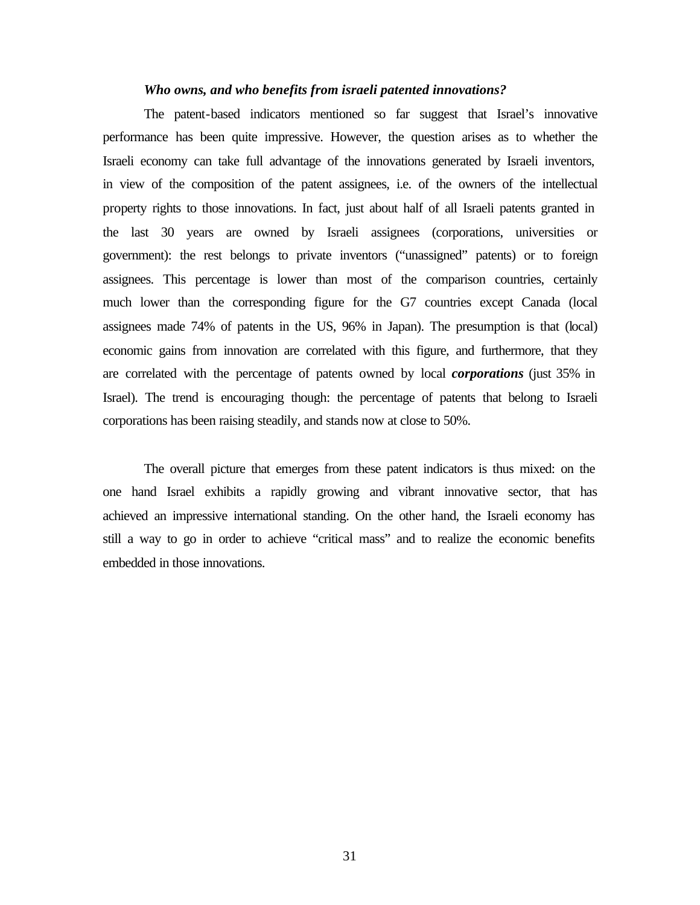***Who owns, and who benefits from israeli patented innovations?***

The patent-based indicators mentioned so far suggest that Israel's innovative performance has been quite impressive. However, the question arises as to whether the Israeli economy can take full advantage of the innovations generated by Israeli inventors, in view of the composition of the patent assignees, i.e. of the owners of the intellectual property rights to those innovations. In fact, just about half of all Israeli patents granted in the last 30 years are owned by Israeli assignees (corporations, universities or government): the rest belongs to private inventors ("unassigned" patents) or to foreign assignees. This percentage is lower than most of the comparison countries, certainly much lower than the corresponding figure for the G7 countries except Canada (local assignees made 74% of patents in the US, 96% in Japan). The presumption is that (local) economic gains from innovation are correlated with this figure, and furthermore, that they are correlated with the percentage of patents owned by local ***corporations*** (just 35% in Israel). The trend is encouraging though: the percentage of patents that belong to Israeli corporations has been raising steadily, and stands now at close to 50%.

The overall picture that emerges from these patent indicators is thus mixed: on the one hand Israel exhibits a rapidly growing and vibrant innovative sector, that has achieved an impressive international standing. On the other hand, the Israeli economy has still a way to go in order to achieve "critical mass" and to realize the economic benefits embedded in those innovations.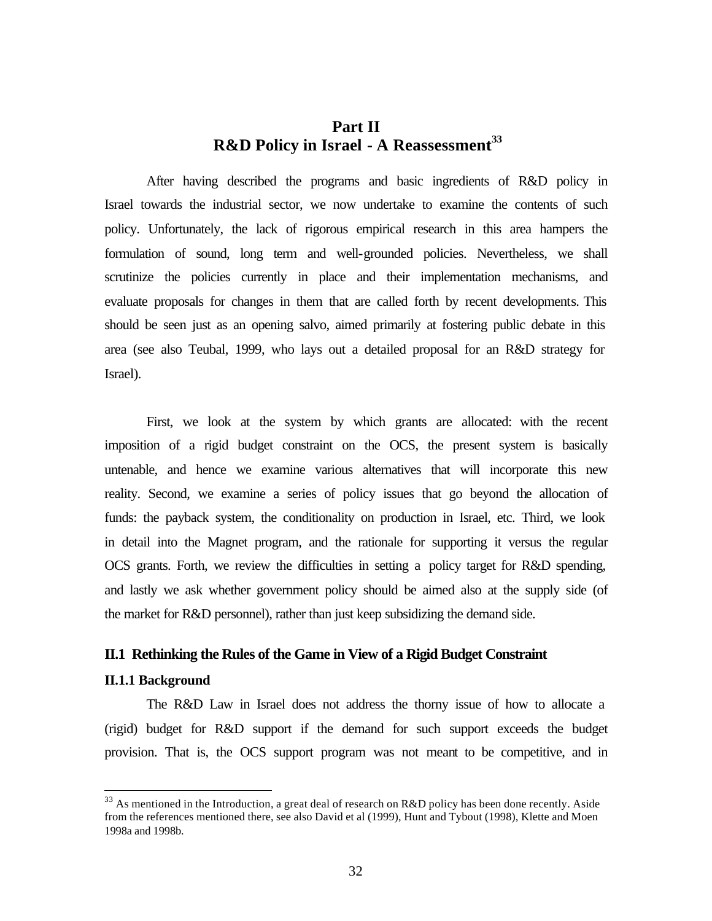# Part II
# R&D Policy in Israel - A Reassessment[33]

After having described the programs and basic ingredients of R&D policy in Israel towards the industrial sector, we now undertake to examine the contents of such policy. Unfortunately, the lack of rigorous empirical research in this area hampers the formulation of sound, long term and well-grounded policies. Nevertheless, we shall scrutinize the policies currently in place and their implementation mechanisms, and evaluate proposals for changes in them that are called forth by recent developments. This should be seen just as an opening salvo, aimed primarily at fostering public debate in this area (see also Teubal, 1999, who lays out a detailed proposal for an R&D strategy for Israel).

First, we look at the system by which grants are allocated: with the recent imposition of a rigid budget constraint on the OCS, the present system is basically untenable, and hence we examine various alternatives that will incorporate this new reality. Second, we examine a series of policy issues that go beyond the allocation of funds: the payback system, the conditionality on production in Israel, etc. Third, we look in detail into the Magnet program, and the rationale for supporting it versus the regular OCS grants. Forth, we review the difficulties in setting a policy target for R&D spending, and lastly we ask whether government policy should be aimed also at the supply side (of the market for R&D personnel), rather than just keep subsidizing the demand side.

## II.1 Rethinking the Rules of the Game in View of a Rigid Budget Constraint

### II.1.1 Background

The R&D Law in Israel does not address the thorny issue of how to allocate a (rigid) budget for R&D support if the demand for such support exceeds the budget provision. That is, the OCS support program was not meant to be competitive, and in

[33] As mentioned in the Introduction, a great deal of research on R&D policy has been done recently. Aside from the references mentioned there, see also David et al (1999), Hunt and Tybout (1998), Klette and Moen 1998a and 1998b.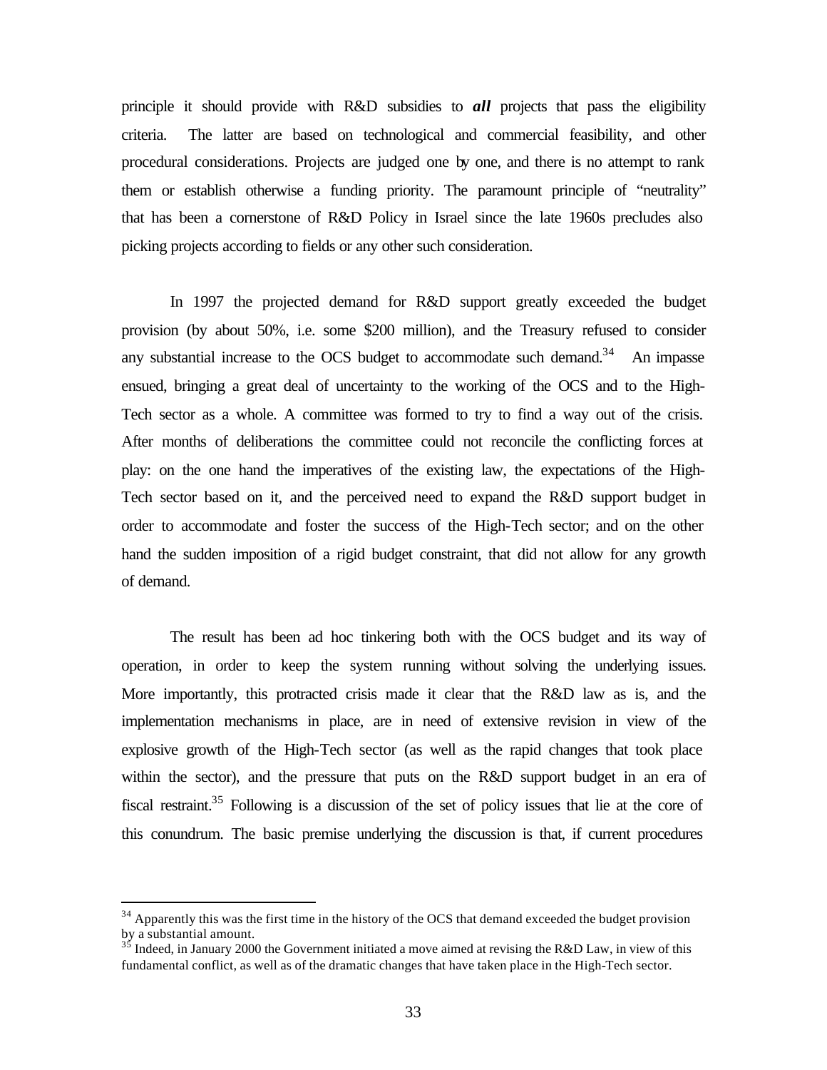principle it should provide with R&D subsidies to ***all*** projects that pass the eligibility criteria. The latter are based on technological and commercial feasibility, and other procedural considerations. Projects are judged one by one, and there is no attempt to rank them or establish otherwise a funding priority. The paramount principle of "neutrality" that has been a cornerstone of R&D Policy in Israel since the late 1960s precludes also picking projects according to fields or any other such consideration.

In 1997 the projected demand for R&D support greatly exceeded the budget provision (by about 50%, i.e. some $200 million), and the Treasury refused to consider any substantial increase to the OCS budget to accommodate such demand.[34] An impasse ensued, bringing a great deal of uncertainty to the working of the OCS and to the High-Tech sector as a whole. A committee was formed to try to find a way out of the crisis. After months of deliberations the committee could not reconcile the conflicting forces at play: on the one hand the imperatives of the existing law, the expectations of the High-Tech sector based on it, and the perceived need to expand the R&D support budget in order to accommodate and foster the success of the High-Tech sector; and on the other hand the sudden imposition of a rigid budget constraint, that did not allow for any growth of demand.

The result has been ad hoc tinkering both with the OCS budget and its way of operation, in order to keep the system running without solving the underlying issues. More importantly, this protracted crisis made it clear that the R&D law as is, and the implementation mechanisms in place, are in need of extensive revision in view of the explosive growth of the High-Tech sector (as well as the rapid changes that took place within the sector), and the pressure that puts on the R&D support budget in an era of fiscal restraint.[35] Following is a discussion of the set of policy issues that lie at the core of this conundrum. The basic premise underlying the discussion is that, if current procedures

---

[34] Apparently this was the first time in the history of the OCS that demand exceeded the budget provision by a substantial amount.

[35] Indeed, in January 2000 the Government initiated a move aimed at revising the R&D Law, in view of this fundamental conflict, as well as of the dramatic changes that have taken place in the High-Tech sector.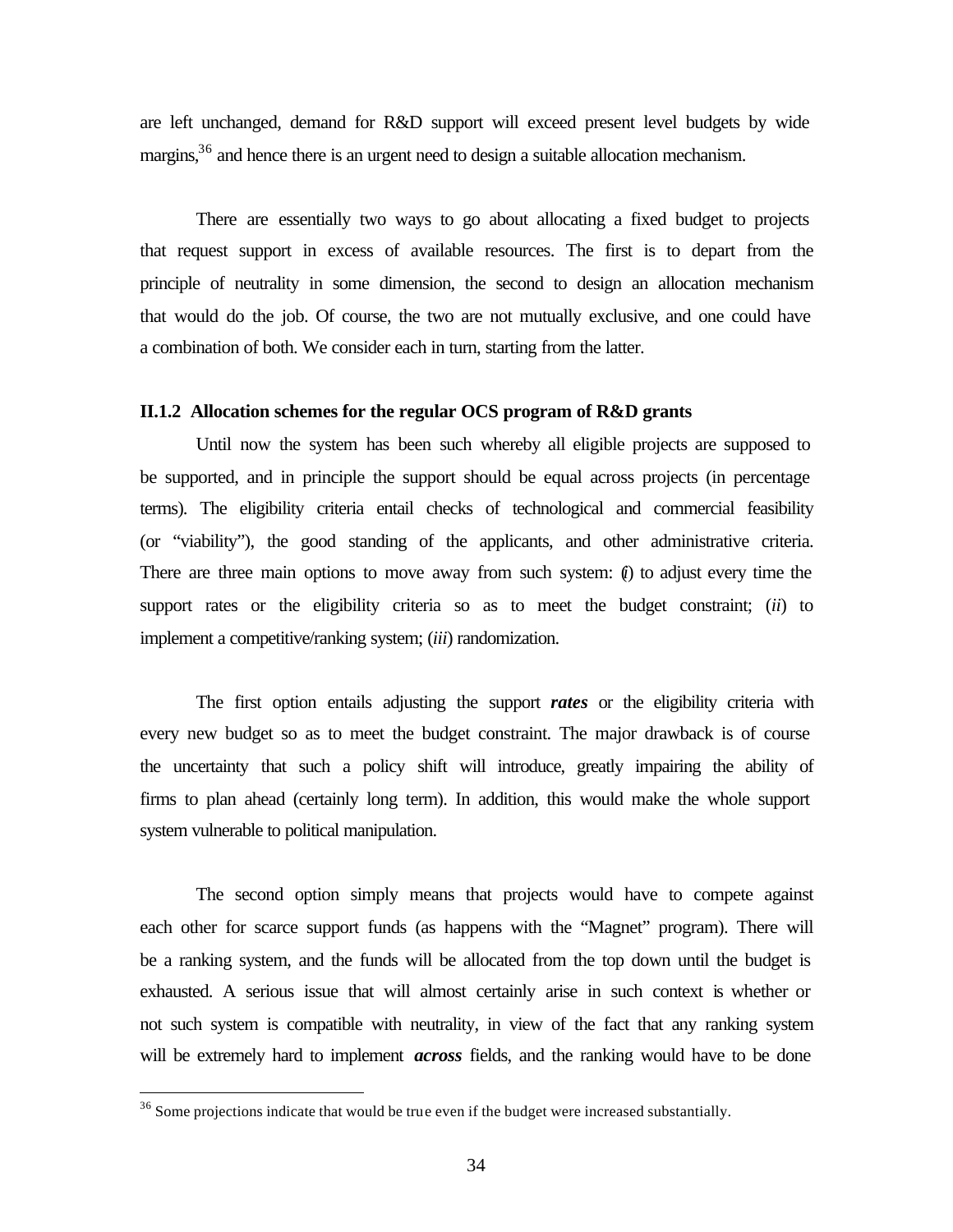are left unchanged, demand for R&D support will exceed present level budgets by wide margins,[36] and hence there is an urgent need to design a suitable allocation mechanism.

There are essentially two ways to go about allocating a fixed budget to projects that request support in excess of available resources. The first is to depart from the principle of neutrality in some dimension, the second to design an allocation mechanism that would do the job. Of course, the two are not mutually exclusive, and one could have a combination of both. We consider each in turn, starting from the latter.

### II.1.2 Allocation schemes for the regular OCS program of R&D grants

Until now the system has been such whereby all eligible projects are supposed to be supported, and in principle the support should be equal across projects (in percentage terms). The eligibility criteria entail checks of technological and commercial feasibility (or "viability"), the good standing of the applicants, and other administrative criteria. There are three main options to move away from such system: (*i*) to adjust every time the support rates or the eligibility criteria so as to meet the budget constraint; (*ii*) to implement a competitive/ranking system; (*iii*) randomization.

The first option entails adjusting the support ***rates*** or the eligibility criteria with every new budget so as to meet the budget constraint. The major drawback is of course the uncertainty that such a policy shift will introduce, greatly impairing the ability of firms to plan ahead (certainly long term). In addition, this would make the whole support system vulnerable to political manipulation.

The second option simply means that projects would have to compete against each other for scarce support funds (as happens with the "Magnet" program). There will be a ranking system, and the funds will be allocated from the top down until the budget is exhausted. A serious issue that will almost certainly arise in such context is whether or not such system is compatible with neutrality, in view of the fact that any ranking system will be extremely hard to implement ***across*** fields, and the ranking would have to be done

[36] Some projections indicate that would be true even if the budget were increased substantially.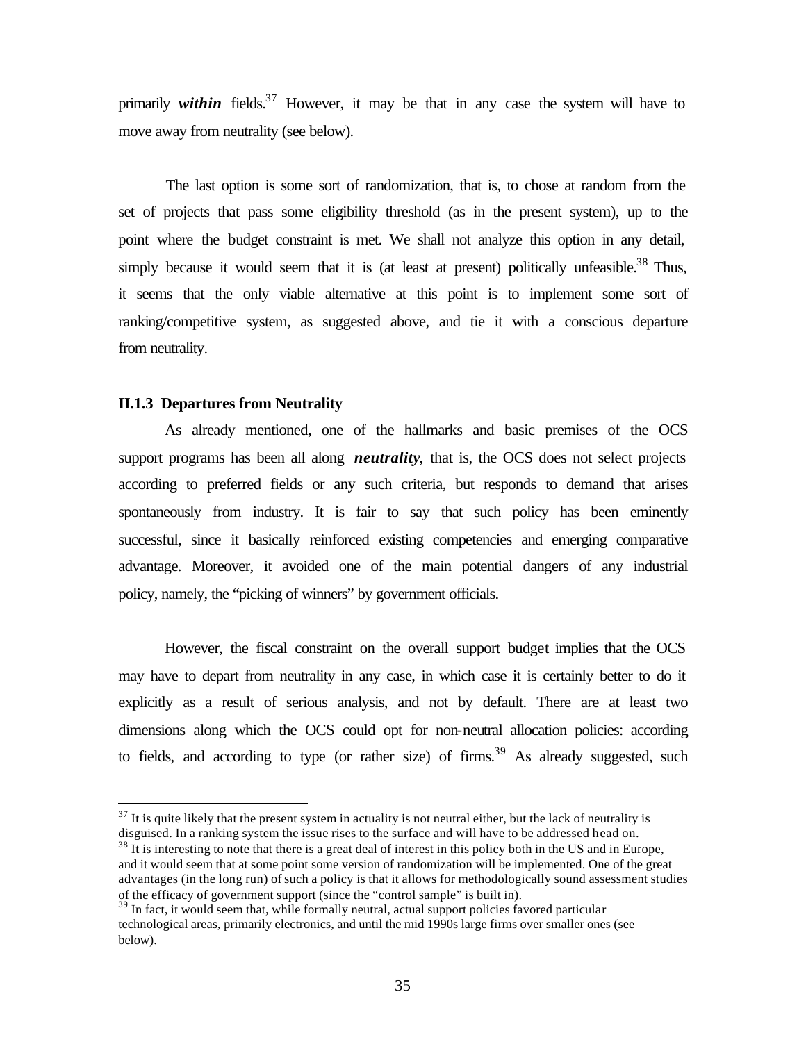primarily ***within*** fields.[37] However, it may be that in any case the system will have to move away from neutrality (see below).

The last option is some sort of randomization, that is, to chose at random from the set of projects that pass some eligibility threshold (as in the present system), up to the point where the budget constraint is met. We shall not analyze this option in any detail, simply because it would seem that it is (at least at present) politically unfeasible.[38] Thus, it seems that the only viable alternative at this point is to implement some sort of ranking/competitive system, as suggested above, and tie it with a conscious departure from neutrality.

### II.1.3 Departures from Neutrality

As already mentioned, one of the hallmarks and basic premises of the OCS support programs has been all along ***neutrality***, that is, the OCS does not select projects according to preferred fields or any such criteria, but responds to demand that arises spontaneously from industry. It is fair to say that such policy has been eminently successful, since it basically reinforced existing competencies and emerging comparative advantage. Moreover, it avoided one of the main potential dangers of any industrial policy, namely, the "picking of winners" by government officials.

However, the fiscal constraint on the overall support budget implies that the OCS may have to depart from neutrality in any case, in which case it is certainly better to do it explicitly as a result of serious analysis, and not by default. There are at least two dimensions along which the OCS could opt for non-neutral allocation policies: according to fields, and according to type (or rather size) of firms.[39] As already suggested, such

---

[37] It is quite likely that the present system in actuality is not neutral either, but the lack of neutrality is disguised. In a ranking system the issue rises to the surface and will have to be addressed head on.

[38] It is interesting to note that there is a great deal of interest in this policy both in the US and in Europe, and it would seem that at some point some version of randomization will be implemented. One of the great advantages (in the long run) of such a policy is that it allows for methodologically sound assessment studies of the efficacy of government support (since the "control sample" is built in).

[39] In fact, it would seem that, while formally neutral, actual support policies favored particular technological areas, primarily electronics, and until the mid 1990s large firms over smaller ones (see below).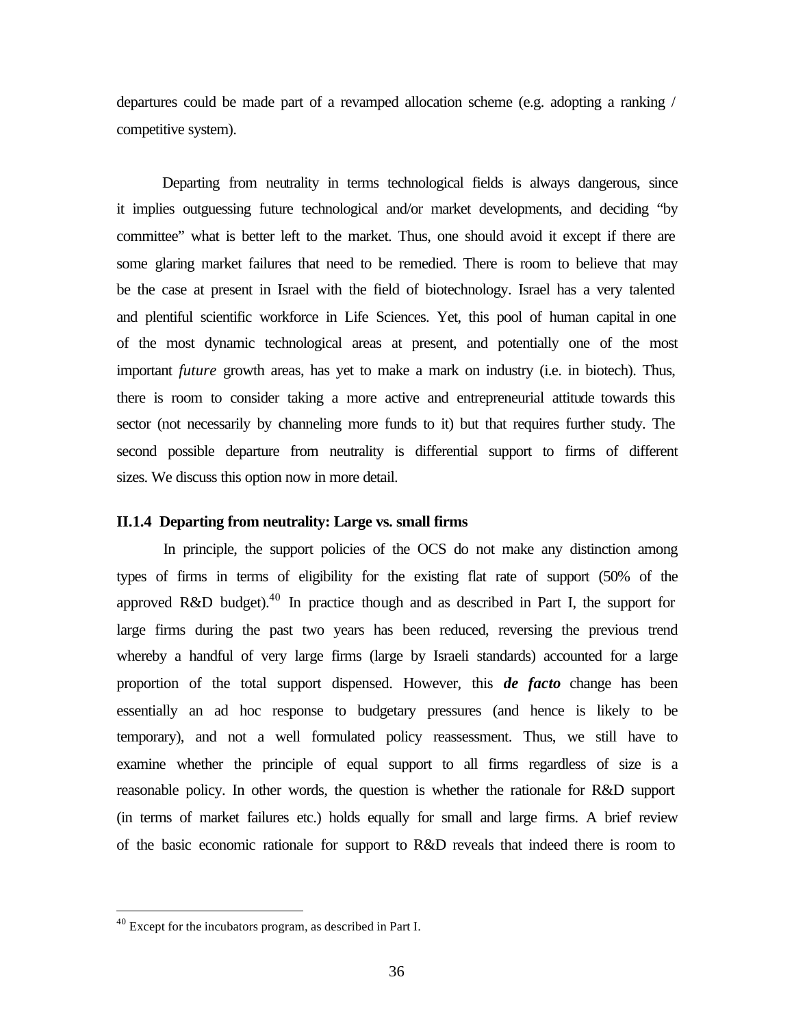departures could be made part of a revamped allocation scheme (e.g. adopting a ranking / competitive system).

Departing from neutrality in terms technological fields is always dangerous, since it implies outguessing future technological and/or market developments, and deciding "by committee" what is better left to the market. Thus, one should avoid it except if there are some glaring market failures that need to be remedied. There is room to believe that may be the case at present in Israel with the field of biotechnology. Israel has a very talented and plentiful scientific workforce in Life Sciences. Yet, this pool of human capital in one of the most dynamic technological areas at present, and potentially one of the most important *future* growth areas, has yet to make a mark on industry (i.e. in biotech). Thus, there is room to consider taking a more active and entrepreneurial attitude towards this sector (not necessarily by channeling more funds to it) but that requires further study. The second possible departure from neutrality is differential support to firms of different sizes. We discuss this option now in more detail.

### II.1.4 Departing from neutrality: Large vs. small firms

In principle, the support policies of the OCS do not make any distinction among types of firms in terms of eligibility for the existing flat rate of support (50% of the approved R&D budget).[40] In practice though and as described in Part I, the support for large firms during the past two years has been reduced, reversing the previous trend whereby a handful of very large firms (large by Israeli standards) accounted for a large proportion of the total support dispensed. However, this ***de facto*** change has been essentially an ad hoc response to budgetary pressures (and hence is likely to be temporary), and not a well formulated policy reassessment. Thus, we still have to examine whether the principle of equal support to all firms regardless of size is a reasonable policy. In other words, the question is whether the rationale for R&D support (in terms of market failures etc.) holds equally for small and large firms. A brief review of the basic economic rationale for support to R&D reveals that indeed there is room to

---

[40] Except for the incubators program, as described in Part I.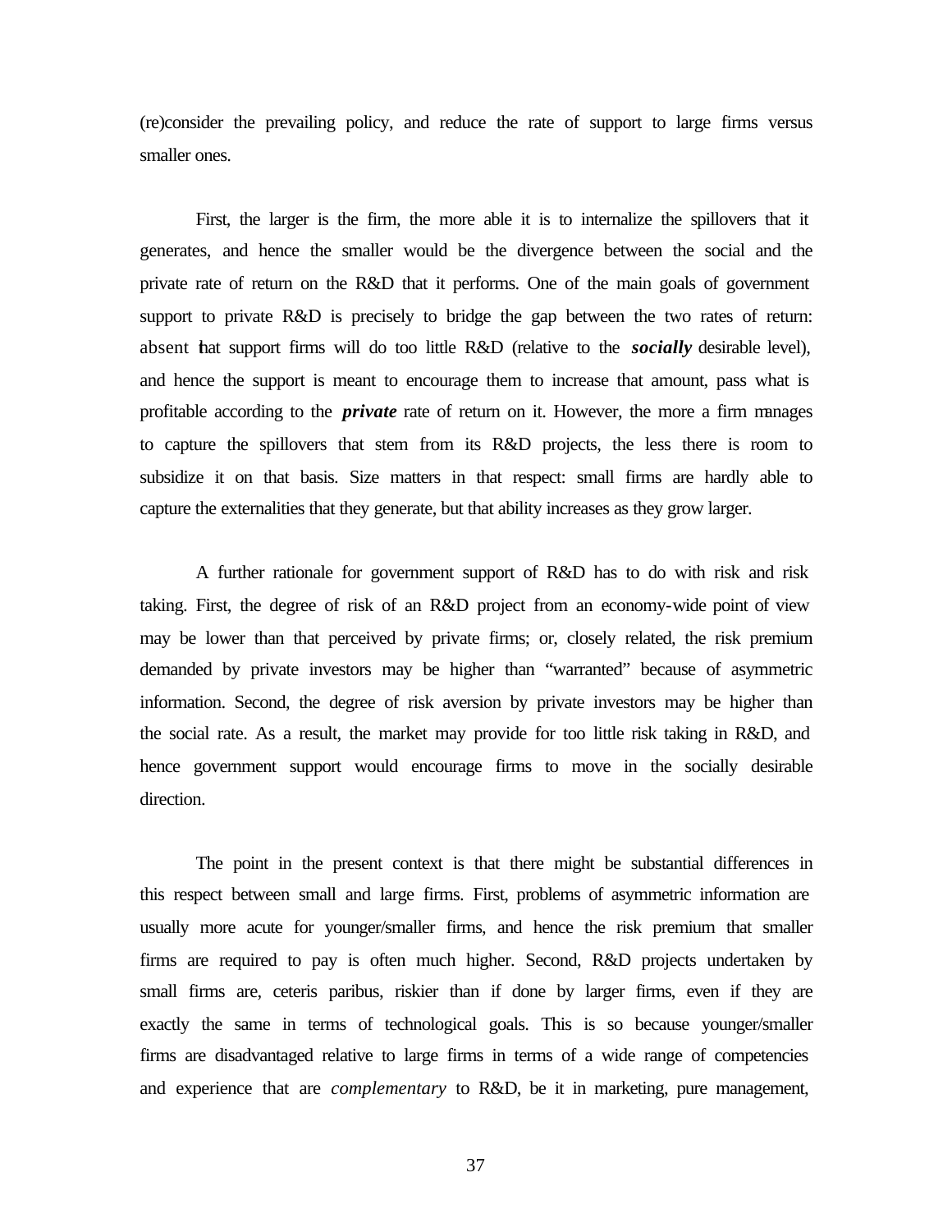(re)consider the prevailing policy, and reduce the rate of support to large firms versus smaller ones.

First, the larger is the firm, the more able it is to internalize the spillovers that it generates, and hence the smaller would be the divergence between the social and the private rate of return on the R&D that it performs. One of the main goals of government support to private R&D is precisely to bridge the gap between the two rates of return: absent that support firms will do too little R&D (relative to the ***socially*** desirable level), and hence the support is meant to encourage them to increase that amount, pass what is profitable according to the ***private*** rate of return on it. However, the more a firm manages to capture the spillovers that stem from its R&D projects, the less there is room to subsidize it on that basis. Size matters in that respect: small firms are hardly able to capture the externalities that they generate, but that ability increases as they grow larger.

A further rationale for government support of R&D has to do with risk and risk taking. First, the degree of risk of an R&D project from an economy-wide point of view may be lower than that perceived by private firms; or, closely related, the risk premium demanded by private investors may be higher than "warranted" because of asymmetric information. Second, the degree of risk aversion by private investors may be higher than the social rate. As a result, the market may provide for too little risk taking in R&D, and hence government support would encourage firms to move in the socially desirable direction.

The point in the present context is that there might be substantial differences in this respect between small and large firms. First, problems of asymmetric information are usually more acute for younger/smaller firms, and hence the risk premium that smaller firms are required to pay is often much higher. Second, R&D projects undertaken by small firms are, ceteris paribus, riskier than if done by larger firms, even if they are exactly the same in terms of technological goals. This is so because younger/smaller firms are disadvantaged relative to large firms in terms of a wide range of competencies and experience that are *complementary* to R&D, be it in marketing, pure management,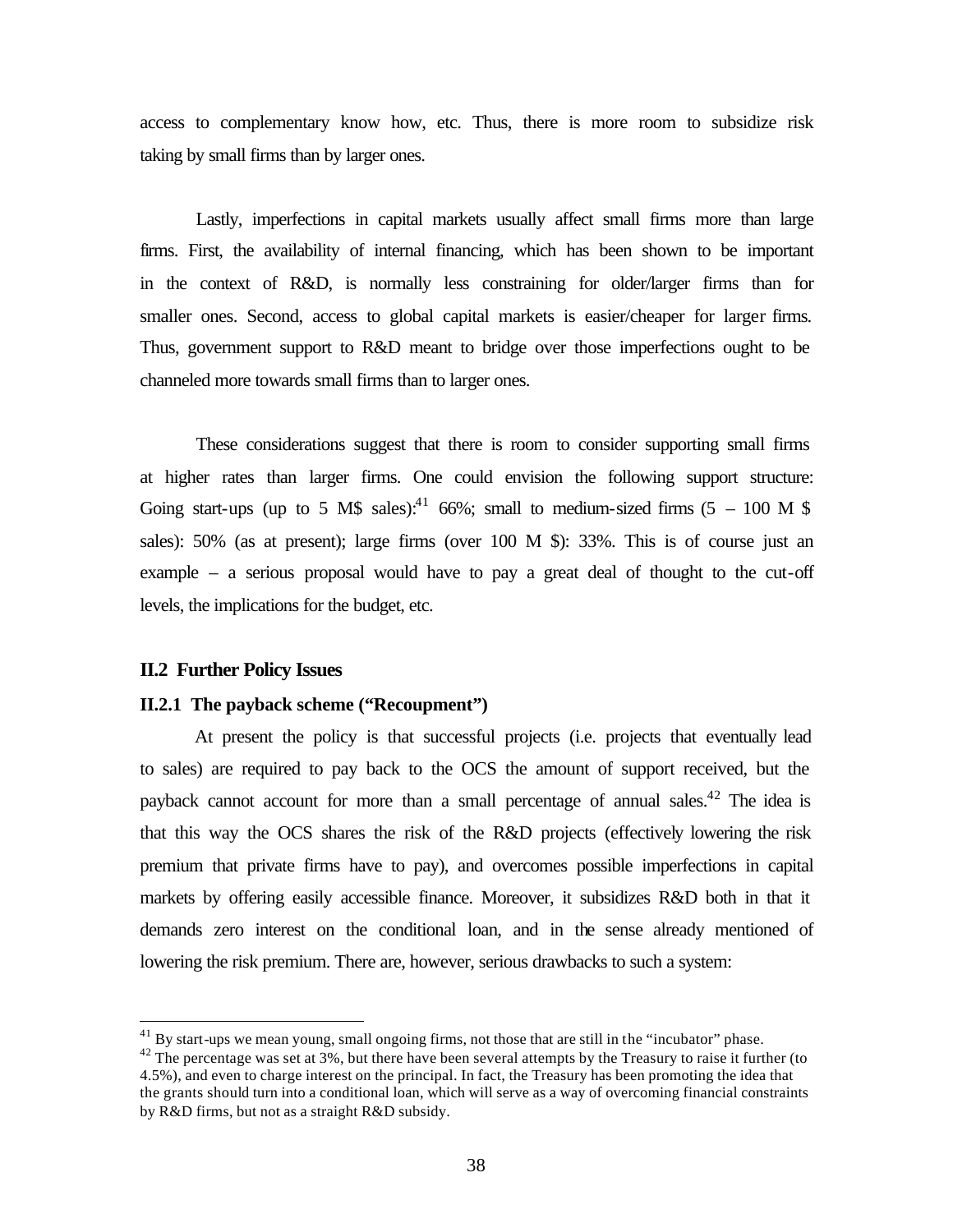access to complementary know how, etc. Thus, there is more room to subsidize risk taking by small firms than by larger ones.

Lastly, imperfections in capital markets usually affect small firms more than large firms. First, the availability of internal financing, which has been shown to be important in the context of R&D, is normally less constraining for older/larger firms than for smaller ones. Second, access to global capital markets is easier/cheaper for larger firms. Thus, government support to R&D meant to bridge over those imperfections ought to be channeled more towards small firms than to larger ones.

These considerations suggest that there is room to consider supporting small firms at higher rates than larger firms. One could envision the following support structure: Going start-ups (up to 5 M$ sales):[41] 66%; small to medium-sized firms (5 – 100 M $ sales): 50% (as at present); large firms (over 100 M $): 33%. This is of course just an example – a serious proposal would have to pay a great deal of thought to the cut-off levels, the implications for the budget, etc.

### II.2 Further Policy Issues

#### II.2.1 The payback scheme ("Recoupment")

At present the policy is that successful projects (i.e. projects that eventually lead to sales) are required to pay back to the OCS the amount of support received, but the payback cannot account for more than a small percentage of annual sales.[42] The idea is that this way the OCS shares the risk of the R&D projects (effectively lowering the risk premium that private firms have to pay), and overcomes possible imperfections in capital markets by offering easily accessible finance. Moreover, it subsidizes R&D both in that it demands zero interest on the conditional loan, and in the sense already mentioned of lowering the risk premium. There are, however, serious drawbacks to such a system:

---

[41] By start-ups we mean young, small ongoing firms, not those that are still in the "incubator" phase.

[42] The percentage was set at 3%, but there have been several attempts by the Treasury to raise it further (to 4.5%), and even to charge interest on the principal. In fact, the Treasury has been promoting the idea that the grants should turn into a conditional loan, which will serve as a way of overcoming financial constraints by R&D firms, but not as a straight R&D subsidy.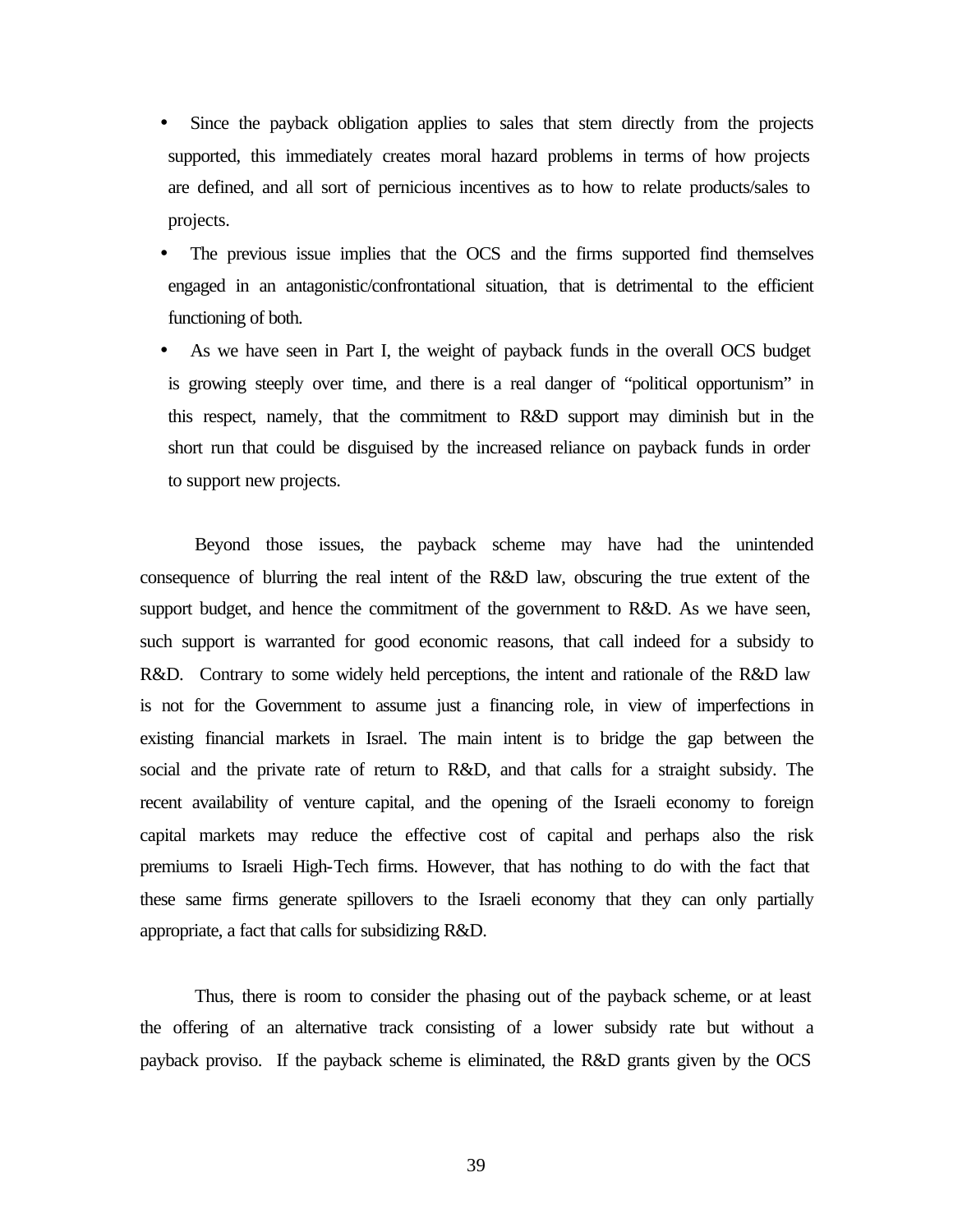- Since the payback obligation applies to sales that stem directly from the projects supported, this immediately creates moral hazard problems in terms of how projects are defined, and all sort of pernicious incentives as to how to relate products/sales to projects.
- The previous issue implies that the OCS and the firms supported find themselves engaged in an antagonistic/confrontational situation, that is detrimental to the efficient functioning of both.
- As we have seen in Part I, the weight of payback funds in the overall OCS budget is growing steeply over time, and there is a real danger of "political opportunism" in this respect, namely, that the commitment to R&D support may diminish but in the short run that could be disguised by the increased reliance on payback funds in order to support new projects.

Beyond those issues, the payback scheme may have had the unintended consequence of blurring the real intent of the R&D law, obscuring the true extent of the support budget, and hence the commitment of the government to R&D. As we have seen, such support is warranted for good economic reasons, that call indeed for a subsidy to R&D. Contrary to some widely held perceptions, the intent and rationale of the R&D law is not for the Government to assume just a financing role, in view of imperfections in existing financial markets in Israel. The main intent is to bridge the gap between the social and the private rate of return to R&D, and that calls for a straight subsidy. The recent availability of venture capital, and the opening of the Israeli economy to foreign capital markets may reduce the effective cost of capital and perhaps also the risk premiums to Israeli High-Tech firms. However, that has nothing to do with the fact that these same firms generate spillovers to the Israeli economy that they can only partially appropriate, a fact that calls for subsidizing R&D.

Thus, there is room to consider the phasing out of the payback scheme, or at least the offering of an alternative track consisting of a lower subsidy rate but without a payback proviso. If the payback scheme is eliminated, the R&D grants given by the OCS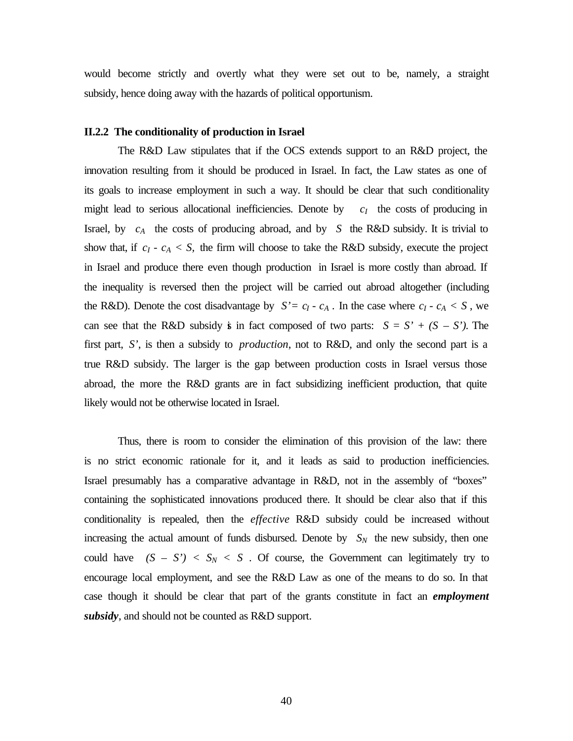would become strictly and overtly what they were set out to be, namely, a straight subsidy, hence doing away with the hazards of political opportunism.

### II.2.2 The conditionality of production in Israel

The R&D Law stipulates that if the OCS extends support to an R&D project, the innovation resulting from it should be produced in Israel. In fact, the Law states as one of its goals to increase employment in such a way. It should be clear that such conditionality might lead to serious allocational inefficiencies. Denote by $c_I$ the costs of producing in Israel, by $c_A$ the costs of producing abroad, and by $S$ the R&D subsidy. It is trivial to show that, if $c_I - c_A < S$, the firm will choose to take the R&D subsidy, execute the project in Israel and produce there even though production in Israel is more costly than abroad. If the inequality is reversed then the project will be carried out abroad altogether (including the R&D). Denote the cost disadvantage by $S' = c_I - c_A$. In the case where $c_I - c_A < S$, we can see that the R&D subsidy is in fact composed of two parts: $S = S' + (S - S')$. The first part, $S'$, is then a subsidy to *production*, not to R&D, and only the second part is a true R&D subsidy. The larger is the gap between production costs in Israel versus those abroad, the more the R&D grants are in fact subsidizing inefficient production, that quite likely would not be otherwise located in Israel.

Thus, there is room to consider the elimination of this provision of the law: there is no strict economic rationale for it, and it leads as said to production inefficiencies. Israel presumably has a comparative advantage in R&D, not in the assembly of "boxes" containing the sophisticated innovations produced there. It should be clear also that if this conditionality is repealed, then the *effective* R&D subsidy could be increased without increasing the actual amount of funds disbursed. Denote by $S_N$ the new subsidy, then one could have $(S - S') < S_N < S$. Of course, the Government can legitimately try to encourage local employment, and see the R&D Law as one of the means to do so. In that case though it should be clear that part of the grants constitute in fact an ***employment subsidy***, and should not be counted as R&D support.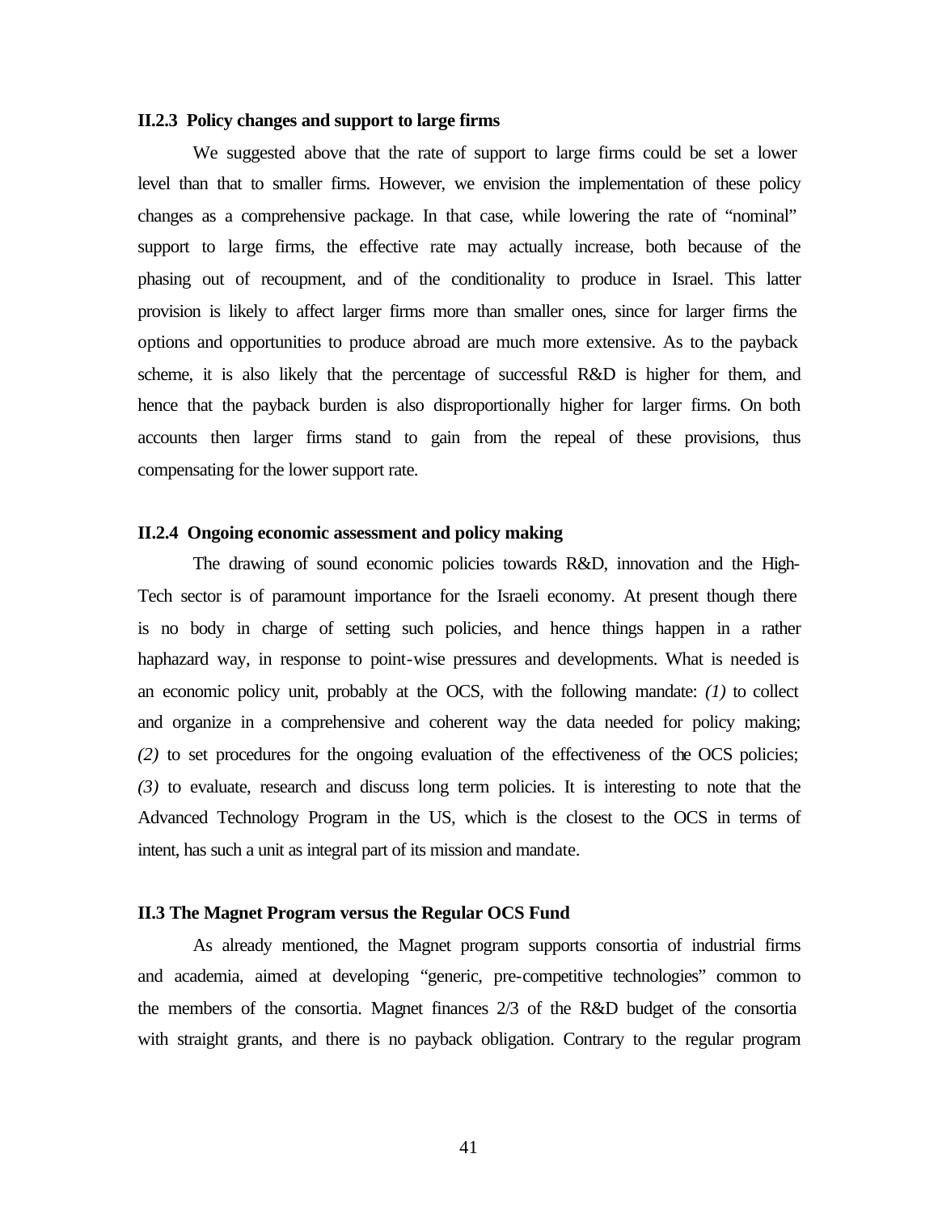### II.2.3 Policy changes and support to large firms

We suggested above that the rate of support to large firms could be set a lower level than that to smaller firms. However, we envision the implementation of these policy changes as a comprehensive package. In that case, while lowering the rate of "nominal" support to large firms, the effective rate may actually increase, both because of the phasing out of recoupment, and of the conditionality to produce in Israel. This latter provision is likely to affect larger firms more than smaller ones, since for larger firms the options and opportunities to produce abroad are much more extensive. As to the payback scheme, it is also likely that the percentage of successful R&D is higher for them, and hence that the payback burden is also disproportionally higher for larger firms. On both accounts then larger firms stand to gain from the repeal of these provisions, thus compensating for the lower support rate.

### II.2.4 Ongoing economic assessment and policy making

The drawing of sound economic policies towards R&D, innovation and the High-Tech sector is of paramount importance for the Israeli economy. At present though there is no body in charge of setting such policies, and hence things happen in a rather haphazard way, in response to point-wise pressures and developments. What is needed is an economic policy unit, probably at the OCS, with the following mandate: *(1)* to collect and organize in a comprehensive and coherent way the data needed for policy making; *(2)* to set procedures for the ongoing evaluation of the effectiveness of the OCS policies; *(3)* to evaluate, research and discuss long term policies. It is interesting to note that the Advanced Technology Program in the US, which is the closest to the OCS in terms of intent, has such a unit as integral part of its mission and mandate.

## II.3 The Magnet Program versus the Regular OCS Fund

As already mentioned, the Magnet program supports consortia of industrial firms and academia, aimed at developing "generic, pre-competitive technologies" common to the members of the consortia. Magnet finances 2/3 of the R&D budget of the consortia with straight grants, and there is no payback obligation. Contrary to the regular program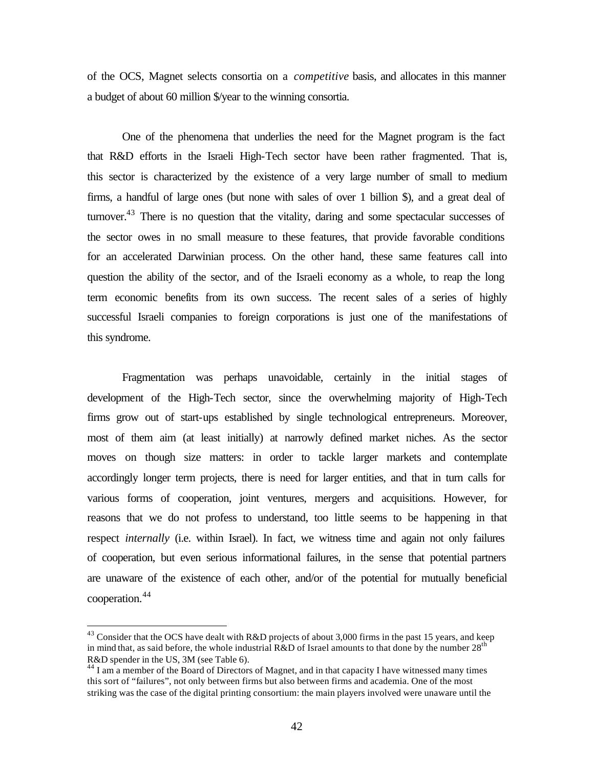of the OCS, Magnet selects consortia on a *competitive* basis, and allocates in this manner a budget of about 60 million $/year to the winning consortia.

One of the phenomena that underlies the need for the Magnet program is the fact that R&D efforts in the Israeli High-Tech sector have been rather fragmented. That is, this sector is characterized by the existence of a very large number of small to medium firms, a handful of large ones (but none with sales of over 1 billion $), and a great deal of turnover.[43] There is no question that the vitality, daring and some spectacular successes of the sector owes in no small measure to these features, that provide favorable conditions for an accelerated Darwinian process. On the other hand, these same features call into question the ability of the sector, and of the Israeli economy as a whole, to reap the long term economic benefits from its own success. The recent sales of a series of highly successful Israeli companies to foreign corporations is just one of the manifestations of this syndrome.

Fragmentation was perhaps unavoidable, certainly in the initial stages of development of the High-Tech sector, since the overwhelming majority of High-Tech firms grow out of start-ups established by single technological entrepreneurs. Moreover, most of them aim (at least initially) at narrowly defined market niches. As the sector moves on though size matters: in order to tackle larger markets and contemplate accordingly longer term projects, there is need for larger entities, and that in turn calls for various forms of cooperation, joint ventures, mergers and acquisitions. However, for reasons that we do not profess to understand, too little seems to be happening in that respect *internally* (i.e. within Israel). In fact, we witness time and again not only failures of cooperation, but even serious informational failures, in the sense that potential partners are unaware of the existence of each other, and/or of the potential for mutually beneficial cooperation.[44]

---

[43] Consider that the OCS have dealt with R&D projects of about 3,000 firms in the past 15 years, and keep in mind that, as said before, the whole industrial R&D of Israel amounts to that done by the number 28th R&D spender in the US, 3M (see Table 6).

[44] I am a member of the Board of Directors of Magnet, and in that capacity I have witnessed many times this sort of "failures", not only between firms but also between firms and academia. One of the most striking was the case of the digital printing consortium: the main players involved were unaware until the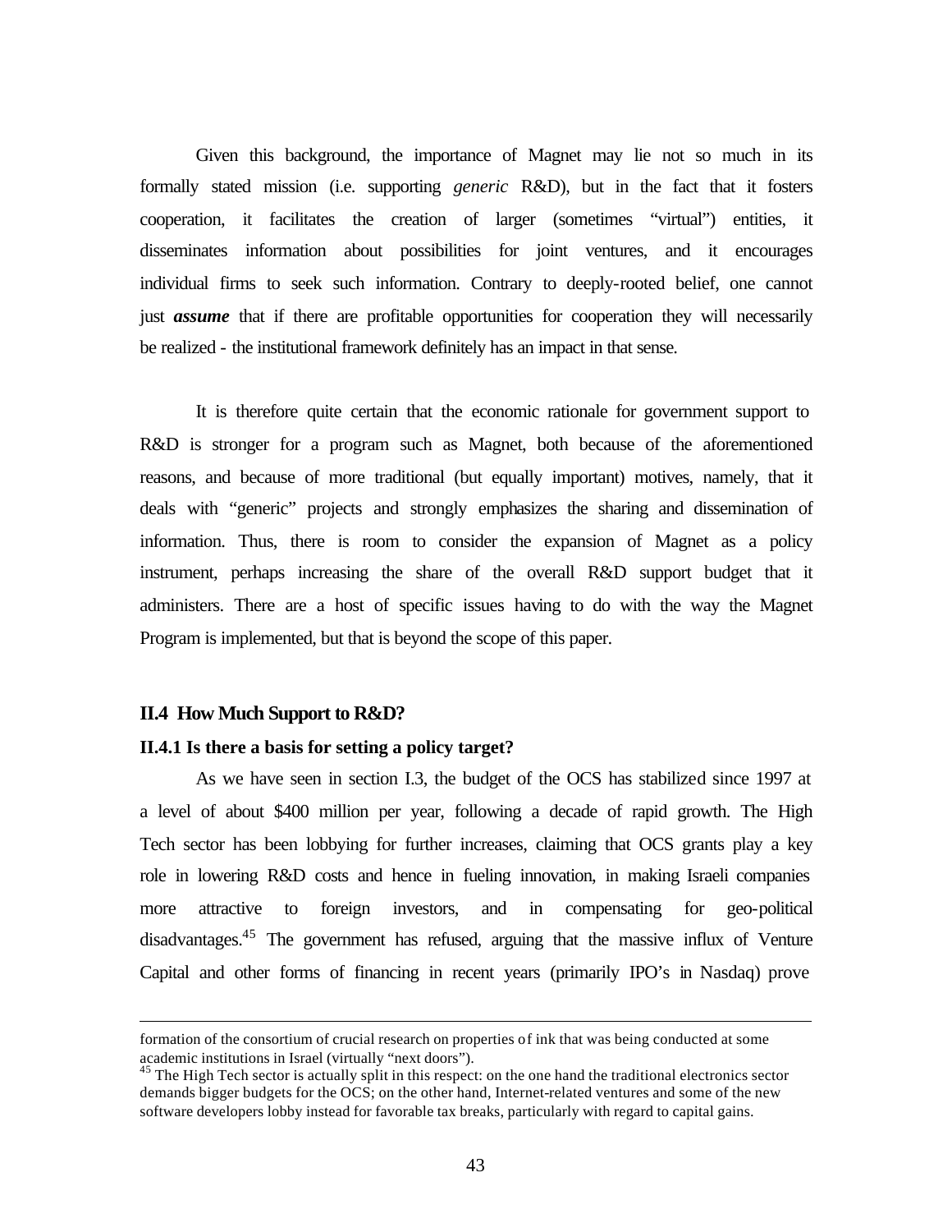Given this background, the importance of Magnet may lie not so much in its formally stated mission (i.e. supporting *generic* R&D), but in the fact that it fosters cooperation, it facilitates the creation of larger (sometimes "virtual") entities, it disseminates information about possibilities for joint ventures, and it encourages individual firms to seek such information. Contrary to deeply-rooted belief, one cannot just ***assume*** that if there are profitable opportunities for cooperation they will necessarily be realized - the institutional framework definitely has an impact in that sense.

It is therefore quite certain that the economic rationale for government support to R&D is stronger for a program such as Magnet, both because of the aforementioned reasons, and because of more traditional (but equally important) motives, namely, that it deals with "generic" projects and strongly emphasizes the sharing and dissemination of information. Thus, there is room to consider the expansion of Magnet as a policy instrument, perhaps increasing the share of the overall R&D support budget that it administers. There are a host of specific issues having to do with the way the Magnet Program is implemented, but that is beyond the scope of this paper.

## II.4 How Much Support to R&D?

### II.4.1 Is there a basis for setting a policy target?

As we have seen in section I.3, the budget of the OCS has stabilized since 1997 at a level of about $400 million per year, following a decade of rapid growth. The High Tech sector has been lobbying for further increases, claiming that OCS grants play a key role in lowering R&D costs and hence in fueling innovation, in making Israeli companies more attractive to foreign investors, and in compensating for geo-political disadvantages.[45] The government has refused, arguing that the massive influx of Venture Capital and other forms of financing in recent years (primarily IPO's in Nasdaq) prove

---

formation of the consortium of crucial research on properties of ink that was being conducted at some academic institutions in Israel (virtually "next doors").

[45] The High Tech sector is actually split in this respect: on the one hand the traditional electronics sector demands bigger budgets for the OCS; on the other hand, Internet-related ventures and some of the new software developers lobby instead for favorable tax breaks, particularly with regard to capital gains.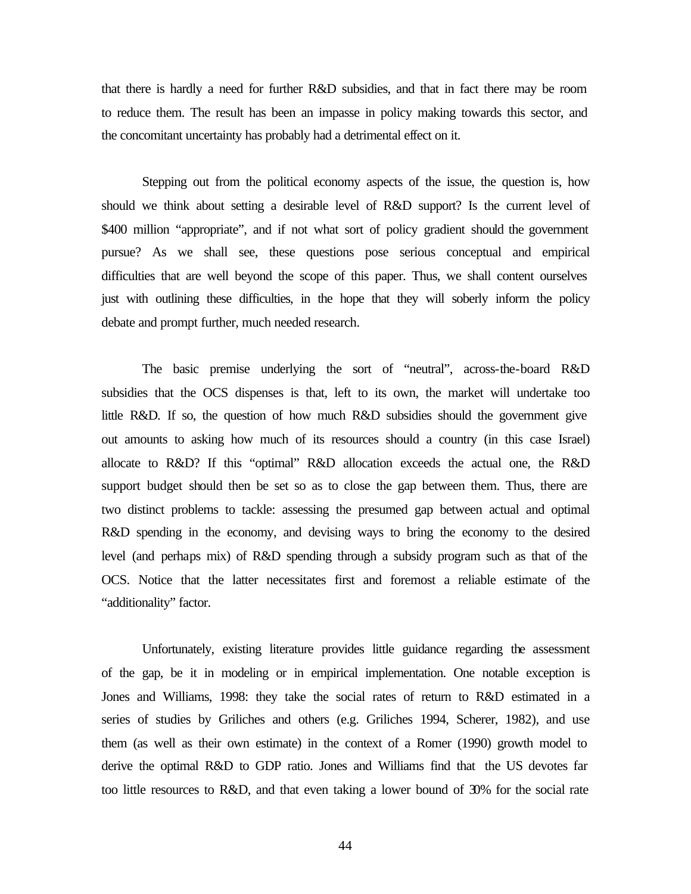that there is hardly a need for further R&D subsidies, and that in fact there may be room to reduce them. The result has been an impasse in policy making towards this sector, and the concomitant uncertainty has probably had a detrimental effect on it.

Stepping out from the political economy aspects of the issue, the question is, how should we think about setting a desirable level of R&D support? Is the current level of $400 million "appropriate", and if not what sort of policy gradient should the government pursue? As we shall see, these questions pose serious conceptual and empirical difficulties that are well beyond the scope of this paper. Thus, we shall content ourselves just with outlining these difficulties, in the hope that they will soberly inform the policy debate and prompt further, much needed research.

The basic premise underlying the sort of "neutral", across-the-board R&D subsidies that the OCS dispenses is that, left to its own, the market will undertake too little R&D. If so, the question of how much R&D subsidies should the government give out amounts to asking how much of its resources should a country (in this case Israel) allocate to R&D? If this "optimal" R&D allocation exceeds the actual one, the R&D support budget should then be set so as to close the gap between them. Thus, there are two distinct problems to tackle: assessing the presumed gap between actual and optimal R&D spending in the economy, and devising ways to bring the economy to the desired level (and perhaps mix) of R&D spending through a subsidy program such as that of the OCS. Notice that the latter necessitates first and foremost a reliable estimate of the "additionality" factor.

Unfortunately, existing literature provides little guidance regarding the assessment of the gap, be it in modeling or in empirical implementation. One notable exception is Jones and Williams, 1998: they take the social rates of return to R&D estimated in a series of studies by Griliches and others (e.g. Griliches 1994, Scherer, 1982), and use them (as well as their own estimate) in the context of a Romer (1990) growth model to derive the optimal R&D to GDP ratio. Jones and Williams find that the US devotes far too little resources to R&D, and that even taking a lower bound of 30% for the social rate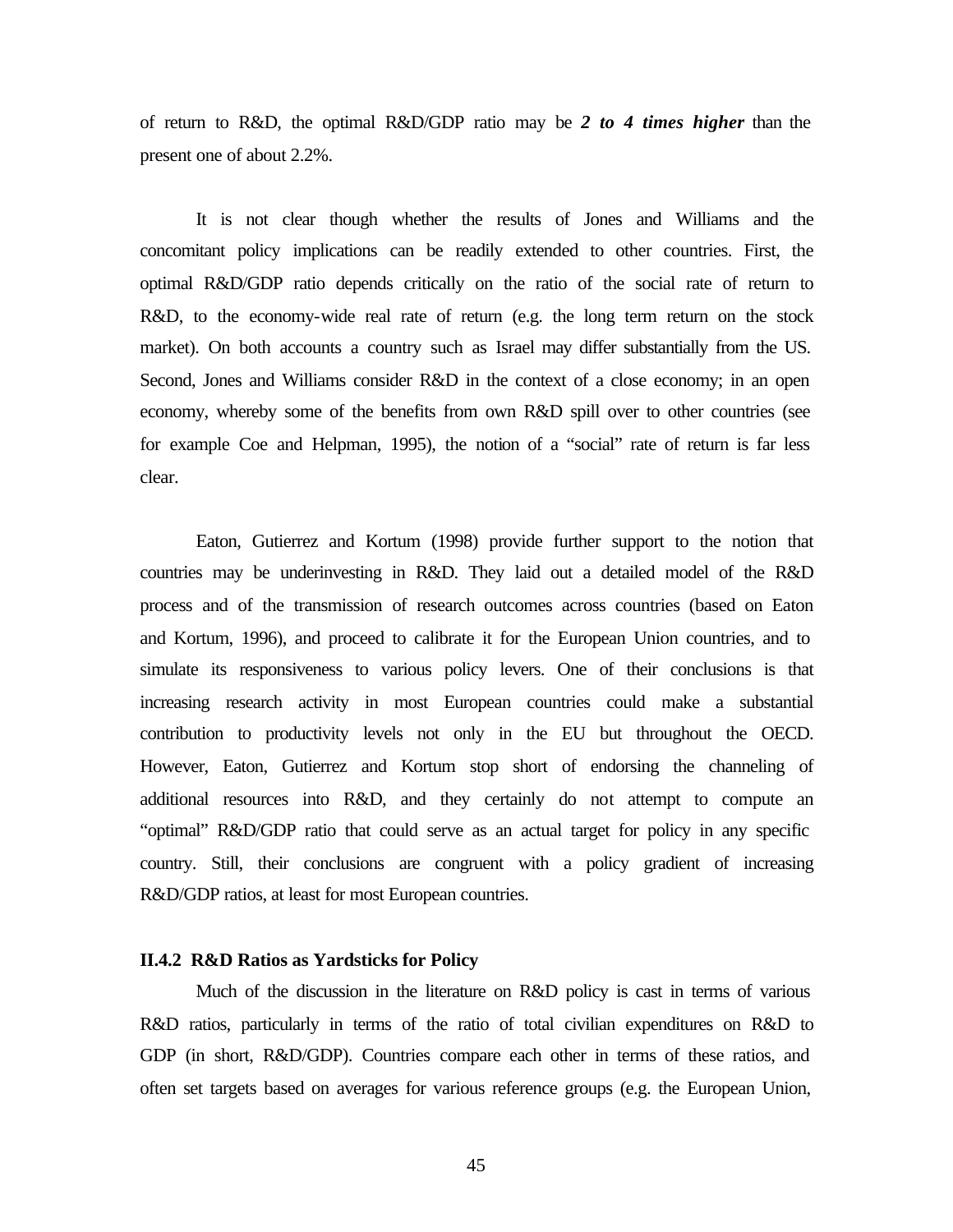of return to R&D, the optimal R&D/GDP ratio may be ***2 to 4 times higher*** than the present one of about 2.2%.

It is not clear though whether the results of Jones and Williams and the concomitant policy implications can be readily extended to other countries. First, the optimal R&D/GDP ratio depends critically on the ratio of the social rate of return to R&D, to the economy-wide real rate of return (e.g. the long term return on the stock market). On both accounts a country such as Israel may differ substantially from the US. Second, Jones and Williams consider R&D in the context of a close economy; in an open economy, whereby some of the benefits from own R&D spill over to other countries (see for example Coe and Helpman, 1995), the notion of a "social" rate of return is far less clear.

Eaton, Gutierrez and Kortum (1998) provide further support to the notion that countries may be underinvesting in R&D. They laid out a detailed model of the R&D process and of the transmission of research outcomes across countries (based on Eaton and Kortum, 1996), and proceed to calibrate it for the European Union countries, and to simulate its responsiveness to various policy levers. One of their conclusions is that increasing research activity in most European countries could make a substantial contribution to productivity levels not only in the EU but throughout the OECD. However, Eaton, Gutierrez and Kortum stop short of endorsing the channeling of additional resources into R&D, and they certainly do not attempt to compute an "optimal" R&D/GDP ratio that could serve as an actual target for policy in any specific country. Still, their conclusions are congruent with a policy gradient of increasing R&D/GDP ratios, at least for most European countries.

#### II.4.2 R&D Ratios as Yardsticks for Policy

Much of the discussion in the literature on R&D policy is cast in terms of various R&D ratios, particularly in terms of the ratio of total civilian expenditures on R&D to GDP (in short, R&D/GDP). Countries compare each other in terms of these ratios, and often set targets based on averages for various reference groups (e.g. the European Union,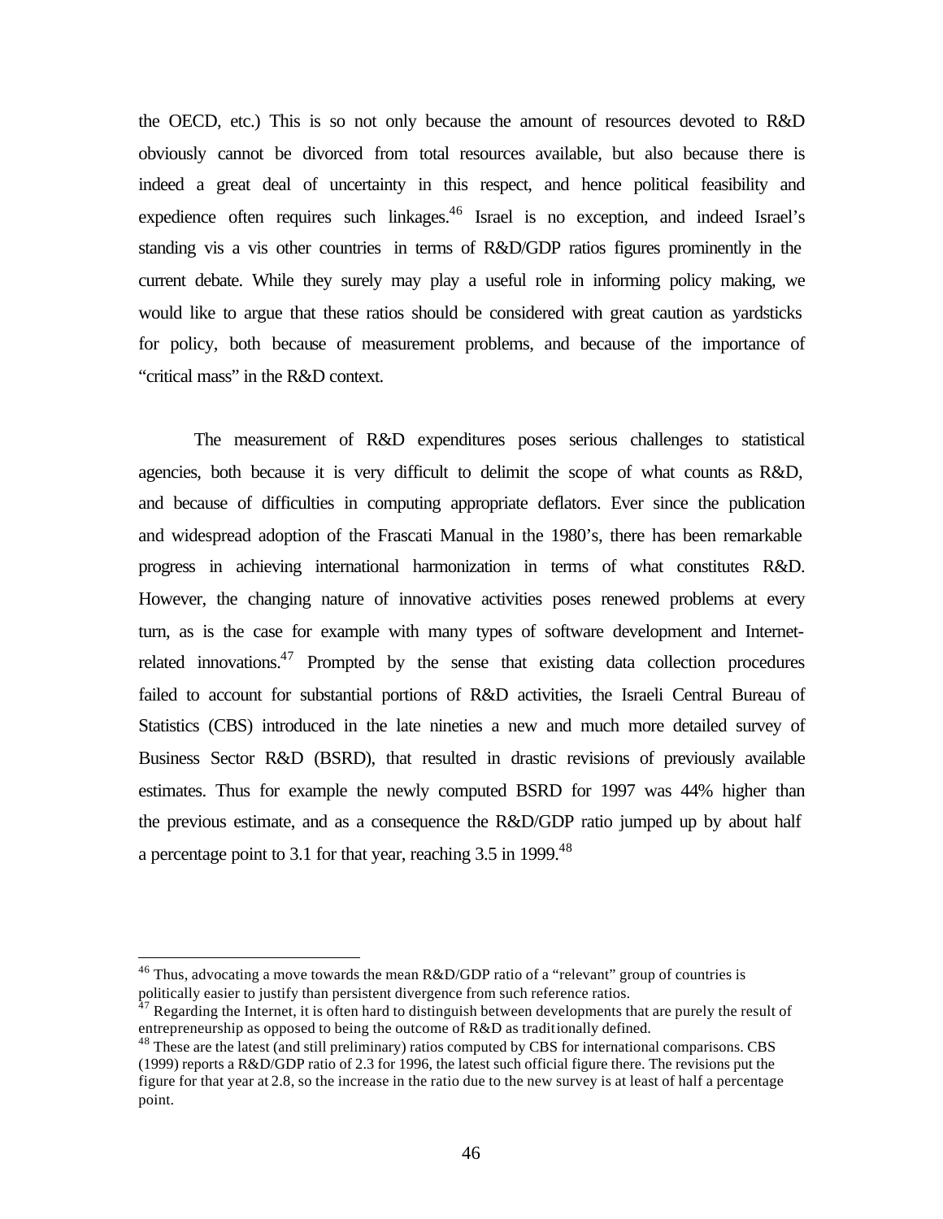the OECD, etc.) This is so not only because the amount of resources devoted to R&D obviously cannot be divorced from total resources available, but also because there is indeed a great deal of uncertainty in this respect, and hence political feasibility and expedience often requires such linkages.[46] Israel is no exception, and indeed Israel's standing vis a vis other countries in terms of R&D/GDP ratios figures prominently in the current debate. While they surely may play a useful role in informing policy making, we would like to argue that these ratios should be considered with great caution as yardsticks for policy, both because of measurement problems, and because of the importance of "critical mass" in the R&D context.

The measurement of R&D expenditures poses serious challenges to statistical agencies, both because it is very difficult to delimit the scope of what counts as R&D, and because of difficulties in computing appropriate deflators. Ever since the publication and widespread adoption of the Frascati Manual in the 1980's, there has been remarkable progress in achieving international harmonization in terms of what constitutes R&D. However, the changing nature of innovative activities poses renewed problems at every turn, as is the case for example with many types of software development and Internet-related innovations.[47] Prompted by the sense that existing data collection procedures failed to account for substantial portions of R&D activities, the Israeli Central Bureau of Statistics (CBS) introduced in the late nineties a new and much more detailed survey of Business Sector R&D (BSRD), that resulted in drastic revisions of previously available estimates. Thus for example the newly computed BSRD for 1997 was 44% higher than the previous estimate, and as a consequence the R&D/GDP ratio jumped up by about half a percentage point to 3.1 for that year, reaching 3.5 in 1999.[48]

---

[46] Thus, advocating a move towards the mean R&D/GDP ratio of a "relevant" group of countries is politically easier to justify than persistent divergence from such reference ratios.

[47] Regarding the Internet, it is often hard to distinguish between developments that are purely the result of entrepreneurship as opposed to being the outcome of R&D as traditionally defined.

[48] These are the latest (and still preliminary) ratios computed by CBS for international comparisons. CBS (1999) reports a R&D/GDP ratio of 2.3 for 1996, the latest such official figure there. The revisions put the figure for that year at 2.8, so the increase in the ratio due to the new survey is at least of half a percentage point.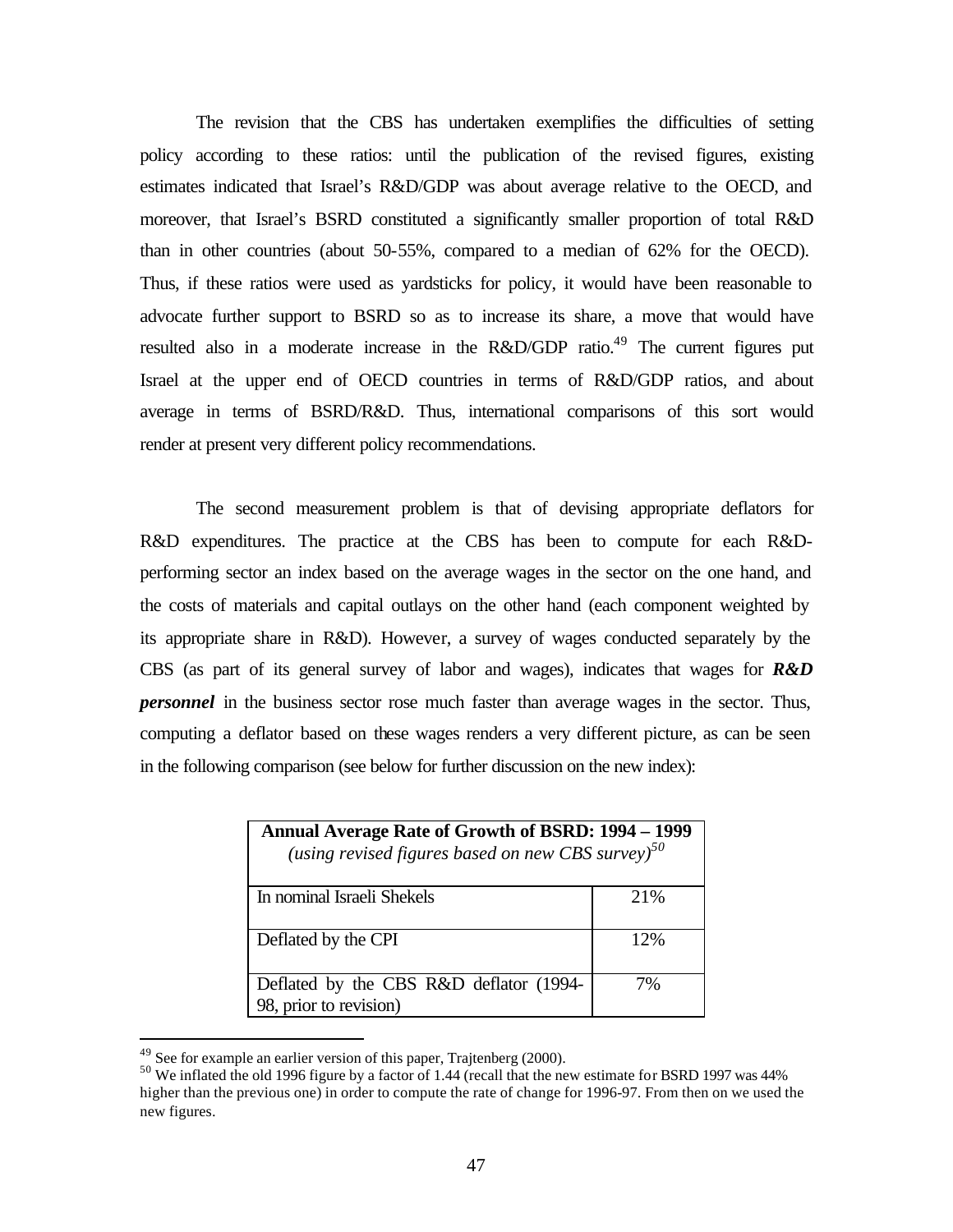The revision that the CBS has undertaken exemplifies the difficulties of setting policy according to these ratios: until the publication of the revised figures, existing estimates indicated that Israel's R&D/GDP was about average relative to the OECD, and moreover, that Israel's BSRD constituted a significantly smaller proportion of total R&D than in other countries (about 50-55%, compared to a median of 62% for the OECD). Thus, if these ratios were used as yardsticks for policy, it would have been reasonable to advocate further support to BSRD so as to increase its share, a move that would have resulted also in a moderate increase in the R&D/GDP ratio.[49] The current figures put Israel at the upper end of OECD countries in terms of R&D/GDP ratios, and about average in terms of BSRD/R&D. Thus, international comparisons of this sort would render at present very different policy recommendations.

The second measurement problem is that of devising appropriate deflators for R&D expenditures. The practice at the CBS has been to compute for each R&D-performing sector an index based on the average wages in the sector on the one hand, and the costs of materials and capital outlays on the other hand (each component weighted by its appropriate share in R&D). However, a survey of wages conducted separately by the CBS (as part of its general survey of labor and wages), indicates that wages for ***R&D personnel*** in the business sector rose much faster than average wages in the sector. Thus, computing a deflator based on these wages renders a very different picture, as can be seen in the following comparison (see below for further discussion on the new index):

| **Annual Average Rate of Growth of BSRD: 1994 – 1999** *(using revised figures based on new CBS survey)*[50] | |
|---|---|
| In nominal Israeli Shekels | 21% |
| Deflated by the CPI | 12% |
| Deflated by the CBS R&D deflator (1994-98, prior to revision) | 7% |

[49] See for example an earlier version of this paper, Trajtenberg (2000).

[50] We inflated the old 1996 figure by a factor of 1.44 (recall that the new estimate for BSRD 1997 was 44% higher than the previous one) in order to compute the rate of change for 1996-97. From then on we used the new figures.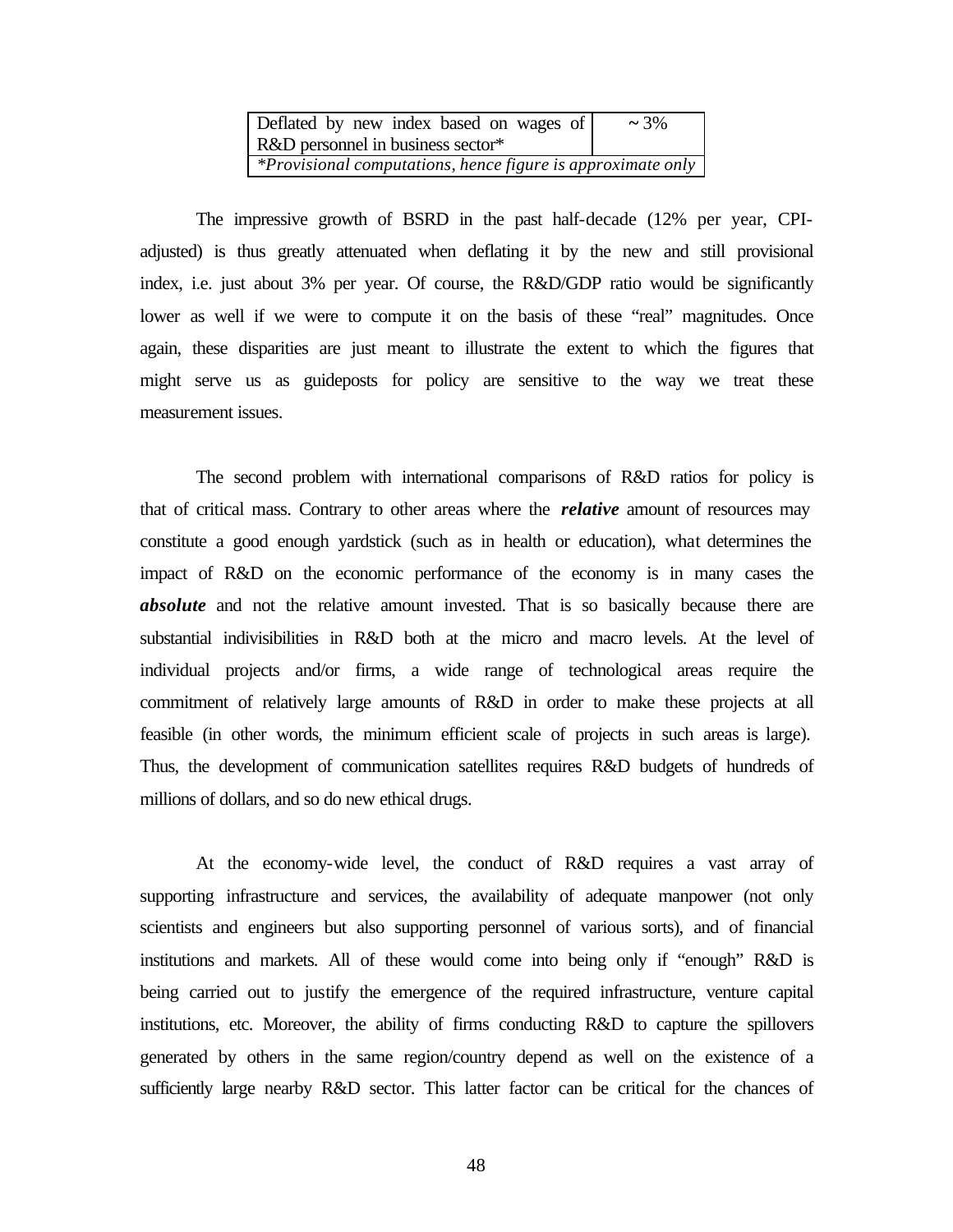| Deflated by new index based on wages of R&D personnel in business sector* | ~ 3% |
|---|---|
| *\*Provisional computations, hence figure is approximate only* | |

The impressive growth of BSRD in the past half-decade (12% per year, CPI-adjusted) is thus greatly attenuated when deflating it by the new and still provisional index, i.e. just about 3% per year. Of course, the R&D/GDP ratio would be significantly lower as well if we were to compute it on the basis of these "real" magnitudes. Once again, these disparities are just meant to illustrate the extent to which the figures that might serve us as guideposts for policy are sensitive to the way we treat these measurement issues.

The second problem with international comparisons of R&D ratios for policy is that of critical mass. Contrary to other areas where the ***relative*** amount of resources may constitute a good enough yardstick (such as in health or education), what determines the impact of R&D on the economic performance of the economy is in many cases the ***absolute*** and not the relative amount invested. That is so basically because there are substantial indivisibilities in R&D both at the micro and macro levels. At the level of individual projects and/or firms, a wide range of technological areas require the commitment of relatively large amounts of R&D in order to make these projects at all feasible (in other words, the minimum efficient scale of projects in such areas is large). Thus, the development of communication satellites requires R&D budgets of hundreds of millions of dollars, and so do new ethical drugs.

At the economy-wide level, the conduct of R&D requires a vast array of supporting infrastructure and services, the availability of adequate manpower (not only scientists and engineers but also supporting personnel of various sorts), and of financial institutions and markets. All of these would come into being only if "enough" R&D is being carried out to justify the emergence of the required infrastructure, venture capital institutions, etc. Moreover, the ability of firms conducting R&D to capture the spillovers generated by others in the same region/country depend as well on the existence of a sufficiently large nearby R&D sector. This latter factor can be critical for the chances of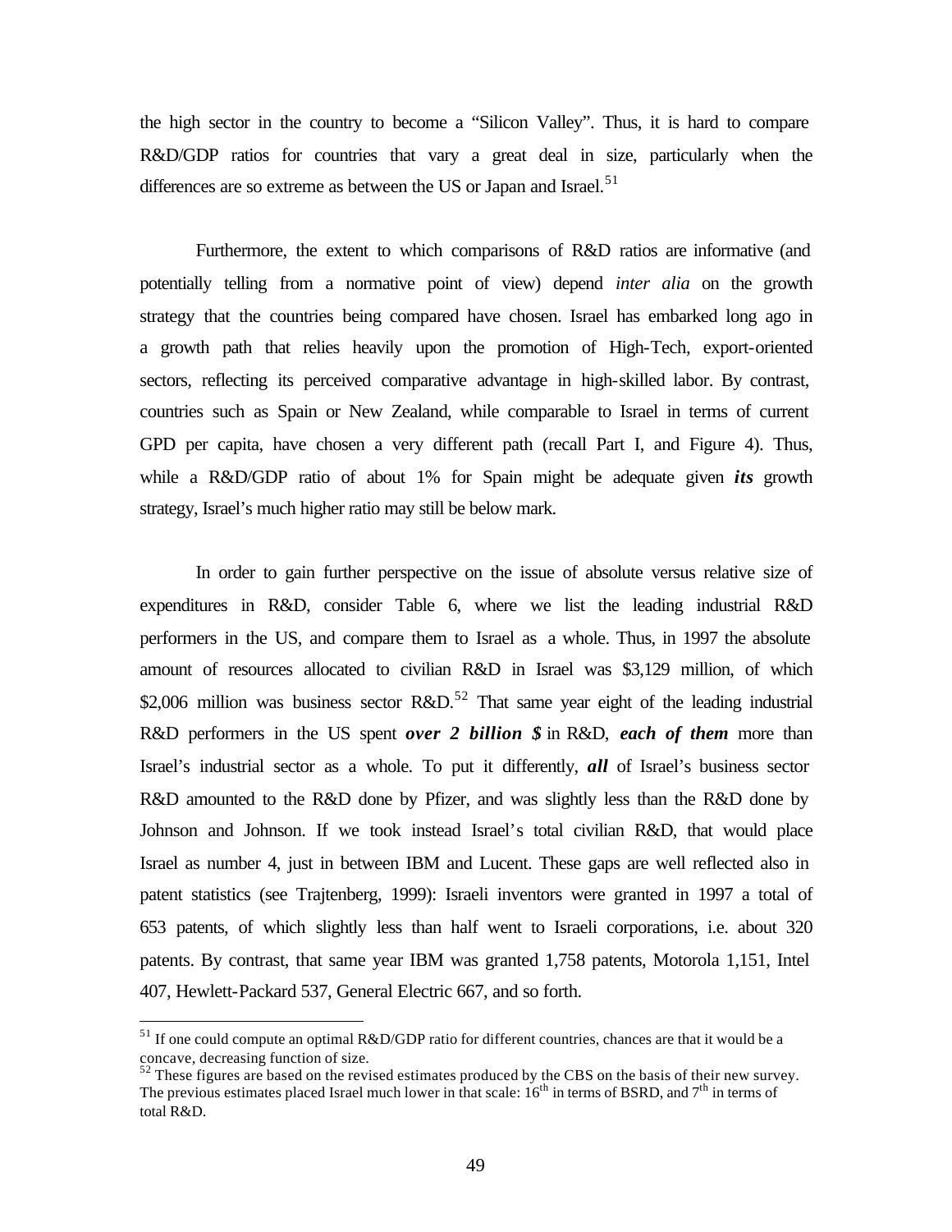the high sector in the country to become a "Silicon Valley". Thus, it is hard to compare R&D/GDP ratios for countries that vary a great deal in size, particularly when the differences are so extreme as between the US or Japan and Israel.[51]

Furthermore, the extent to which comparisons of R&D ratios are informative (and potentially telling from a normative point of view) depend *inter alia* on the growth strategy that the countries being compared have chosen. Israel has embarked long ago in a growth path that relies heavily upon the promotion of High-Tech, export-oriented sectors, reflecting its perceived comparative advantage in high-skilled labor. By contrast, countries such as Spain or New Zealand, while comparable to Israel in terms of current GPD per capita, have chosen a very different path (recall Part I, and Figure 4). Thus, while a R&D/GDP ratio of about 1% for Spain might be adequate given ***its*** growth strategy, Israel's much higher ratio may still be below mark.

In order to gain further perspective on the issue of absolute versus relative size of expenditures in R&D, consider Table 6, where we list the leading industrial R&D performers in the US, and compare them to Israel as a whole. Thus, in 1997 the absolute amount of resources allocated to civilian R&D in Israel was $3,129 million, of which $2,006 million was business sector R&D.[52] That same year eight of the leading industrial R&D performers in the US spent ***over 2 billion $*** in R&D, ***each of them*** more than Israel's industrial sector as a whole. To put it differently, ***all*** of Israel's business sector R&D amounted to the R&D done by Pfizer, and was slightly less than the R&D done by Johnson and Johnson. If we took instead Israel's total civilian R&D, that would place Israel as number 4, just in between IBM and Lucent. These gaps are well reflected also in patent statistics (see Trajtenberg, 1999): Israeli inventors were granted in 1997 a total of 653 patents, of which slightly less than half went to Israeli corporations, i.e. about 320 patents. By contrast, that same year IBM was granted 1,758 patents, Motorola 1,151, Intel 407, Hewlett-Packard 537, General Electric 667, and so forth.

---

[51] If one could compute an optimal R&D/GDP ratio for different countries, chances are that it would be a concave, decreasing function of size.

[52] These figures are based on the revised estimates produced by the CBS on the basis of their new survey. The previous estimates placed Israel much lower in that scale: 16th in terms of BSRD, and 7th in terms of total R&D.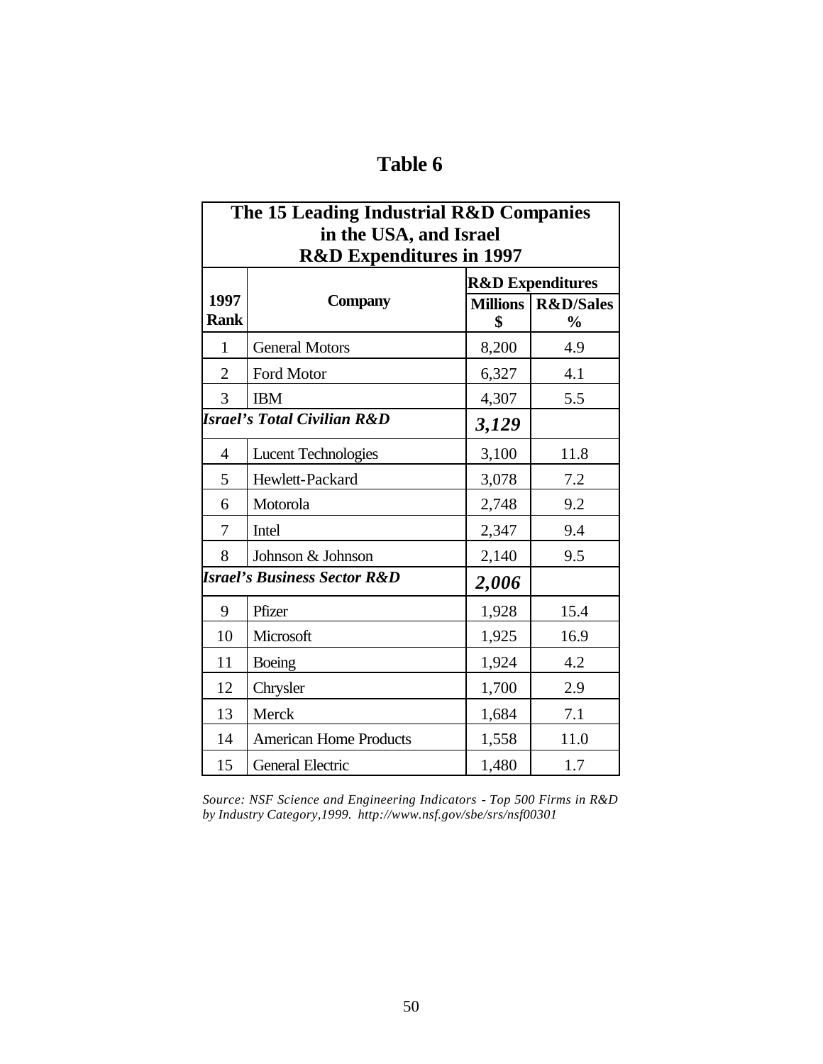# Table 6

| The 15 Leading Industrial R&D Companies in the USA, and Israel R&D Expenditures in 1997 | | | |
|---|---|---|---|
| **1997 Rank** | **Company** | **R&D Expenditures** | |
| | | **Millions $** | **R&D/Sales %** |
| 1 | General Motors | 8,200 | 4.9 |
| 2 | Ford Motor | 6,327 | 4.1 |
| 3 | IBM | 4,307 | 5.5 |
| ***Israel's Total Civilian R&D*** | | ***3,129*** | |
| 4 | Lucent Technologies | 3,100 | 11.8 |
| 5 | Hewlett-Packard | 3,078 | 7.2 |
| 6 | Motorola | 2,748 | 9.2 |
| 7 | Intel | 2,347 | 9.4 |
| 8 | Johnson & Johnson | 2,140 | 9.5 |
| ***Israel's Business Sector R&D*** | | ***2,006*** | |
| 9 | Pfizer | 1,928 | 15.4 |
| 10 | Microsoft | 1,925 | 16.9 |
| 11 | Boeing | 1,924 | 4.2 |
| 12 | Chrysler | 1,700 | 2.9 |
| 13 | Merck | 1,684 | 7.1 |
| 14 | American Home Products | 1,558 | 11.0 |
| 15 | General Electric | 1,480 | 1.7 |

*Source: NSF Science and Engineering Indicators - Top 500 Firms in R&D by Industry Category,1999. http://www.nsf.gov/sbe/srs/nsf00301*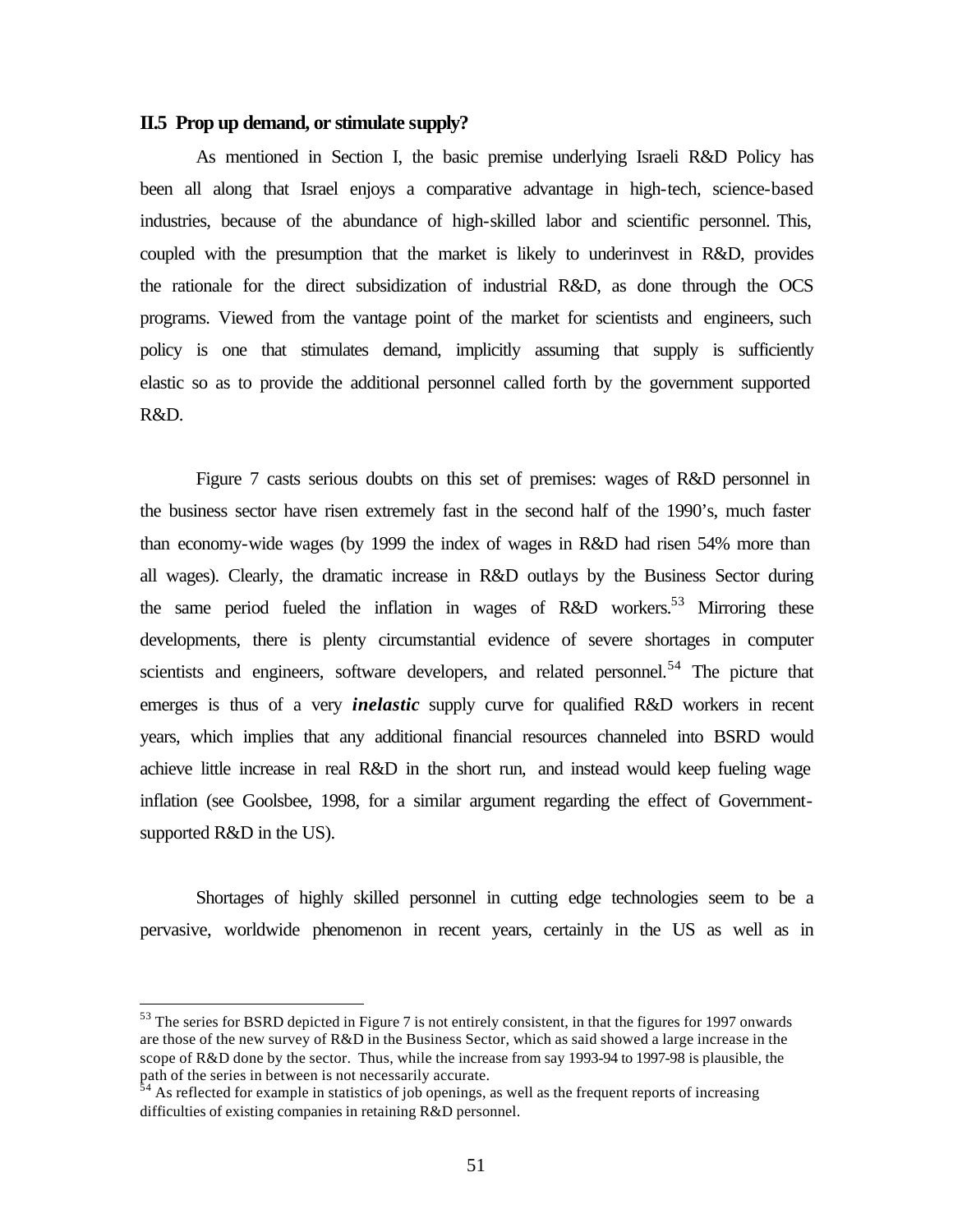### II.5 Prop up demand, or stimulate supply?

As mentioned in Section I, the basic premise underlying Israeli R&D Policy has been all along that Israel enjoys a comparative advantage in high-tech, science-based industries, because of the abundance of high-skilled labor and scientific personnel. This, coupled with the presumption that the market is likely to underinvest in R&D, provides the rationale for the direct subsidization of industrial R&D, as done through the OCS programs. Viewed from the vantage point of the market for scientists and engineers, such policy is one that stimulates demand, implicitly assuming that supply is sufficiently elastic so as to provide the additional personnel called forth by the government supported R&D.

Figure 7 casts serious doubts on this set of premises: wages of R&D personnel in the business sector have risen extremely fast in the second half of the 1990's, much faster than economy-wide wages (by 1999 the index of wages in R&D had risen 54% more than all wages). Clearly, the dramatic increase in R&D outlays by the Business Sector during the same period fueled the inflation in wages of R&D workers.[53] Mirroring these developments, there is plenty circumstantial evidence of severe shortages in computer scientists and engineers, software developers, and related personnel.[54] The picture that emerges is thus of a very ***inelastic*** supply curve for qualified R&D workers in recent years, which implies that any additional financial resources channeled into BSRD would achieve little increase in real R&D in the short run, and instead would keep fueling wage inflation (see Goolsbee, 1998, for a similar argument regarding the effect of Government-supported R&D in the US).

Shortages of highly skilled personnel in cutting edge technologies seem to be a pervasive, worldwide phenomenon in recent years, certainly in the US as well as in

---

[53] The series for BSRD depicted in Figure 7 is not entirely consistent, in that the figures for 1997 onwards are those of the new survey of R&D in the Business Sector, which as said showed a large increase in the scope of R&D done by the sector. Thus, while the increase from say 1993-94 to 1997-98 is plausible, the path of the series in between is not necessarily accurate.

[54] As reflected for example in statistics of job openings, as well as the frequent reports of increasing difficulties of existing companies in retaining R&D personnel.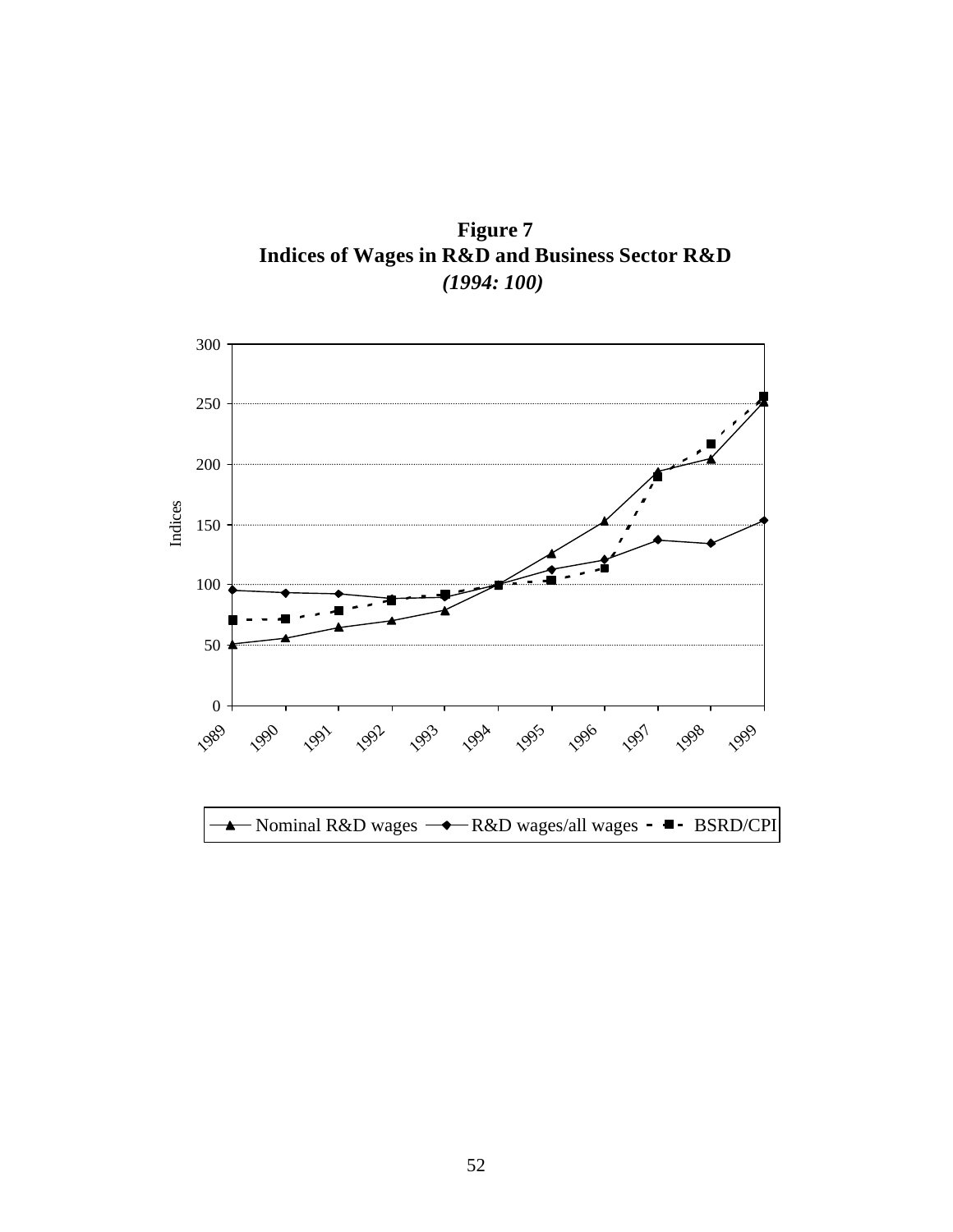**Figure 7**
**Indices of Wages in R&D and Business Sector R&D**
***(1994: 100)***

Indices

300
250
200
150
100
50
0

1989 1990 1991 1992 1993 1994 1995 1996 1997 1998 1999

Nominal R&D wages — R&D wages/all wages — BSRD/CPI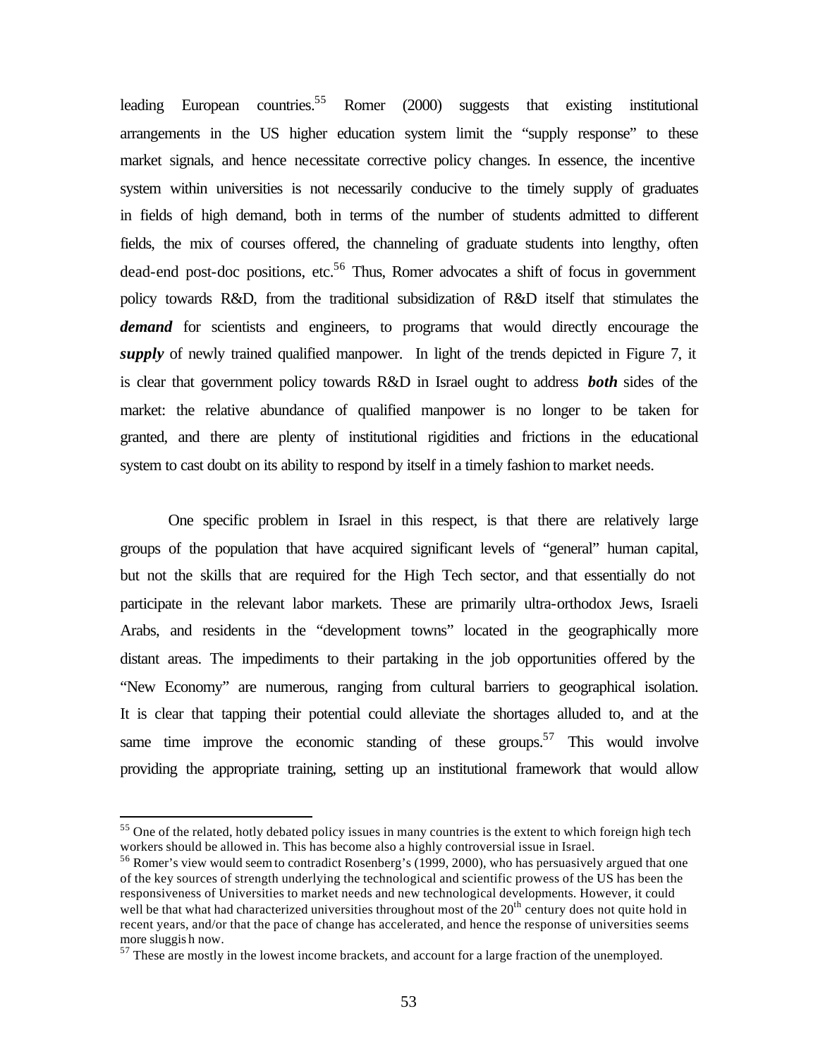leading European countries.[55] Romer (2000) suggests that existing institutional arrangements in the US higher education system limit the "supply response" to these market signals, and hence necessitate corrective policy changes. In essence, the incentive system within universities is not necessarily conducive to the timely supply of graduates in fields of high demand, both in terms of the number of students admitted to different fields, the mix of courses offered, the channeling of graduate students into lengthy, often dead-end post-doc positions, etc.[56] Thus, Romer advocates a shift of focus in government policy towards R&D, from the traditional subsidization of R&D itself that stimulates the ***demand*** for scientists and engineers, to programs that would directly encourage the ***supply*** of newly trained qualified manpower. In light of the trends depicted in Figure 7, it is clear that government policy towards R&D in Israel ought to address ***both*** sides of the market: the relative abundance of qualified manpower is no longer to be taken for granted, and there are plenty of institutional rigidities and frictions in the educational system to cast doubt on its ability to respond by itself in a timely fashion to market needs.

One specific problem in Israel in this respect, is that there are relatively large groups of the population that have acquired significant levels of "general" human capital, but not the skills that are required for the High Tech sector, and that essentially do not participate in the relevant labor markets. These are primarily ultra-orthodox Jews, Israeli Arabs, and residents in the "development towns" located in the geographically more distant areas. The impediments to their partaking in the job opportunities offered by the "New Economy" are numerous, ranging from cultural barriers to geographical isolation. It is clear that tapping their potential could alleviate the shortages alluded to, and at the same time improve the economic standing of these groups.[57] This would involve providing the appropriate training, setting up an institutional framework that would allow

---

[55] One of the related, hotly debated policy issues in many countries is the extent to which foreign high tech workers should be allowed in. This has become also a highly controversial issue in Israel.

[56] Romer's view would seem to contradict Rosenberg's (1999, 2000), who has persuasively argued that one of the key sources of strength underlying the technological and scientific prowess of the US has been the responsiveness of Universities to market needs and new technological developments. However, it could well be that what had characterized universities throughout most of the 20th century does not quite hold in recent years, and/or that the pace of change has accelerated, and hence the response of universities seems more sluggish now.

[57] These are mostly in the lowest income brackets, and account for a large fraction of the unemployed.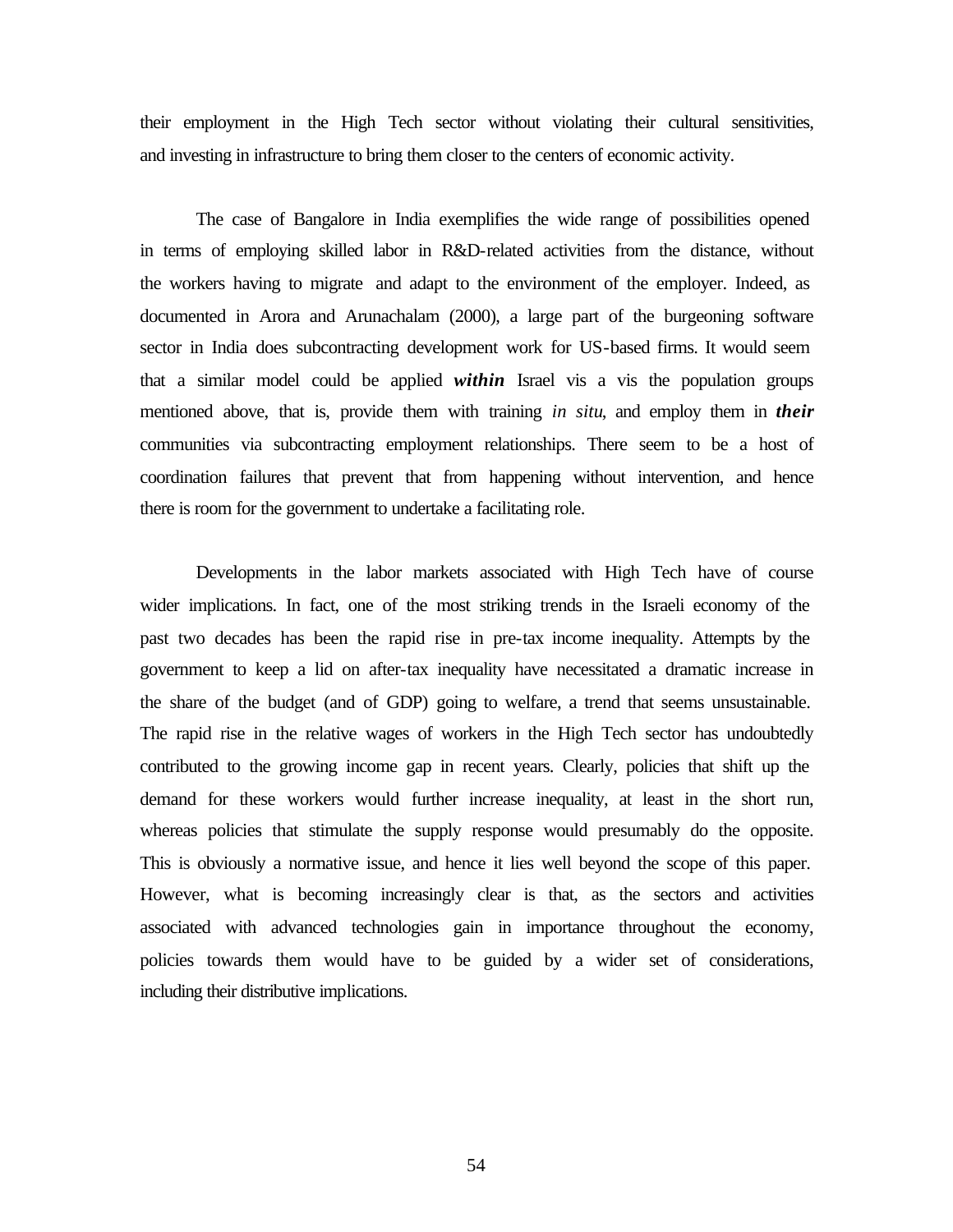their employment in the High Tech sector without violating their cultural sensitivities, and investing in infrastructure to bring them closer to the centers of economic activity.

The case of Bangalore in India exemplifies the wide range of possibilities opened in terms of employing skilled labor in R&D-related activities from the distance, without the workers having to migrate and adapt to the environment of the employer. Indeed, as documented in Arora and Arunachalam (2000), a large part of the burgeoning software sector in India does subcontracting development work for US-based firms. It would seem that a similar model could be applied ***within*** Israel vis a vis the population groups mentioned above, that is, provide them with training *in situ*, and employ them in ***their*** communities via subcontracting employment relationships. There seem to be a host of coordination failures that prevent that from happening without intervention, and hence there is room for the government to undertake a facilitating role.

Developments in the labor markets associated with High Tech have of course wider implications. In fact, one of the most striking trends in the Israeli economy of the past two decades has been the rapid rise in pre-tax income inequality. Attempts by the government to keep a lid on after-tax inequality have necessitated a dramatic increase in the share of the budget (and of GDP) going to welfare, a trend that seems unsustainable. The rapid rise in the relative wages of workers in the High Tech sector has undoubtedly contributed to the growing income gap in recent years. Clearly, policies that shift up the demand for these workers would further increase inequality, at least in the short run, whereas policies that stimulate the supply response would presumably do the opposite. This is obviously a normative issue, and hence it lies well beyond the scope of this paper. However, what is becoming increasingly clear is that, as the sectors and activities associated with advanced technologies gain in importance throughout the economy, policies towards them would have to be guided by a wider set of considerations, including their distributive implications.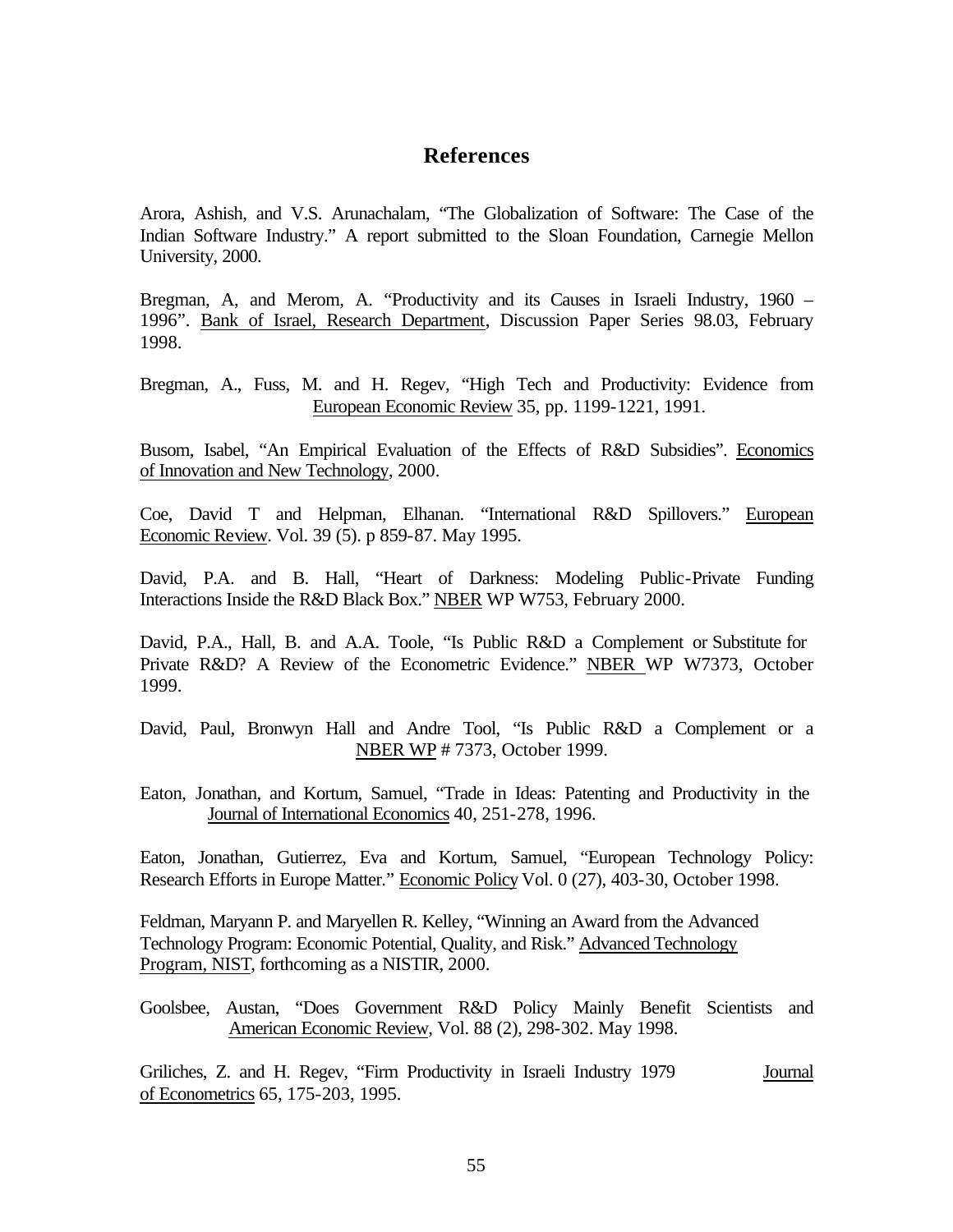# References

Arora, Ashish, and V.S. Arunachalam, "The Globalization of Software: The Case of the Indian Software Industry." A report submitted to the Sloan Foundation, Carnegie Mellon University, 2000.

Bregman, A, and Merom, A. "Productivity and its Causes in Israeli Industry, 1960 – 1996". Bank of Israel, Research Department, Discussion Paper Series 98.03, February 1998.

Bregman, A., Fuss, M. and H. Regev, "High Tech and Productivity: Evidence from European Economic Review 35, pp. 1199-1221, 1991.

Busom, Isabel, "An Empirical Evaluation of the Effects of R&D Subsidies". Economics of Innovation and New Technology, 2000.

Coe, David T and Helpman, Elhanan. "International R&D Spillovers." European Economic Review. Vol. 39 (5). p 859-87. May 1995.

David, P.A. and B. Hall, "Heart of Darkness: Modeling Public-Private Funding Interactions Inside the R&D Black Box." NBER WP W753, February 2000.

David, P.A., Hall, B. and A.A. Toole, "Is Public R&D a Complement or Substitute for Private R&D? A Review of the Econometric Evidence." NBER WP W7373, October 1999.

David, Paul, Bronwyn Hall and Andre Tool, "Is Public R&D a Complement or a NBER WP # 7373, October 1999.

Eaton, Jonathan, and Kortum, Samuel, "Trade in Ideas: Patenting and Productivity in the Journal of International Economics 40, 251-278, 1996.

Eaton, Jonathan, Gutierrez, Eva and Kortum, Samuel, "European Technology Policy: Research Efforts in Europe Matter." Economic Policy Vol. 0 (27), 403-30, October 1998.

Feldman, Maryann P. and Maryellen R. Kelley, "Winning an Award from the Advanced Technology Program: Economic Potential, Quality, and Risk." Advanced Technology Program, NIST, forthcoming as a NISTIR, 2000.

Goolsbee, Austan, "Does Government R&D Policy Mainly Benefit Scientists and American Economic Review, Vol. 88 (2), 298-302. May 1998.

Griliches, Z. and H. Regev, "Firm Productivity in Israeli Industry 1979 Journal of Econometrics 65, 175-203, 1995.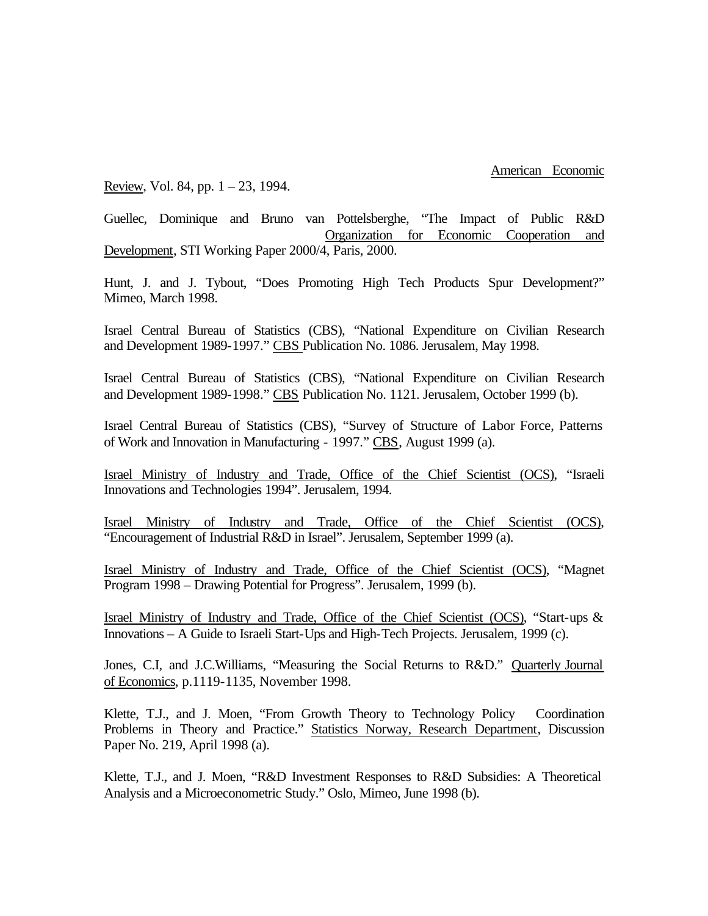American Economic Review, Vol. 84, pp. 1 – 23, 1994.

Guellec, Dominique and Bruno van Pottelsberghe, "The Impact of Public R&D Organization for Economic Cooperation and Development, STI Working Paper 2000/4, Paris, 2000.

Hunt, J. and J. Tybout, "Does Promoting High Tech Products Spur Development?" Mimeo, March 1998.

Israel Central Bureau of Statistics (CBS), "National Expenditure on Civilian Research and Development 1989-1997." CBS Publication No. 1086. Jerusalem, May 1998.

Israel Central Bureau of Statistics (CBS), "National Expenditure on Civilian Research and Development 1989-1998." CBS Publication No. 1121. Jerusalem, October 1999 (b).

Israel Central Bureau of Statistics (CBS), "Survey of Structure of Labor Force, Patterns of Work and Innovation in Manufacturing - 1997." CBS, August 1999 (a).

Israel Ministry of Industry and Trade, Office of the Chief Scientist (OCS), "Israeli Innovations and Technologies 1994". Jerusalem, 1994.

Israel Ministry of Industry and Trade, Office of the Chief Scientist (OCS), "Encouragement of Industrial R&D in Israel". Jerusalem, September 1999 (a).

Israel Ministry of Industry and Trade, Office of the Chief Scientist (OCS), "Magnet Program 1998 – Drawing Potential for Progress". Jerusalem, 1999 (b).

Israel Ministry of Industry and Trade, Office of the Chief Scientist (OCS), "Start-ups & Innovations – A Guide to Israeli Start-Ups and High-Tech Projects. Jerusalem, 1999 (c).

Jones, C.I, and J.C.Williams, "Measuring the Social Returns to R&D." Quarterly Journal of Economics, p.1119-1135, November 1998.

Klette, T.J., and J. Moen, "From Growth Theory to Technology Policy Coordination Problems in Theory and Practice." Statistics Norway, Research Department, Discussion Paper No. 219, April 1998 (a).

Klette, T.J., and J. Moen, "R&D Investment Responses to R&D Subsidies: A Theoretical Analysis and a Microeconometric Study." Oslo, Mimeo, June 1998 (b).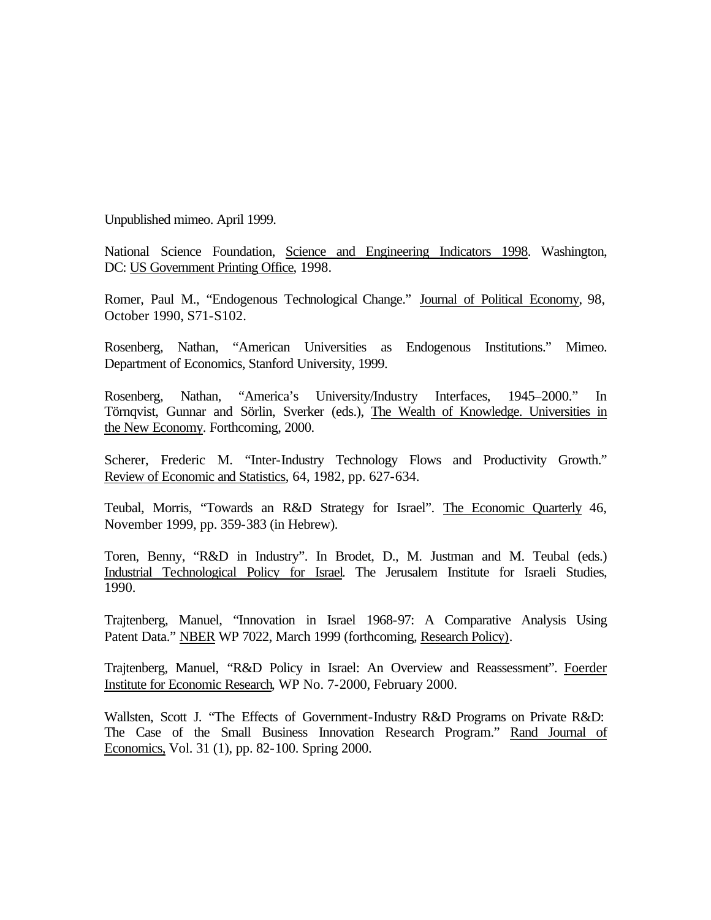Unpublished mimeo. April 1999.

National Science Foundation, Science and Engineering Indicators 1998. Washington, DC: US Government Printing Office, 1998.

Romer, Paul M., "Endogenous Technological Change." Journal of Political Economy, 98, October 1990, S71-S102.

Rosenberg, Nathan, "American Universities as Endogenous Institutions." Mimeo. Department of Economics, Stanford University, 1999.

Rosenberg, Nathan, "America's University/Industry Interfaces, 1945–2000." In Törnqvist, Gunnar and Sörlin, Sverker (eds.), The Wealth of Knowledge. Universities in the New Economy. Forthcoming, 2000.

Scherer, Frederic M. "Inter-Industry Technology Flows and Productivity Growth." Review of Economic and Statistics, 64, 1982, pp. 627-634.

Teubal, Morris, "Towards an R&D Strategy for Israel". The Economic Quarterly 46, November 1999, pp. 359-383 (in Hebrew).

Toren, Benny, "R&D in Industry". In Brodet, D., M. Justman and M. Teubal (eds.) Industrial Technological Policy for Israel. The Jerusalem Institute for Israeli Studies, 1990.

Trajtenberg, Manuel, "Innovation in Israel 1968-97: A Comparative Analysis Using Patent Data." NBER WP 7022, March 1999 (forthcoming, Research Policy).

Trajtenberg, Manuel, "R&D Policy in Israel: An Overview and Reassessment". Foerder Institute for Economic Research, WP No. 7-2000, February 2000.

Wallsten, Scott J. "The Effects of Government-Industry R&D Programs on Private R&D: The Case of the Small Business Innovation Research Program." Rand Journal of Economics, Vol. 31 (1), pp. 82-100. Spring 2000.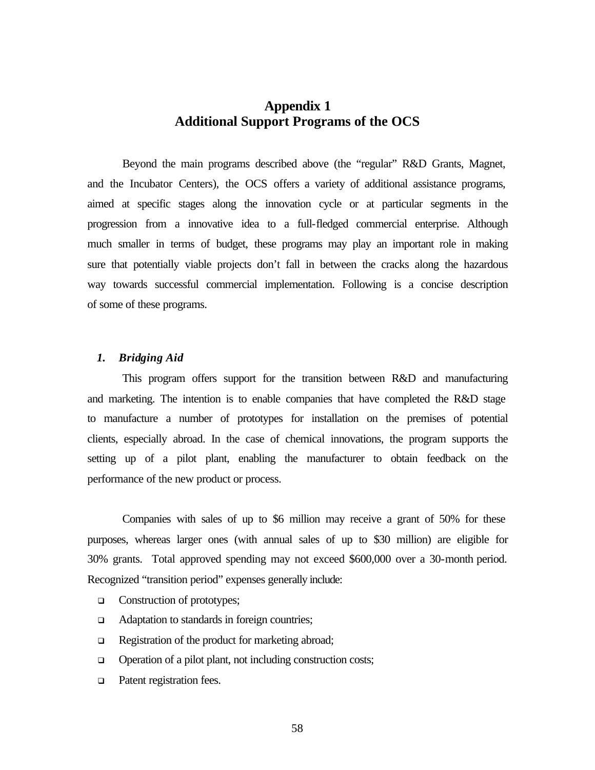# Appendix 1
# Additional Support Programs of the OCS

Beyond the main programs described above (the "regular" R&D Grants, Magnet, and the Incubator Centers), the OCS offers a variety of additional assistance programs, aimed at specific stages along the innovation cycle or at particular segments in the progression from a innovative idea to a full-fledged commercial enterprise. Although much smaller in terms of budget, these programs may play an important role in making sure that potentially viable projects don't fall in between the cracks along the hazardous way towards successful commercial implementation. Following is a concise description of some of these programs.

### 1. *Bridging Aid*

This program offers support for the transition between R&D and manufacturing and marketing. The intention is to enable companies that have completed the R&D stage to manufacture a number of prototypes for installation on the premises of potential clients, especially abroad. In the case of chemical innovations, the program supports the setting up of a pilot plant, enabling the manufacturer to obtain feedback on the performance of the new product or process.

Companies with sales of up to $6 million may receive a grant of 50% for these purposes, whereas larger ones (with annual sales of up to $30 million) are eligible for 30% grants. Total approved spending may not exceed $600,000 over a 30-month period. Recognized "transition period" expenses generally include:

- Construction of prototypes;
- Adaptation to standards in foreign countries;
- Registration of the product for marketing abroad;
- Operation of a pilot plant, not including construction costs;
- Patent registration fees.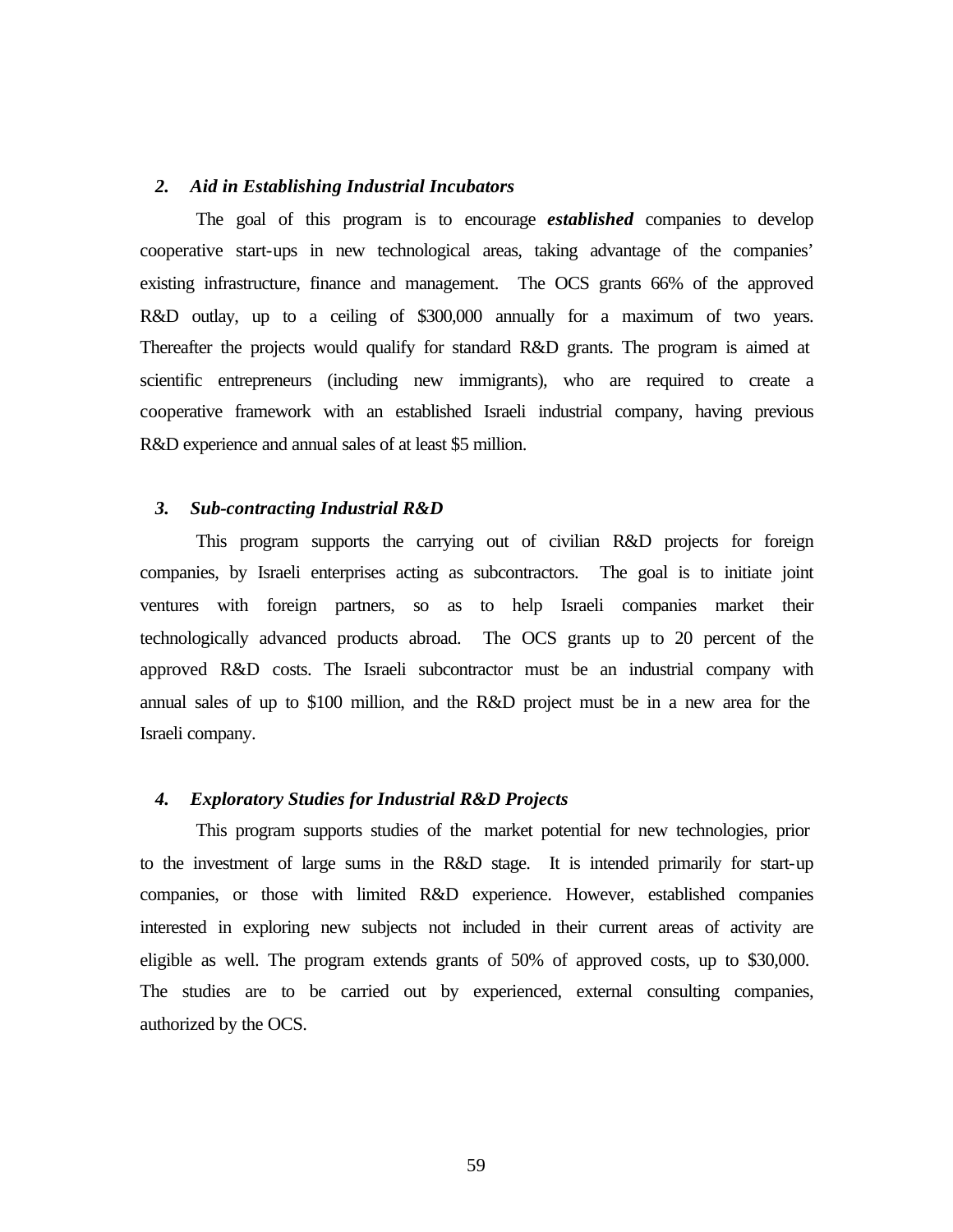### *2. Aid in Establishing Industrial Incubators*

The goal of this program is to encourage ***established*** companies to develop cooperative start-ups in new technological areas, taking advantage of the companies' existing infrastructure, finance and management. The OCS grants 66% of the approved R&D outlay, up to a ceiling of $300,000 annually for a maximum of two years. Thereafter the projects would qualify for standard R&D grants. The program is aimed at scientific entrepreneurs (including new immigrants), who are required to create a cooperative framework with an established Israeli industrial company, having previous R&D experience and annual sales of at least $5 million.

### *3. Sub-contracting Industrial R&D*

This program supports the carrying out of civilian R&D projects for foreign companies, by Israeli enterprises acting as subcontractors. The goal is to initiate joint ventures with foreign partners, so as to help Israeli companies market their technologically advanced products abroad. The OCS grants up to 20 percent of the approved R&D costs. The Israeli subcontractor must be an industrial company with annual sales of up to $100 million, and the R&D project must be in a new area for the Israeli company.

### *4. Exploratory Studies for Industrial R&D Projects*

This program supports studies of the market potential for new technologies, prior to the investment of large sums in the R&D stage. It is intended primarily for start-up companies, or those with limited R&D experience. However, established companies interested in exploring new subjects not included in their current areas of activity are eligible as well. The program extends grants of 50% of approved costs, up to $30,000. The studies are to be carried out by experienced, external consulting companies, authorized by the OCS.